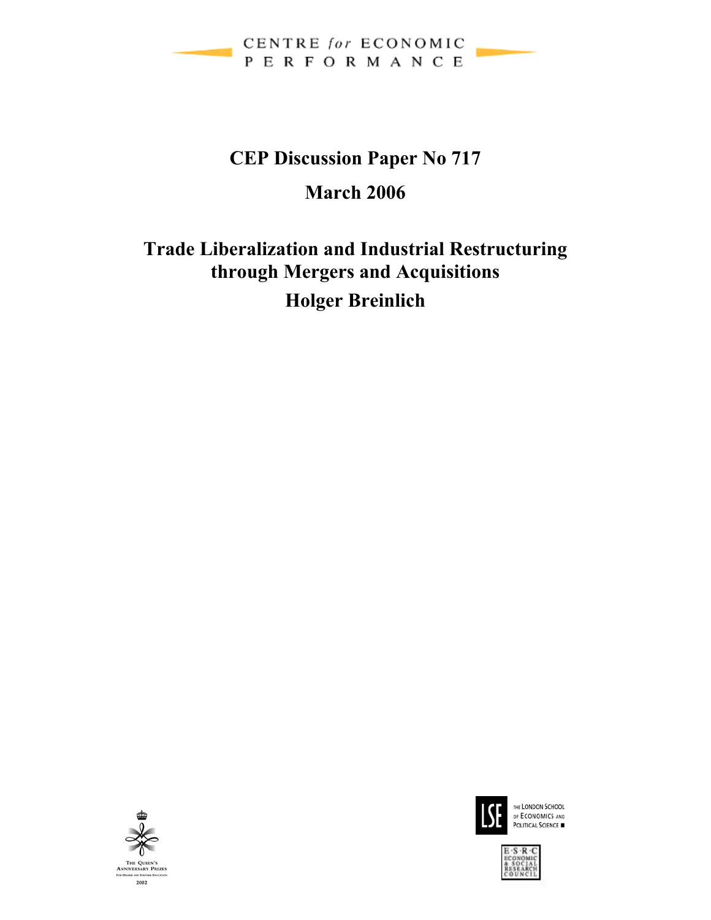CENTRE for ECONOMIC PERFORMANCE

# CEP Discussion Paper No 717

## March 2006

## Trade Liberalization and Industrial Restructuring through Mergers and Acquisitions

## Holger Breinlich

THE QUEEN'S ANNIVERSARY PRIZES FOR HIGHER AND FURTHER EDUCATION 2002

THE LONDON SCHOOL OF ECONOMICS AND POLITICAL SCIENCE

ECONOMIC & SOCIAL RESEARCH COUNCIL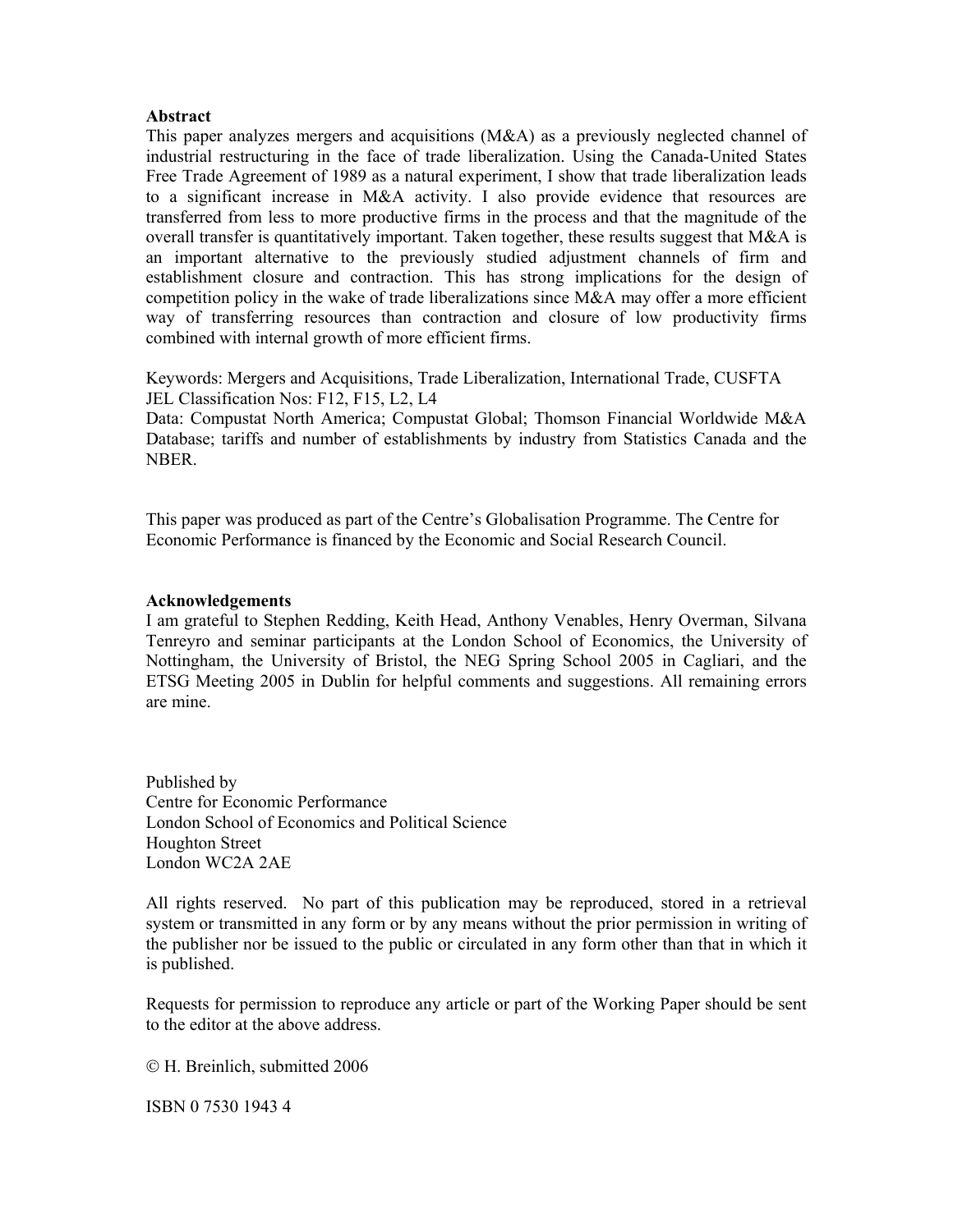**Abstract**

This paper analyzes mergers and acquisitions (M&A) as a previously neglected channel of industrial restructuring in the face of trade liberalization. Using the Canada-United States Free Trade Agreement of 1989 as a natural experiment, I show that trade liberalization leads to a significant increase in M&A activity. I also provide evidence that resources are transferred from less to more productive firms in the process and that the magnitude of the overall transfer is quantitatively important. Taken together, these results suggest that M&A is an important alternative to the previously studied adjustment channels of firm and establishment closure and contraction. This has strong implications for the design of competition policy in the wake of trade liberalizations since M&A may offer a more efficient way of transferring resources than contraction and closure of low productivity firms combined with internal growth of more efficient firms.

Keywords: Mergers and Acquisitions, Trade Liberalization, International Trade, CUSFTA
JEL Classification Nos: F12, F15, L2, L4
Data: Compustat North America; Compustat Global; Thomson Financial Worldwide M&A Database; tariffs and number of establishments by industry from Statistics Canada and the NBER.

This paper was produced as part of the Centre's Globalisation Programme. The Centre for Economic Performance is financed by the Economic and Social Research Council.

**Acknowledgements**

I am grateful to Stephen Redding, Keith Head, Anthony Venables, Henry Overman, Silvana Tenreyro and seminar participants at the London School of Economics, the University of Nottingham, the University of Bristol, the NEG Spring School 2005 in Cagliari, and the ETSG Meeting 2005 in Dublin for helpful comments and suggestions. All remaining errors are mine.

Published by
Centre for Economic Performance
London School of Economics and Political Science
Houghton Street
London WC2A 2AE

All rights reserved. No part of this publication may be reproduced, stored in a retrieval system or transmitted in any form or by any means without the prior permission in writing of the publisher nor be issued to the public or circulated in any form other than that in which it is published.

Requests for permission to reproduce any article or part of the Working Paper should be sent to the editor at the above address.

© H. Breinlich, submitted 2006

ISBN 0 7530 1943 4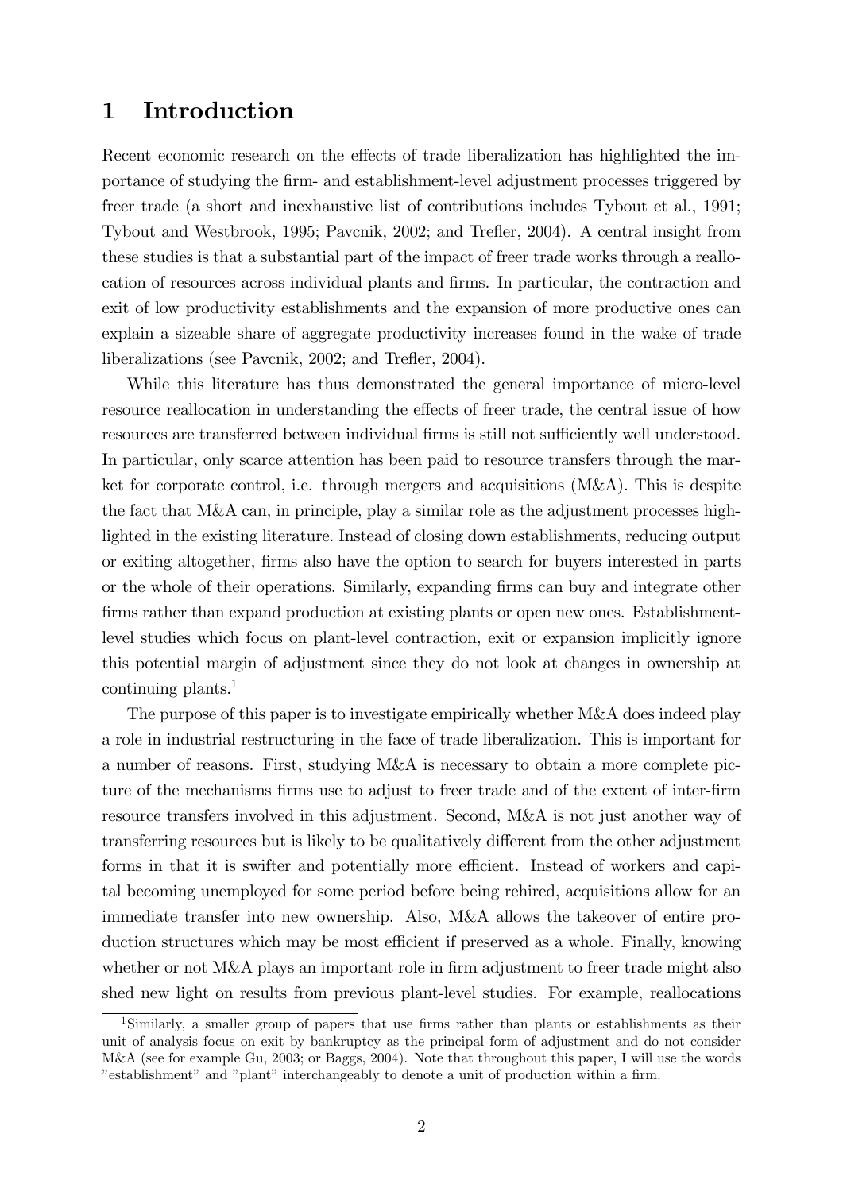# 1 Introduction

Recent economic research on the effects of trade liberalization has highlighted the importance of studying the firm- and establishment-level adjustment processes triggered by freer trade (a short and inexhaustive list of contributions includes Tybout et al., 1991; Tybout and Westbrook, 1995; Pavcnik, 2002; and Trefler, 2004). A central insight from these studies is that a substantial part of the impact of freer trade works through a reallocation of resources across individual plants and firms. In particular, the contraction and exit of low productivity establishments and the expansion of more productive ones can explain a sizeable share of aggregate productivity increases found in the wake of trade liberalizations (see Pavcnik, 2002; and Trefler, 2004).

While this literature has thus demonstrated the general importance of micro-level resource reallocation in understanding the effects of freer trade, the central issue of how resources are transferred between individual firms is still not sufficiently well understood. In particular, only scarce attention has been paid to resource transfers through the market for corporate control, i.e. through mergers and acquisitions (M&A). This is despite the fact that M&A can, in principle, play a similar role as the adjustment processes highlighted in the existing literature. Instead of closing down establishments, reducing output or exiting altogether, firms also have the option to search for buyers interested in parts or the whole of their operations. Similarly, expanding firms can buy and integrate other firms rather than expand production at existing plants or open new ones. Establishment-level studies which focus on plant-level contraction, exit or expansion implicitly ignore this potential margin of adjustment since they do not look at changes in ownership at continuing plants.[1]

The purpose of this paper is to investigate empirically whether M&A does indeed play a role in industrial restructuring in the face of trade liberalization. This is important for a number of reasons. First, studying M&A is necessary to obtain a more complete picture of the mechanisms firms use to adjust to freer trade and of the extent of inter-firm resource transfers involved in this adjustment. Second, M&A is not just another way of transferring resources but is likely to be qualitatively different from the other adjustment forms in that it is swifter and potentially more efficient. Instead of workers and capital becoming unemployed for some period before being rehired, acquisitions allow for an immediate transfer into new ownership. Also, M&A allows the takeover of entire production structures which may be most efficient if preserved as a whole. Finally, knowing whether or not M&A plays an important role in firm adjustment to freer trade might also shed new light on results from previous plant-level studies. For example, reallocations

[1] Similarly, a smaller group of papers that use firms rather than plants or establishments as their unit of analysis focus on exit by bankruptcy as the principal form of adjustment and do not consider M&A (see for example Gu, 2003; or Baggs, 2004). Note that throughout this paper, I will use the words "establishment" and "plant" interchangeably to denote a unit of production within a firm.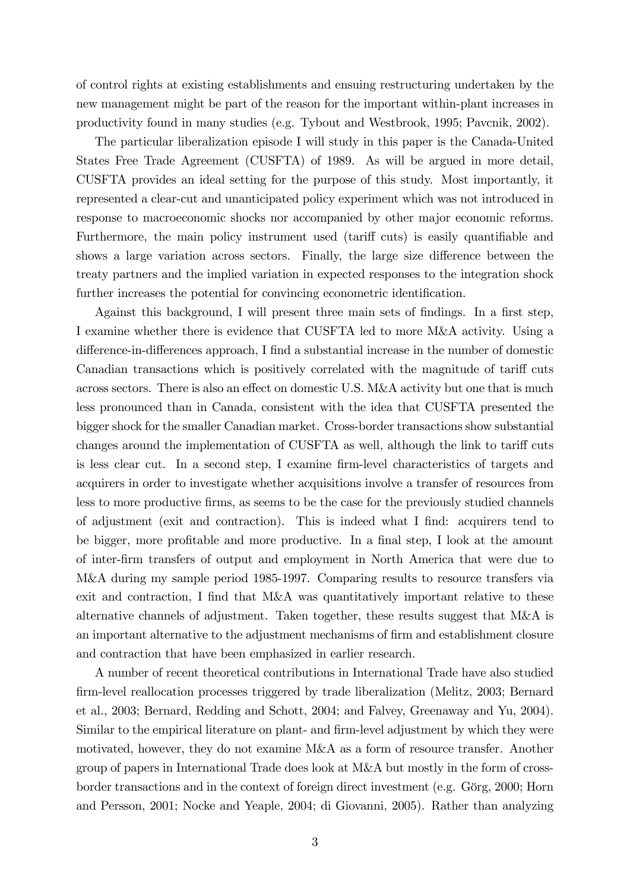of control rights at existing establishments and ensuing restructuring undertaken by the new management might be part of the reason for the important within-plant increases in productivity found in many studies (e.g. Tybout and Westbrook, 1995; Pavcnik, 2002).

The particular liberalization episode I will study in this paper is the Canada-United States Free Trade Agreement (CUSFTA) of 1989. As will be argued in more detail, CUSFTA provides an ideal setting for the purpose of this study. Most importantly, it represented a clear-cut and unanticipated policy experiment which was not introduced in response to macroeconomic shocks nor accompanied by other major economic reforms. Furthermore, the main policy instrument used (tariff cuts) is easily quantifiable and shows a large variation across sectors. Finally, the large size difference between the treaty partners and the implied variation in expected responses to the integration shock further increases the potential for convincing econometric identification.

Against this background, I will present three main sets of findings. In a first step, I examine whether there is evidence that CUSFTA led to more M&A activity. Using a difference-in-differences approach, I find a substantial increase in the number of domestic Canadian transactions which is positively correlated with the magnitude of tariff cuts across sectors. There is also an effect on domestic U.S. M&A activity but one that is much less pronounced than in Canada, consistent with the idea that CUSFTA presented the bigger shock for the smaller Canadian market. Cross-border transactions show substantial changes around the implementation of CUSFTA as well, although the link to tariff cuts is less clear cut. In a second step, I examine firm-level characteristics of targets and acquirers in order to investigate whether acquisitions involve a transfer of resources from less to more productive firms, as seems to be the case for the previously studied channels of adjustment (exit and contraction). This is indeed what I find: acquirers tend to be bigger, more profitable and more productive. In a final step, I look at the amount of inter-firm transfers of output and employment in North America that were due to M&A during my sample period 1985-1997. Comparing results to resource transfers via exit and contraction, I find that M&A was quantitatively important relative to these alternative channels of adjustment. Taken together, these results suggest that M&A is an important alternative to the adjustment mechanisms of firm and establishment closure and contraction that have been emphasized in earlier research.

A number of recent theoretical contributions in International Trade have also studied firm-level reallocation processes triggered by trade liberalization (Melitz, 2003; Bernard et al., 2003; Bernard, Redding and Schott, 2004; and Falvey, Greenaway and Yu, 2004). Similar to the empirical literature on plant- and firm-level adjustment by which they were motivated, however, they do not examine M&A as a form of resource transfer. Another group of papers in International Trade does look at M&A but mostly in the form of cross-border transactions and in the context of foreign direct investment (e.g. Görg, 2000; Horn and Persson, 2001; Nocke and Yeaple, 2004; di Giovanni, 2005). Rather than analyzing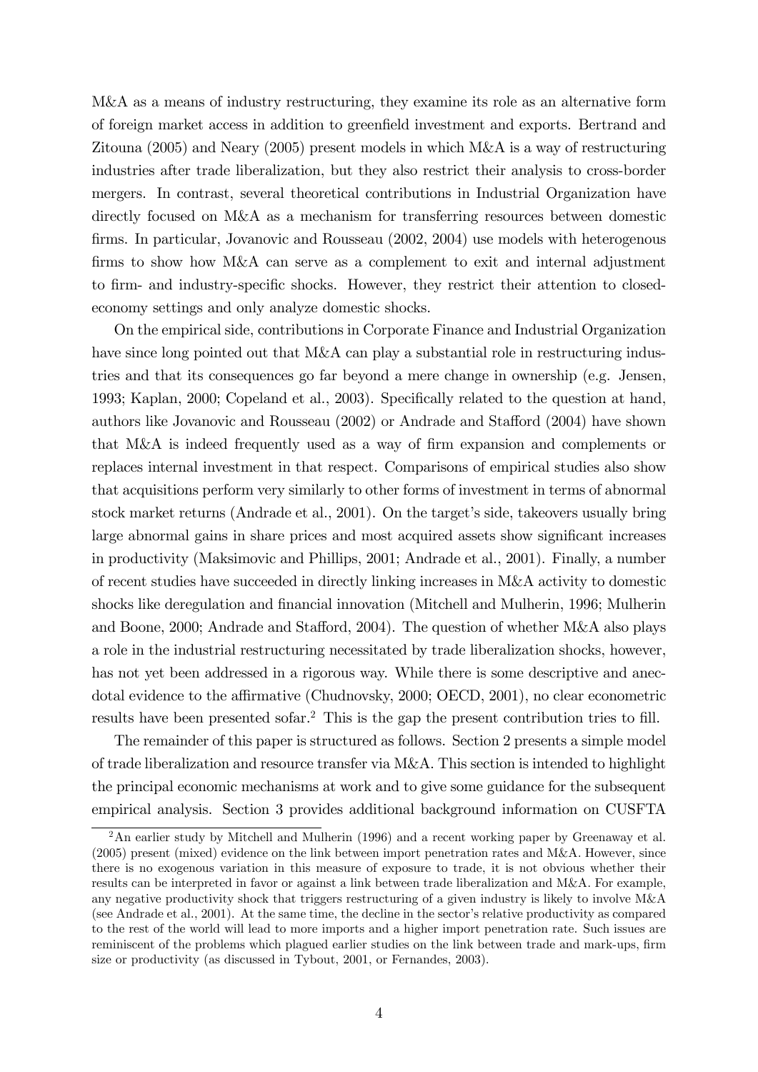M&A as a means of industry restructuring, they examine its role as an alternative form of foreign market access in addition to greenfield investment and exports. Bertrand and Zitouna (2005) and Neary (2005) present models in which M&A is a way of restructuring industries after trade liberalization, but they also restrict their analysis to cross-border mergers. In contrast, several theoretical contributions in Industrial Organization have directly focused on M&A as a mechanism for transferring resources between domestic firms. In particular, Jovanovic and Rousseau (2002, 2004) use models with heterogenous firms to show how M&A can serve as a complement to exit and internal adjustment to firm- and industry-specific shocks. However, they restrict their attention to closed-economy settings and only analyze domestic shocks.

On the empirical side, contributions in Corporate Finance and Industrial Organization have since long pointed out that M&A can play a substantial role in restructuring industries and that its consequences go far beyond a mere change in ownership (e.g. Jensen, 1993; Kaplan, 2000; Copeland et al., 2003). Specifically related to the question at hand, authors like Jovanovic and Rousseau (2002) or Andrade and Stafford (2004) have shown that M&A is indeed frequently used as a way of firm expansion and complements or replaces internal investment in that respect. Comparisons of empirical studies also show that acquisitions perform very similarly to other forms of investment in terms of abnormal stock market returns (Andrade et al., 2001). On the target's side, takeovers usually bring large abnormal gains in share prices and most acquired assets show significant increases in productivity (Maksimovic and Phillips, 2001; Andrade et al., 2001). Finally, a number of recent studies have succeeded in directly linking increases in M&A activity to domestic shocks like deregulation and financial innovation (Mitchell and Mulherin, 1996; Mulherin and Boone, 2000; Andrade and Stafford, 2004). The question of whether M&A also plays a role in the industrial restructuring necessitated by trade liberalization shocks, however, has not yet been addressed in a rigorous way. While there is some descriptive and anecdotal evidence to the affirmative (Chudnovsky, 2000; OECD, 2001), no clear econometric results have been presented sofar.[2] This is the gap the present contribution tries to fill.

The remainder of this paper is structured as follows. Section 2 presents a simple model of trade liberalization and resource transfer via M&A. This section is intended to highlight the principal economic mechanisms at work and to give some guidance for the subsequent empirical analysis. Section 3 provides additional background information on CUSFTA

[2] An earlier study by Mitchell and Mulherin (1996) and a recent working paper by Greenaway et al. (2005) present (mixed) evidence on the link between import penetration rates and M&A. However, since there is no exogenous variation in this measure of exposure to trade, it is not obvious whether their results can be interpreted in favor or against a link between trade liberalization and M&A. For example, any negative productivity shock that triggers restructuring of a given industry is likely to involve M&A (see Andrade et al., 2001). At the same time, the decline in the sector's relative productivity as compared to the rest of the world will lead to more imports and a higher import penetration rate. Such issues are reminiscent of the problems which plagued earlier studies on the link between trade and mark-ups, firm size or productivity (as discussed in Tybout, 2001, or Fernandes, 2003).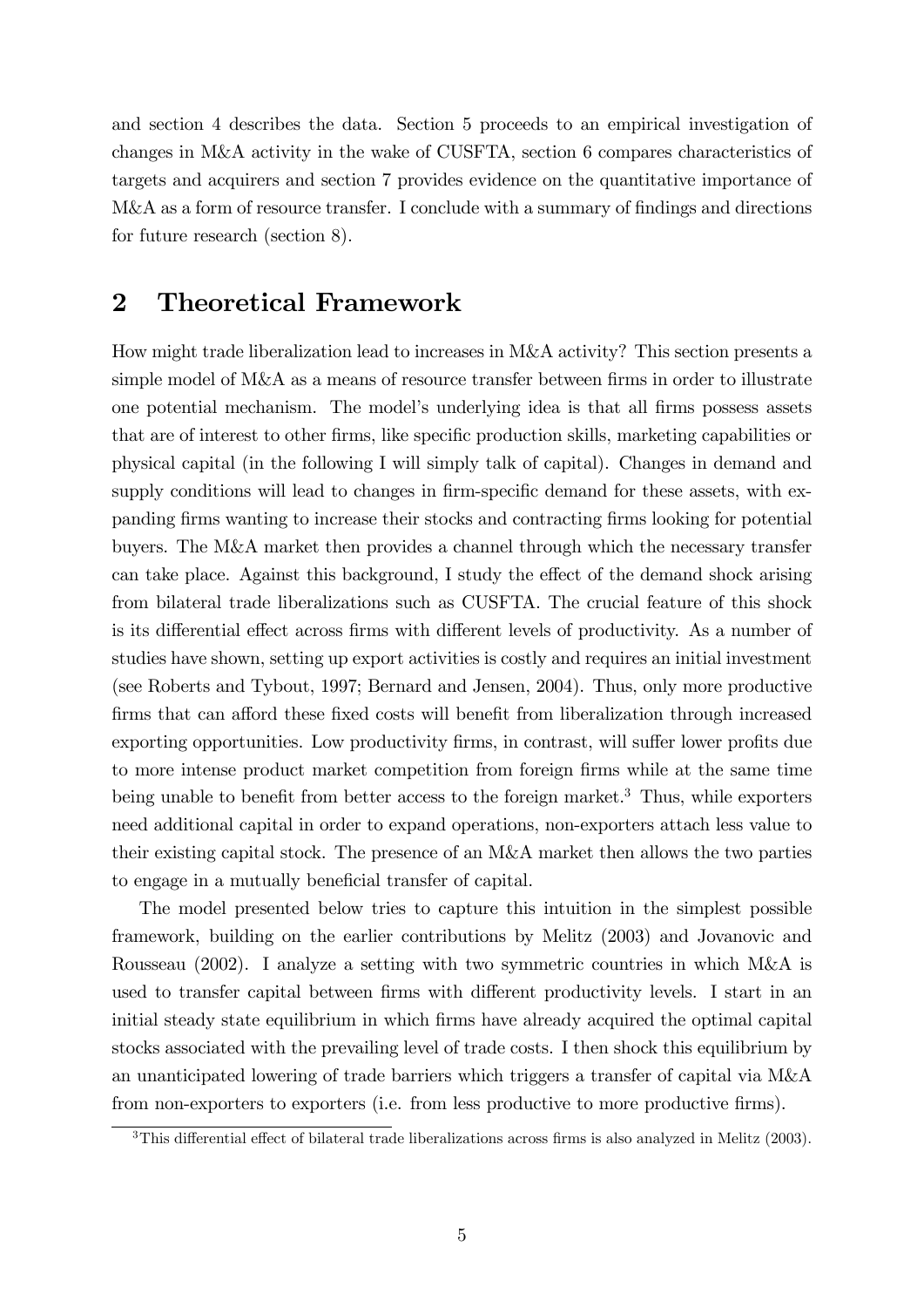and section 4 describes the data. Section 5 proceeds to an empirical investigation of changes in M&A activity in the wake of CUSFTA, section 6 compares characteristics of targets and acquirers and section 7 provides evidence on the quantitative importance of M&A as a form of resource transfer. I conclude with a summary of findings and directions for future research (section 8).

## 2 Theoretical Framework

How might trade liberalization lead to increases in M&A activity? This section presents a simple model of M&A as a means of resource transfer between firms in order to illustrate one potential mechanism. The model's underlying idea is that all firms possess assets that are of interest to other firms, like specific production skills, marketing capabilities or physical capital (in the following I will simply talk of capital). Changes in demand and supply conditions will lead to changes in firm-specific demand for these assets, with expanding firms wanting to increase their stocks and contracting firms looking for potential buyers. The M&A market then provides a channel through which the necessary transfer can take place. Against this background, I study the effect of the demand shock arising from bilateral trade liberalizations such as CUSFTA. The crucial feature of this shock is its differential effect across firms with different levels of productivity. As a number of studies have shown, setting up export activities is costly and requires an initial investment (see Roberts and Tybout, 1997; Bernard and Jensen, 2004). Thus, only more productive firms that can afford these fixed costs will benefit from liberalization through increased exporting opportunities. Low productivity firms, in contrast, will suffer lower profits due to more intense product market competition from foreign firms while at the same time being unable to benefit from better access to the foreign market.[3] Thus, while exporters need additional capital in order to expand operations, non-exporters attach less value to their existing capital stock. The presence of an M&A market then allows the two parties to engage in a mutually beneficial transfer of capital.

The model presented below tries to capture this intuition in the simplest possible framework, building on the earlier contributions by Melitz (2003) and Jovanovic and Rousseau (2002). I analyze a setting with two symmetric countries in which M&A is used to transfer capital between firms with different productivity levels. I start in an initial steady state equilibrium in which firms have already acquired the optimal capital stocks associated with the prevailing level of trade costs. I then shock this equilibrium by an unanticipated lowering of trade barriers which triggers a transfer of capital via M&A from non-exporters to exporters (i.e. from less productive to more productive firms).

[3] This differential effect of bilateral trade liberalizations across firms is also analyzed in Melitz (2003).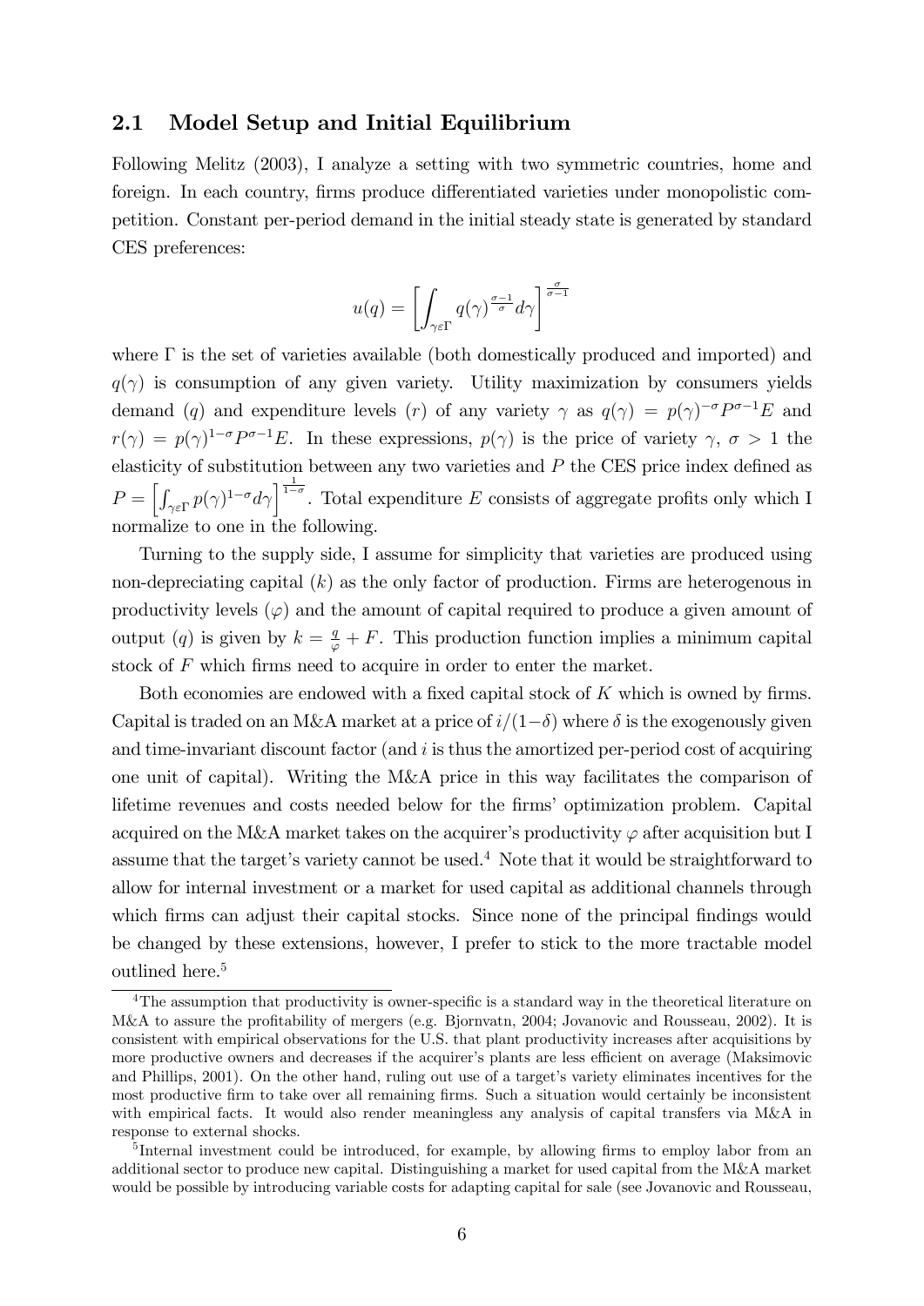## 2.1 Model Setup and Initial Equilibrium

Following Melitz (2003), I analyze a setting with two symmetric countries, home and foreign. In each country, firms produce differentiated varieties under monopolistic competition. Constant per-period demand in the initial steady state is generated by standard CES preferences:

$$u(q) = \left[ \int_{\gamma \varepsilon \Gamma} q(\gamma)^{\frac{\sigma-1}{\sigma}} d\gamma \right]^{\frac{\sigma}{\sigma-1}}$$

where $\Gamma$ is the set of varieties available (both domestically produced and imported) and $q(\gamma)$ is consumption of any given variety. Utility maximization by consumers yields demand ($q$) and expenditure levels ($r$) of any variety $\gamma$ as $q(\gamma) = p(\gamma)^{-\sigma} P^{\sigma-1} E$ and $r(\gamma) = p(\gamma)^{1-\sigma} P^{\sigma-1} E$. In these expressions, $p(\gamma)$ is the price of variety $\gamma$, $\sigma > 1$ the elasticity of substitution between any two varieties and $P$ the CES price index defined as $P = \left[ \int_{\gamma \varepsilon \Gamma} p(\gamma)^{1-\sigma} d\gamma \right]^{\frac{1}{1-\sigma}}$. Total expenditure $E$ consists of aggregate profits only which I normalize to one in the following.

Turning to the supply side, I assume for simplicity that varieties are produced using non-depreciating capital ($k$) as the only factor of production. Firms are heterogenous in productivity levels ($\varphi$) and the amount of capital required to produce a given amount of output ($q$) is given by $k = \frac{q}{\varphi} + F$. This production function implies a minimum capital stock of $F$ which firms need to acquire in order to enter the market.

Both economies are endowed with a fixed capital stock of $K$ which is owned by firms. Capital is traded on an M&A market at a price of $i/(1-\delta)$ where $\delta$ is the exogenously given and time-invariant discount factor (and $i$ is thus the amortized per-period cost of acquiring one unit of capital). Writing the M&A price in this way facilitates the comparison of lifetime revenues and costs needed below for the firms' optimization problem. Capital acquired on the M&A market takes on the acquirer's productivity $\varphi$ after acquisition but I assume that the target's variety cannot be used.[4] Note that it would be straightforward to allow for internal investment or a market for used capital as additional channels through which firms can adjust their capital stocks. Since none of the principal findings would be changed by these extensions, however, I prefer to stick to the more tractable model outlined here.[5]

---

[4] The assumption that productivity is owner-specific is a standard way in the theoretical literature on M&A to assure the profitability of mergers (e.g. Bjornvatn, 2004; Jovanovic and Rousseau, 2002). It is consistent with empirical observations for the U.S. that plant productivity increases after acquisitions by more productive owners and decreases if the acquirer's plants are less efficient on average (Maksimovic and Phillips, 2001). On the other hand, ruling out use of a target's variety eliminates incentives for the most productive firm to take over all remaining firms. Such a situation would certainly be inconsistent with empirical facts. It would also render meaningless any analysis of capital transfers via M&A in response to external shocks.

[5] Internal investment could be introduced, for example, by allowing firms to employ labor from an additional sector to produce new capital. Distinguishing a market for used capital from the M&A market would be possible by introducing variable costs for adapting capital for sale (see Jovanovic and Rousseau,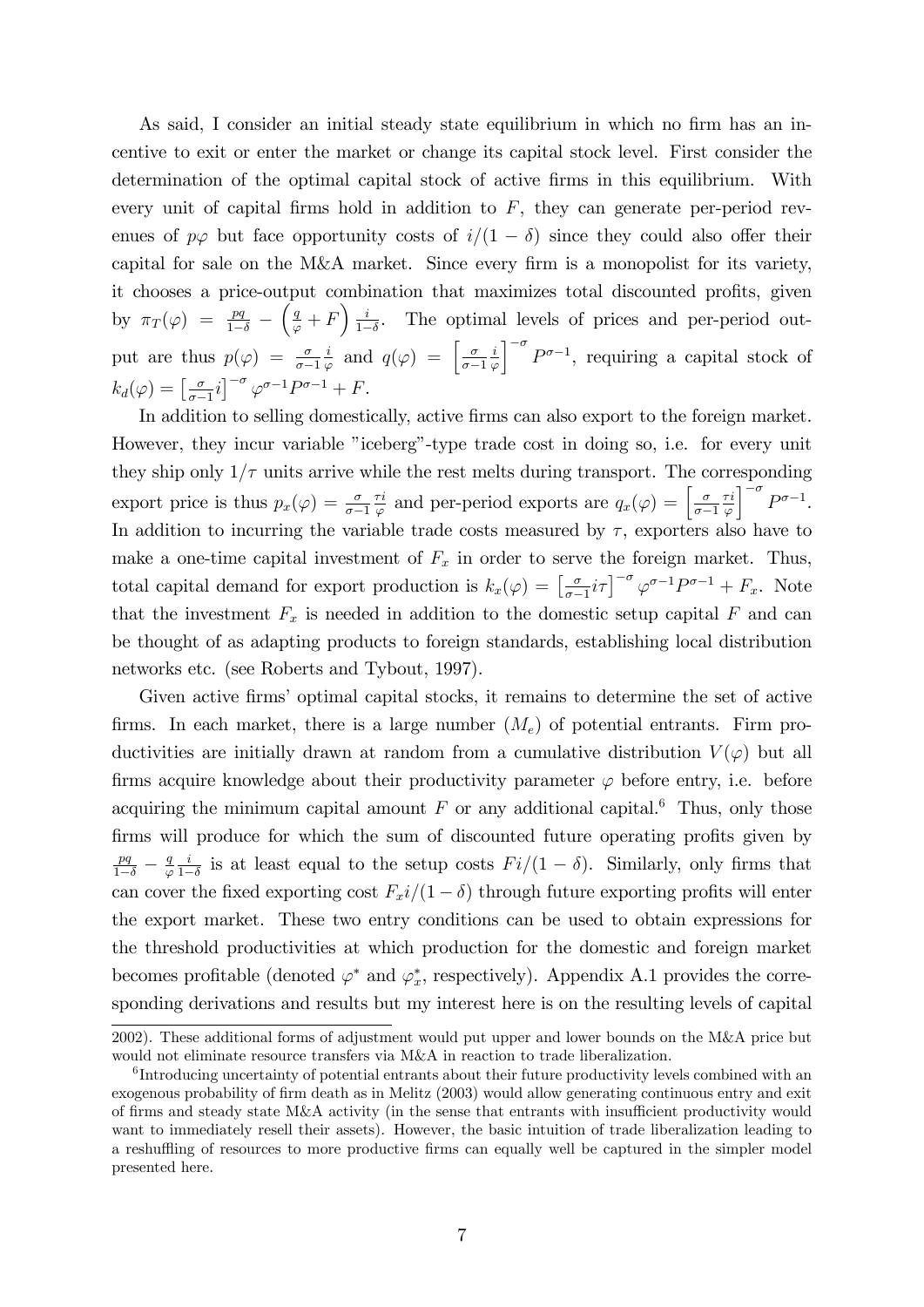As said, I consider an initial steady state equilibrium in which no firm has an incentive to exit or enter the market or change its capital stock level. First consider the determination of the optimal capital stock of active firms in this equilibrium. With every unit of capital firms hold in addition to $F$, they can generate per-period revenues of $p\varphi$ but face opportunity costs of $i/(1-\delta)$ since they could also offer their capital for sale on the M&A market. Since every firm is a monopolist for its variety, it chooses a price-output combination that maximizes total discounted profits, given by $\pi_T(\varphi) = \frac{pq}{1-\delta} - \left(\frac{q}{\varphi} + F\right)\frac{i}{1-\delta}$. The optimal levels of prices and per-period output are thus $p(\varphi) = \frac{\sigma}{\sigma-1}\frac{i}{\varphi}$ and $q(\varphi) = \left[\frac{\sigma}{\sigma-1}\frac{i}{\varphi}\right]^{-\sigma} P^{\sigma-1}$, requiring a capital stock of $k_d(\varphi) = \left[\frac{\sigma}{\sigma-1}i\right]^{-\sigma}\varphi^{\sigma-1}P^{\sigma-1} + F$.

In addition to selling domestically, active firms can also export to the foreign market. However, they incur variable "iceberg"-type trade cost in doing so, i.e. for every unit they ship only $1/\tau$ units arrive while the rest melts during transport. The corresponding export price is thus $p_x(\varphi) = \frac{\sigma}{\sigma-1}\frac{\tau i}{\varphi}$ and per-period exports are $q_x(\varphi) = \left[\frac{\sigma}{\sigma-1}\frac{\tau i}{\varphi}\right]^{-\sigma} P^{\sigma-1}$. In addition to incurring the variable trade costs measured by $\tau$, exporters also have to make a one-time capital investment of $F_x$ in order to serve the foreign market. Thus, total capital demand for export production is $k_x(\varphi) = \left[\frac{\sigma}{\sigma-1}i\tau\right]^{-\sigma}\varphi^{\sigma-1}P^{\sigma-1} + F_x$. Note that the investment $F_x$ is needed in addition to the domestic setup capital $F$ and can be thought of as adapting products to foreign standards, establishing local distribution networks etc. (see Roberts and Tybout, 1997).

Given active firms' optimal capital stocks, it remains to determine the set of active firms. In each market, there is a large number ($M_e$) of potential entrants. Firm productivities are initially drawn at random from a cumulative distribution $V(\varphi)$ but all firms acquire knowledge about their productivity parameter $\varphi$ before entry, i.e. before acquiring the minimum capital amount $F$ or any additional capital.[6] Thus, only those firms will produce for which the sum of discounted future operating profits given by $\frac{pq}{1-\delta} - \frac{q}{\varphi}\frac{i}{1-\delta}$ is at least equal to the setup costs $Fi/(1-\delta)$. Similarly, only firms that can cover the fixed exporting cost $F_x i/(1-\delta)$ through future exporting profits will enter the export market. These two entry conditions can be used to obtain expressions for the threshold productivities at which production for the domestic and foreign market becomes profitable (denoted $\varphi^*$ and $\varphi_x^*$, respectively). Appendix A.1 provides the corresponding derivations and results but my interest here is on the resulting levels of capital

2002). These additional forms of adjustment would put upper and lower bounds on the M&A price but would not eliminate resource transfers via M&A in reaction to trade liberalization.

[6] Introducing uncertainty of potential entrants about their future productivity levels combined with an exogenous probability of firm death as in Melitz (2003) would allow generating continuous entry and exit of firms and steady state M&A activity (in the sense that entrants with insufficient productivity would want to immediately resell their assets). However, the basic intuition of trade liberalization leading to a reshuffling of resources to more productive firms can equally well be captured in the simpler model presented here.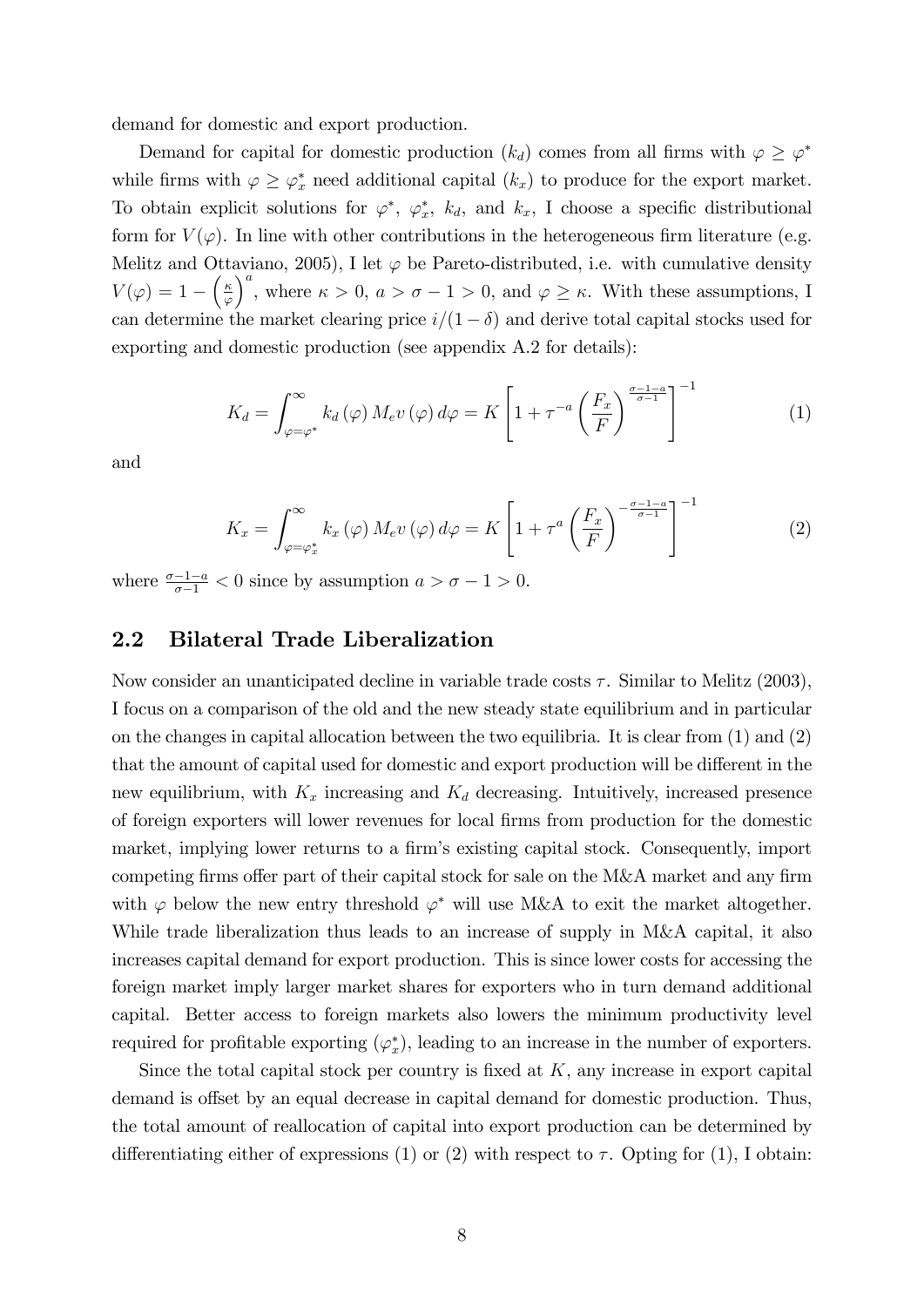demand for domestic and export production.

Demand for capital for domestic production ($k_d$) comes from all firms with $\varphi \geq \varphi^*$ while firms with $\varphi \geq \varphi_x^*$ need additional capital ($k_x$) to produce for the export market. To obtain explicit solutions for $\varphi^*$, $\varphi_x^*$, $k_d$, and $k_x$, I choose a specific distributional form for $V(\varphi)$. In line with other contributions in the heterogeneous firm literature (e.g. Melitz and Ottaviano, 2005), I let $\varphi$ be Pareto-distributed, i.e. with cumulative density $V(\varphi) = 1 - \left(\frac{\kappa}{\varphi}\right)^a$, where $\kappa > 0$, $a > \sigma - 1 > 0$, and $\varphi \geq \kappa$. With these assumptions, I can determine the market clearing price $i/(1-\delta)$ and derive total capital stocks used for exporting and domestic production (see appendix A.2 for details):

$$K_d = \int_{\varphi=\varphi^*}^{\infty} k_d(\varphi) M_e v(\varphi) d\varphi = K \left[1 + \tau^{-a} \left(\frac{F_x}{F}\right)^{\frac{\sigma-1-a}{\sigma-1}}\right]^{-1} \tag{1}$$

and

$$K_x = \int_{\varphi=\varphi_x^*}^{\infty} k_x(\varphi) M_e v(\varphi) d\varphi = K \left[1 + \tau^{a} \left(\frac{F_x}{F}\right)^{-\frac{\sigma-1-a}{\sigma-1}}\right]^{-1} \tag{2}$$

where $\frac{\sigma-1-a}{\sigma-1} < 0$ since by assumption $a > \sigma - 1 > 0$.

## 2.2 Bilateral Trade Liberalization

Now consider an unanticipated decline in variable trade costs $\tau$. Similar to Melitz (2003), I focus on a comparison of the old and the new steady state equilibrium and in particular on the changes in capital allocation between the two equilibria. It is clear from (1) and (2) that the amount of capital used for domestic and export production will be different in the new equilibrium, with $K_x$ increasing and $K_d$ decreasing. Intuitively, increased presence of foreign exporters will lower revenues for local firms from production for the domestic market, implying lower returns to a firm's existing capital stock. Consequently, import competing firms offer part of their capital stock for sale on the M&A market and any firm with $\varphi$ below the new entry threshold $\varphi^*$ will use M&A to exit the market altogether. While trade liberalization thus leads to an increase of supply in M&A capital, it also increases capital demand for export production. This is since lower costs for accessing the foreign market imply larger market shares for exporters who in turn demand additional capital. Better access to foreign markets also lowers the minimum productivity level required for profitable exporting ($\varphi_x^*$), leading to an increase in the number of exporters.

Since the total capital stock per country is fixed at $K$, any increase in export capital demand is offset by an equal decrease in capital demand for domestic production. Thus, the total amount of reallocation of capital into export production can be determined by differentiating either of expressions (1) or (2) with respect to $\tau$. Opting for (1), I obtain: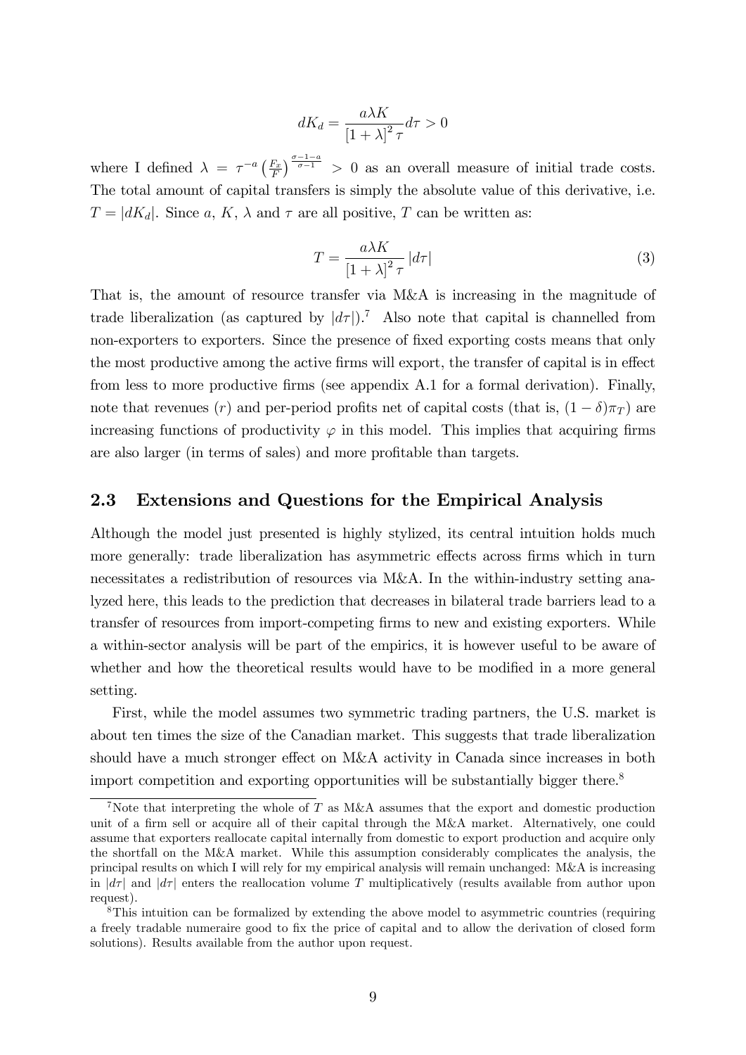$$dK_d = \frac{a\lambda K}{[1+\lambda]^2 \tau} d\tau > 0$$

where I defined $\lambda = \tau^{-a} \left(\frac{F_x}{F}\right)^{\frac{\sigma-1-a}{\sigma-1}} > 0$ as an overall measure of initial trade costs. The total amount of capital transfers is simply the absolute value of this derivative, i.e. $T = |dK_d|$. Since $a$, $K$, $\lambda$ and $\tau$ are all positive, $T$ can be written as:

$$T = \frac{a\lambda K}{[1+\lambda]^2 \tau} |d\tau| \tag{3}$$

That is, the amount of resource transfer via M&A is increasing in the magnitude of trade liberalization (as captured by $|d\tau|$).[7] Also note that capital is channelled from non-exporters to exporters. Since the presence of fixed exporting costs means that only the most productive among the active firms will export, the transfer of capital is in effect from less to more productive firms (see appendix A.1 for a formal derivation). Finally, note that revenues ($r$) and per-period profits net of capital costs (that is, $(1-\delta)\pi_T$) are increasing functions of productivity $\varphi$ in this model. This implies that acquiring firms are also larger (in terms of sales) and more profitable than targets.

## 2.3 Extensions and Questions for the Empirical Analysis

Although the model just presented is highly stylized, its central intuition holds much more generally: trade liberalization has asymmetric effects across firms which in turn necessitates a redistribution of resources via M&A. In the within-industry setting analyzed here, this leads to the prediction that decreases in bilateral trade barriers lead to a transfer of resources from import-competing firms to new and existing exporters. While a within-sector analysis will be part of the empirics, it is however useful to be aware of whether and how the theoretical results would have to be modified in a more general setting.

First, while the model assumes two symmetric trading partners, the U.S. market is about ten times the size of the Canadian market. This suggests that trade liberalization should have a much stronger effect on M&A activity in Canada since increases in both import competition and exporting opportunities will be substantially bigger there.[8]

---

[7] Note that interpreting the whole of $T$ as M&A assumes that the export and domestic production unit of a firm sell or acquire all of their capital through the M&A market. Alternatively, one could assume that exporters reallocate capital internally from domestic to export production and acquire only the shortfall on the M&A market. While this assumption considerably complicates the analysis, the principal results on which I will rely for my empirical analysis will remain unchanged: M&A is increasing in $|d\tau|$ and $|d\tau|$ enters the reallocation volume $T$ multiplicatively (results available from author upon request).

[8] This intuition can be formalized by extending the above model to asymmetric countries (requiring a freely tradable numeraire good to fix the price of capital and to allow the derivation of closed form solutions). Results available from the author upon request.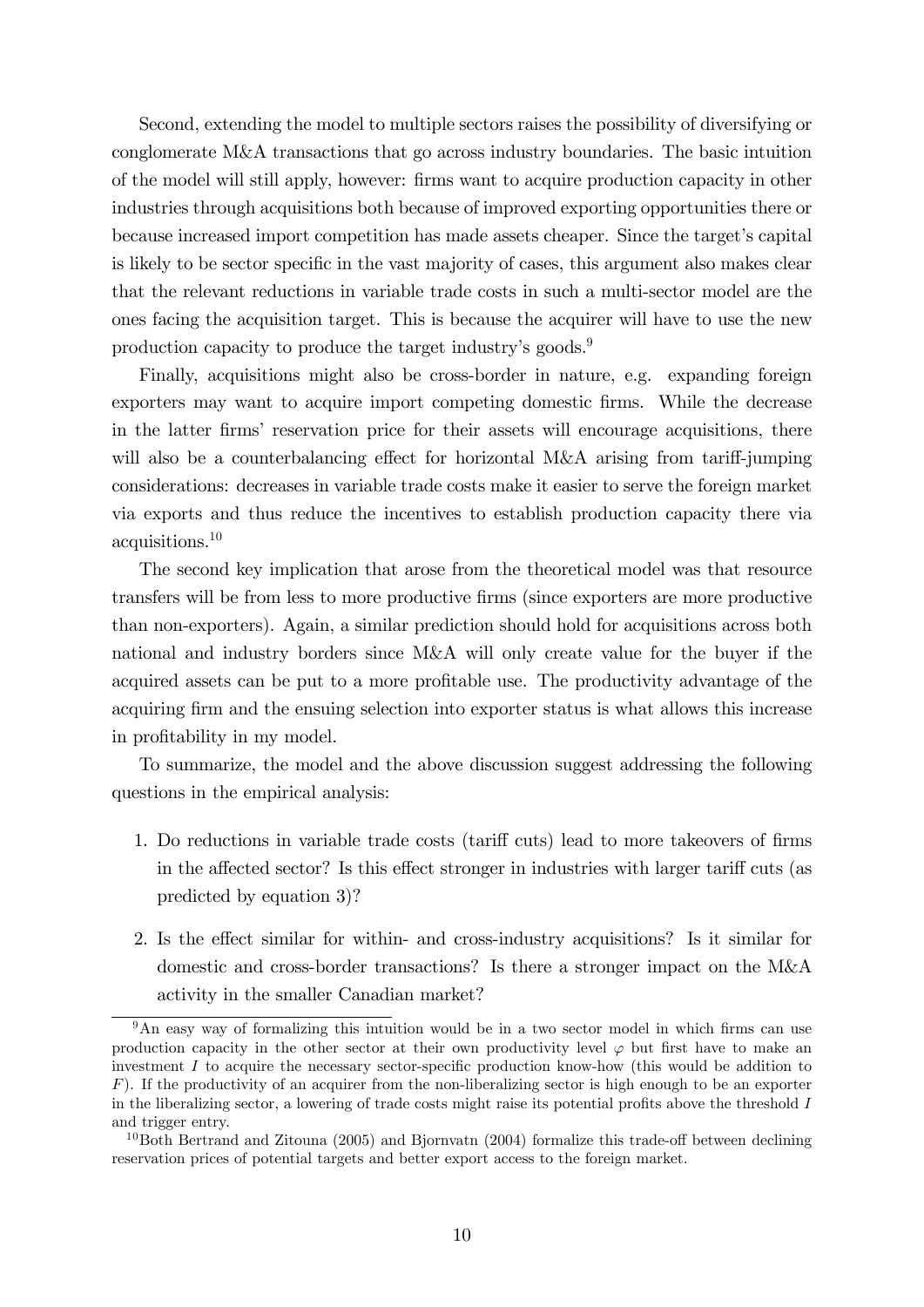Second, extending the model to multiple sectors raises the possibility of diversifying or conglomerate M&A transactions that go across industry boundaries. The basic intuition of the model will still apply, however: firms want to acquire production capacity in other industries through acquisitions both because of improved exporting opportunities there or because increased import competition has made assets cheaper. Since the target's capital is likely to be sector specific in the vast majority of cases, this argument also makes clear that the relevant reductions in variable trade costs in such a multi-sector model are the ones facing the acquisition target. This is because the acquirer will have to use the new production capacity to produce the target industry's goods.[9]

Finally, acquisitions might also be cross-border in nature, e.g. expanding foreign exporters may want to acquire import competing domestic firms. While the decrease in the latter firms' reservation price for their assets will encourage acquisitions, there will also be a counterbalancing effect for horizontal M&A arising from tariff-jumping considerations: decreases in variable trade costs make it easier to serve the foreign market via exports and thus reduce the incentives to establish production capacity there via acquisitions.[10]

The second key implication that arose from the theoretical model was that resource transfers will be from less to more productive firms (since exporters are more productive than non-exporters). Again, a similar prediction should hold for acquisitions across both national and industry borders since M&A will only create value for the buyer if the acquired assets can be put to a more profitable use. The productivity advantage of the acquiring firm and the ensuing selection into exporter status is what allows this increase in profitability in my model.

To summarize, the model and the above discussion suggest addressing the following questions in the empirical analysis:

1. Do reductions in variable trade costs (tariff cuts) lead to more takeovers of firms in the affected sector? Is this effect stronger in industries with larger tariff cuts (as predicted by equation 3)?
2. Is the effect similar for within- and cross-industry acquisitions? Is it similar for domestic and cross-border transactions? Is there a stronger impact on the M&A activity in the smaller Canadian market?

[9] An easy way of formalizing this intuition would be in a two sector model in which firms can use production capacity in the other sector at their own productivity level $\varphi$ but first have to make an investment $I$ to acquire the necessary sector-specific production know-how (this would be addition to $F$). If the productivity of an acquirer from the non-liberalizing sector is high enough to be an exporter in the liberalizing sector, a lowering of trade costs might raise its potential profits above the threshold $I$ and trigger entry.

[10] Both Bertrand and Zitouna (2005) and Bjornvatn (2004) formalize this trade-off between declining reservation prices of potential targets and better export access to the foreign market.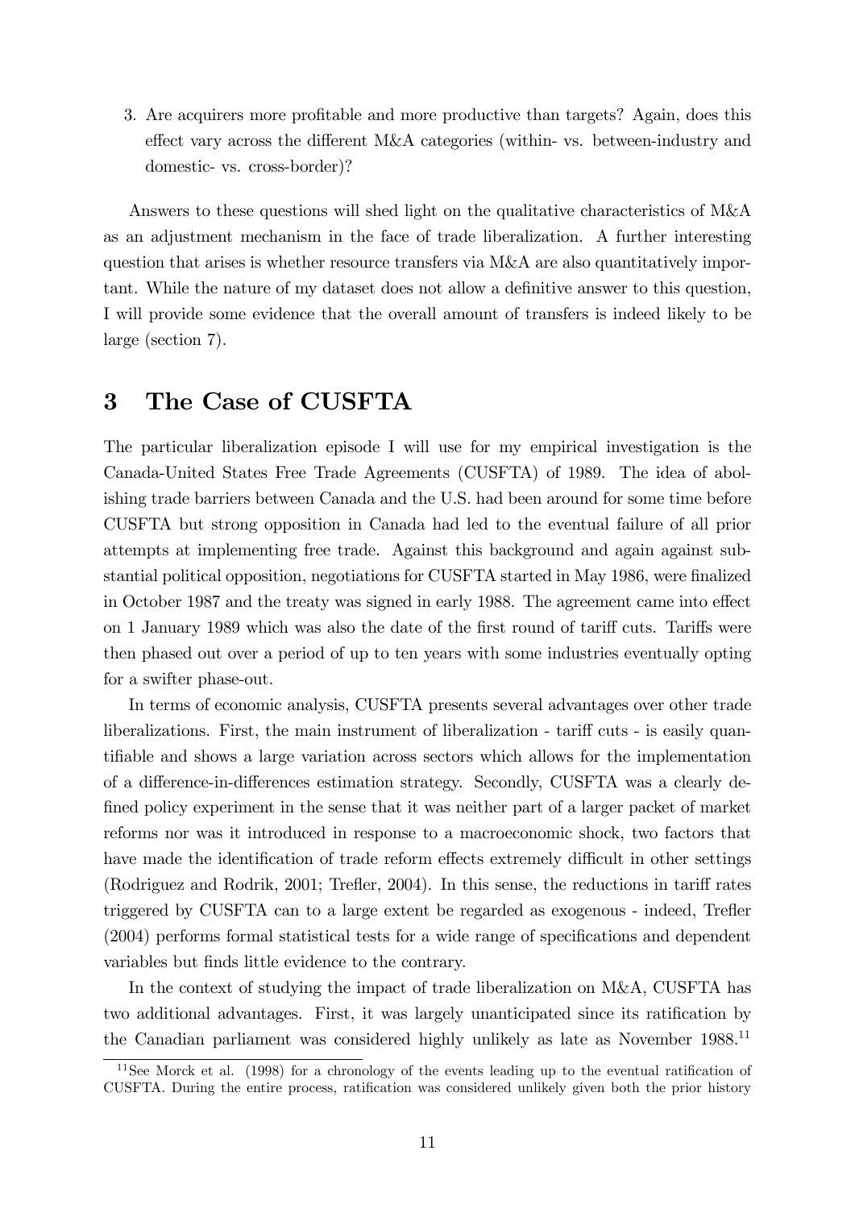3. Are acquirers more profitable and more productive than targets? Again, does this effect vary across the different M&A categories (within- vs. between-industry and domestic- vs. cross-border)?

Answers to these questions will shed light on the qualitative characteristics of M&A as an adjustment mechanism in the face of trade liberalization. A further interesting question that arises is whether resource transfers via M&A are also quantitatively important. While the nature of my dataset does not allow a definitive answer to this question, I will provide some evidence that the overall amount of transfers is indeed likely to be large (section 7).

# 3 The Case of CUSFTA

The particular liberalization episode I will use for my empirical investigation is the Canada-United States Free Trade Agreements (CUSFTA) of 1989. The idea of abolishing trade barriers between Canada and the U.S. had been around for some time before CUSFTA but strong opposition in Canada had led to the eventual failure of all prior attempts at implementing free trade. Against this background and again against substantial political opposition, negotiations for CUSFTA started in May 1986, were finalized in October 1987 and the treaty was signed in early 1988. The agreement came into effect on 1 January 1989 which was also the date of the first round of tariff cuts. Tariffs were then phased out over a period of up to ten years with some industries eventually opting for a swifter phase-out.

In terms of economic analysis, CUSFTA presents several advantages over other trade liberalizations. First, the main instrument of liberalization - tariff cuts - is easily quantifiable and shows a large variation across sectors which allows for the implementation of a difference-in-differences estimation strategy. Secondly, CUSFTA was a clearly defined policy experiment in the sense that it was neither part of a larger packet of market reforms nor was it introduced in response to a macroeconomic shock, two factors that have made the identification of trade reform effects extremely difficult in other settings (Rodriguez and Rodrik, 2001; Trefler, 2004). In this sense, the reductions in tariff rates triggered by CUSFTA can to a large extent be regarded as exogenous - indeed, Trefler (2004) performs formal statistical tests for a wide range of specifications and dependent variables but finds little evidence to the contrary.

In the context of studying the impact of trade liberalization on M&A, CUSFTA has two additional advantages. First, it was largely unanticipated since its ratification by the Canadian parliament was considered highly unlikely as late as November 1988.[11]

[11] See Morck et al. (1998) for a chronology of the events leading up to the eventual ratification of CUSFTA. During the entire process, ratification was considered unlikely given both the prior history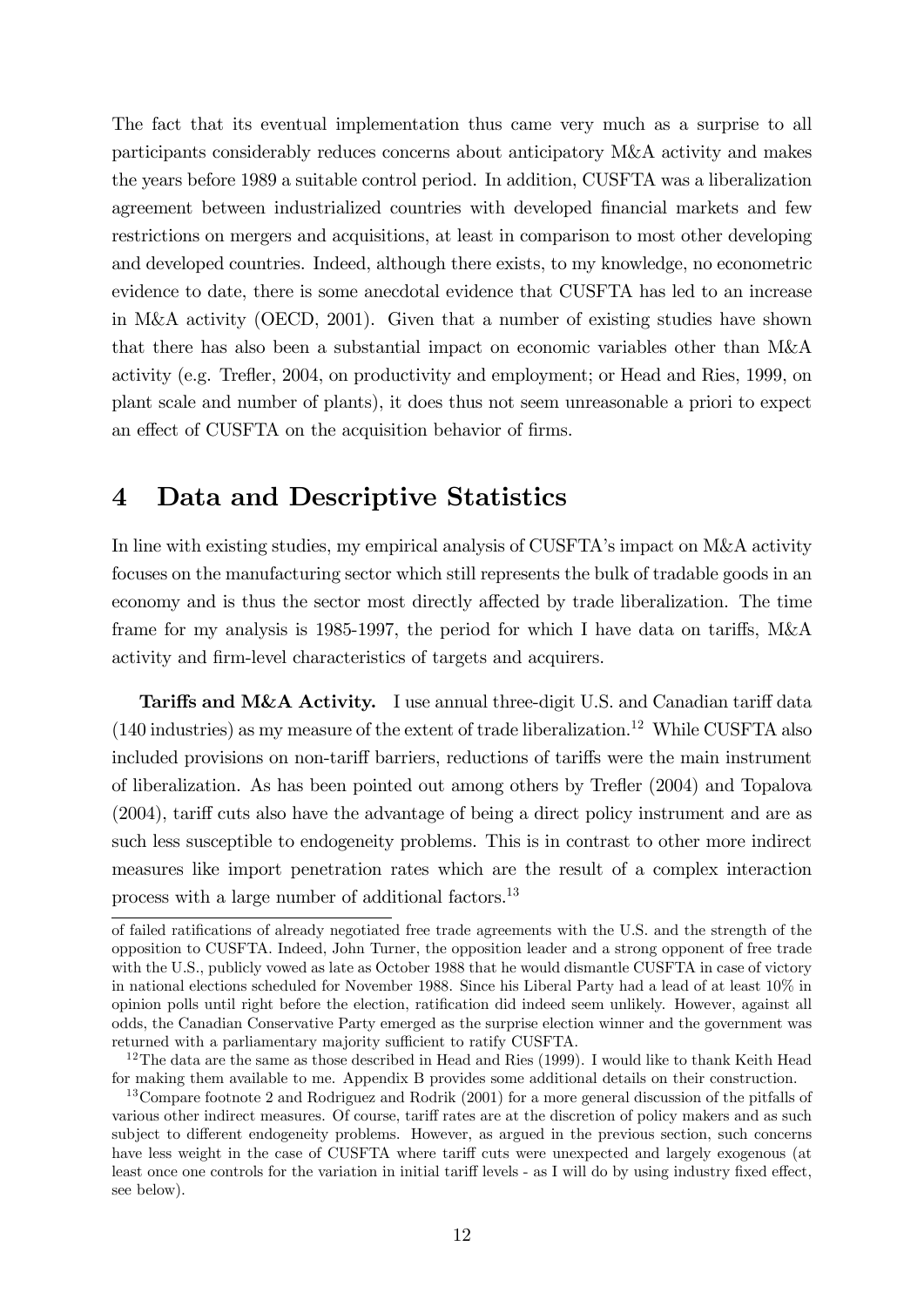The fact that its eventual implementation thus came very much as a surprise to all participants considerably reduces concerns about anticipatory M&A activity and makes the years before 1989 a suitable control period. In addition, CUSFTA was a liberalization agreement between industrialized countries with developed financial markets and few restrictions on mergers and acquisitions, at least in comparison to most other developing and developed countries. Indeed, although there exists, to my knowledge, no econometric evidence to date, there is some anecdotal evidence that CUSFTA has led to an increase in M&A activity (OECD, 2001). Given that a number of existing studies have shown that there has also been a substantial impact on economic variables other than M&A activity (e.g. Trefler, 2004, on productivity and employment; or Head and Ries, 1999, on plant scale and number of plants), it does thus not seem unreasonable a priori to expect an effect of CUSFTA on the acquisition behavior of firms.

# 4 Data and Descriptive Statistics

In line with existing studies, my empirical analysis of CUSFTA's impact on M&A activity focuses on the manufacturing sector which still represents the bulk of tradable goods in an economy and is thus the sector most directly affected by trade liberalization. The time frame for my analysis is 1985-1997, the period for which I have data on tariffs, M&A activity and firm-level characteristics of targets and acquirers.

**Tariffs and M&A Activity.** I use annual three-digit U.S. and Canadian tariff data (140 industries) as my measure of the extent of trade liberalization.[12] While CUSFTA also included provisions on non-tariff barriers, reductions of tariffs were the main instrument of liberalization. As has been pointed out among others by Trefler (2004) and Topalova (2004), tariff cuts also have the advantage of being a direct policy instrument and are as such less susceptible to endogeneity problems. This is in contrast to other more indirect measures like import penetration rates which are the result of a complex interaction process with a large number of additional factors.[13]

of failed ratifications of already negotiated free trade agreements with the U.S. and the strength of the opposition to CUSFTA. Indeed, John Turner, the opposition leader and a strong opponent of free trade with the U.S., publicly vowed as late as October 1988 that he would dismantle CUSFTA in case of victory in national elections scheduled for November 1988. Since his Liberal Party had a lead of at least 10% in opinion polls until right before the election, ratification did indeed seem unlikely. However, against all odds, the Canadian Conservative Party emerged as the surprise election winner and the government was returned with a parliamentary majority sufficient to ratify CUSFTA.

[12] The data are the same as those described in Head and Ries (1999). I would like to thank Keith Head for making them available to me. Appendix B provides some additional details on their construction.

[13] Compare footnote 2 and Rodriguez and Rodrik (2001) for a more general discussion of the pitfalls of various other indirect measures. Of course, tariff rates are at the discretion of policy makers and as such subject to different endogeneity problems. However, as argued in the previous section, such concerns have less weight in the case of CUSFTA where tariff cuts were unexpected and largely exogenous (at least once one controls for the variation in initial tariff levels - as I will do by using industry fixed effect, see below).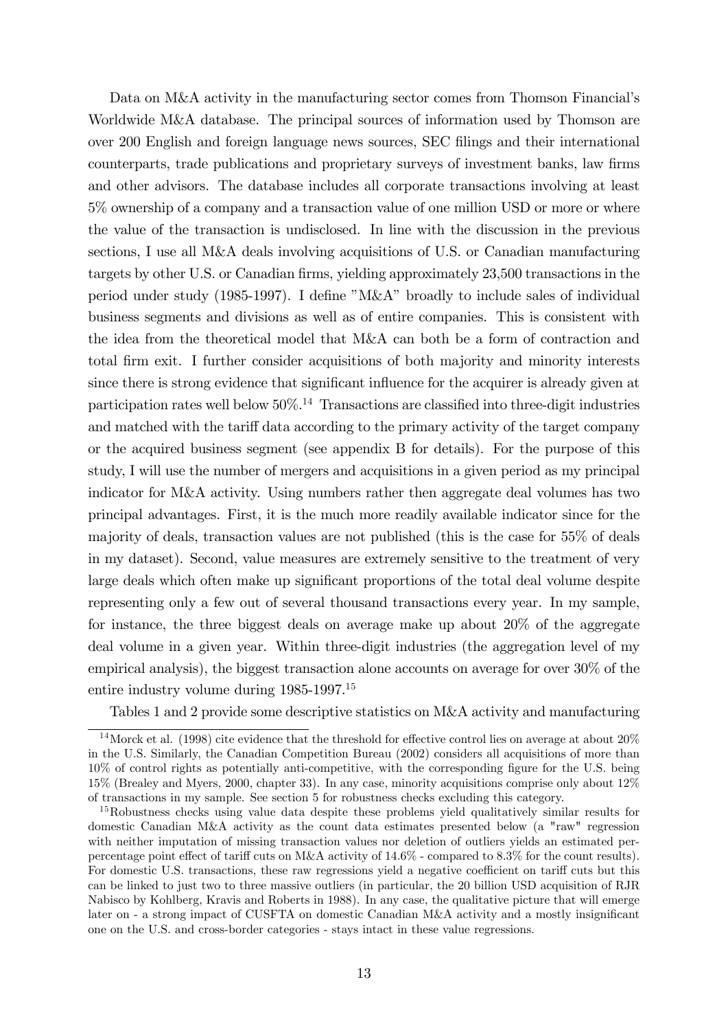Data on M&A activity in the manufacturing sector comes from Thomson Financial's Worldwide M&A database. The principal sources of information used by Thomson are over 200 English and foreign language news sources, SEC filings and their international counterparts, trade publications and proprietary surveys of investment banks, law firms and other advisors. The database includes all corporate transactions involving at least 5% ownership of a company and a transaction value of one million USD or more or where the value of the transaction is undisclosed. In line with the discussion in the previous sections, I use all M&A deals involving acquisitions of U.S. or Canadian manufacturing targets by other U.S. or Canadian firms, yielding approximately 23,500 transactions in the period under study (1985-1997). I define "M&A" broadly to include sales of individual business segments and divisions as well as of entire companies. This is consistent with the idea from the theoretical model that M&A can both be a form of contraction and total firm exit. I further consider acquisitions of both majority and minority interests since there is strong evidence that significant influence for the acquirer is already given at participation rates well below 50%.[14] Transactions are classified into three-digit industries and matched with the tariff data according to the primary activity of the target company or the acquired business segment (see appendix B for details). For the purpose of this study, I will use the number of mergers and acquisitions in a given period as my principal indicator for M&A activity. Using numbers rather then aggregate deal volumes has two principal advantages. First, it is the much more readily available indicator since for the majority of deals, transaction values are not published (this is the case for 55% of deals in my dataset). Second, value measures are extremely sensitive to the treatment of very large deals which often make up significant proportions of the total deal volume despite representing only a few out of several thousand transactions every year. In my sample, for instance, the three biggest deals on average make up about 20% of the aggregate deal volume in a given year. Within three-digit industries (the aggregation level of my empirical analysis), the biggest transaction alone accounts on average for over 30% of the entire industry volume during 1985-1997.[15]

Tables 1 and 2 provide some descriptive statistics on M&A activity and manufacturing

---

[14] Morck et al. (1998) cite evidence that the threshold for effective control lies on average at about 20% in the U.S. Similarly, the Canadian Competition Bureau (2002) considers all acquisitions of more than 10% of control rights as potentially anti-competitive, with the corresponding figure for the U.S. being 15% (Brealey and Myers, 2000, chapter 33). In any case, minority acquisitions comprise only about 12% of transactions in my sample. See section 5 for robustness checks excluding this category.

[15] Robustness checks using value data despite these problems yield qualitatively similar results for domestic Canadian M&A activity as the count data estimates presented below (a "raw" regression with neither imputation of missing transaction values nor deletion of outliers yields an estimated per-percentage point effect of tariff cuts on M&A activity of 14.6% - compared to 8.3% for the count results). For domestic U.S. transactions, these raw regressions yield a negative coefficient on tariff cuts but this can be linked to just two to three massive outliers (in particular, the 20 billion USD acquisition of RJR Nabisco by Kohlberg, Kravis and Roberts in 1988). In any case, the qualitative picture that will emerge later on - a strong impact of CUSFTA on domestic Canadian M&A activity and a mostly insignificant one on the U.S. and cross-border categories - stays intact in these value regressions.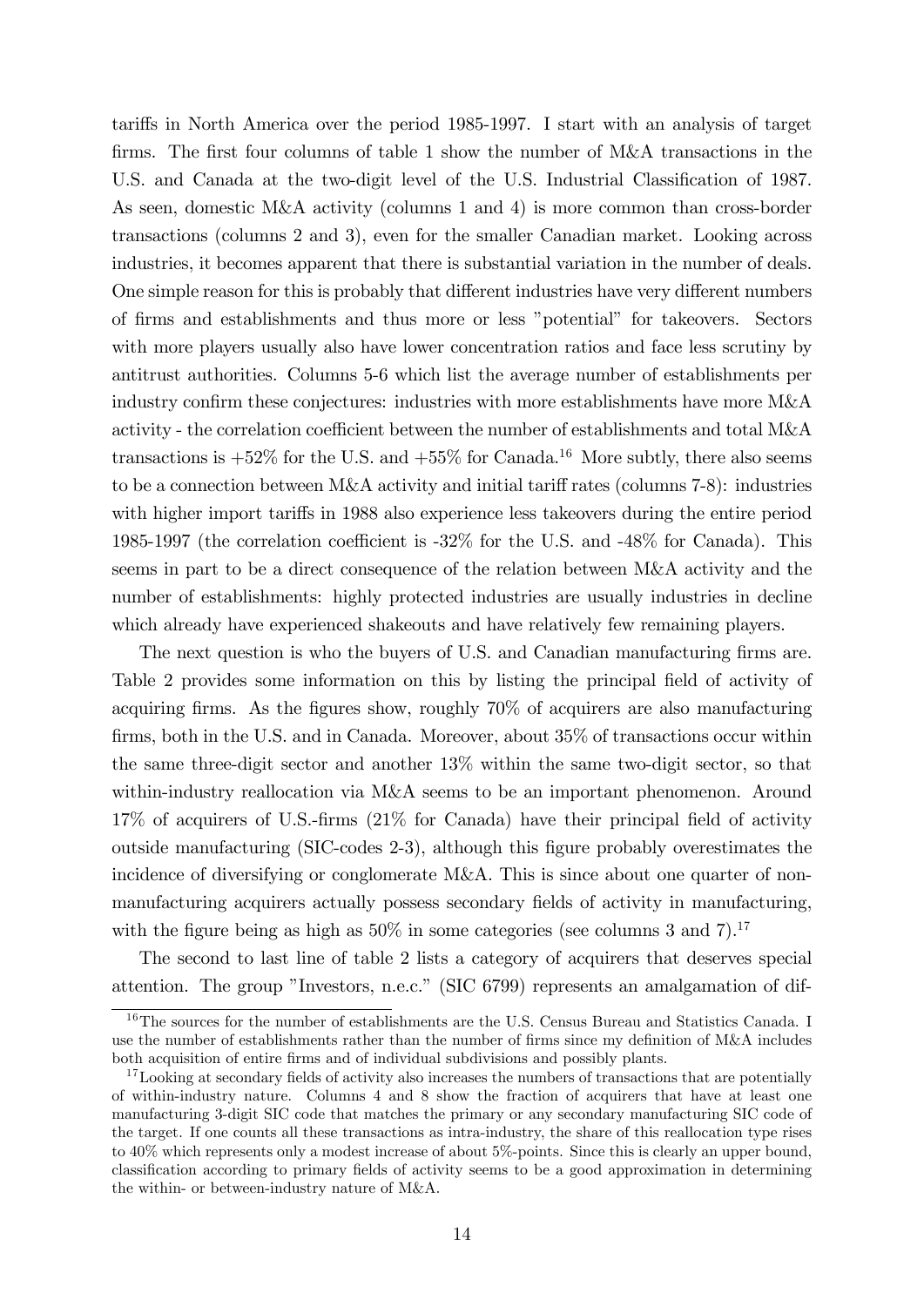tariffs in North America over the period 1985-1997. I start with an analysis of target firms. The first four columns of table 1 show the number of M&A transactions in the U.S. and Canada at the two-digit level of the U.S. Industrial Classification of 1987. As seen, domestic M&A activity (columns 1 and 4) is more common than cross-border transactions (columns 2 and 3), even for the smaller Canadian market. Looking across industries, it becomes apparent that there is substantial variation in the number of deals. One simple reason for this is probably that different industries have very different numbers of firms and establishments and thus more or less "potential" for takeovers. Sectors with more players usually also have lower concentration ratios and face less scrutiny by antitrust authorities. Columns 5-6 which list the average number of establishments per industry confirm these conjectures: industries with more establishments have more M&A activity - the correlation coefficient between the number of establishments and total M&A transactions is +52% for the U.S. and +55% for Canada.[16] More subtly, there also seems to be a connection between M&A activity and initial tariff rates (columns 7-8): industries with higher import tariffs in 1988 also experience less takeovers during the entire period 1985-1997 (the correlation coefficient is -32% for the U.S. and -48% for Canada). This seems in part to be a direct consequence of the relation between M&A activity and the number of establishments: highly protected industries are usually industries in decline which already have experienced shakeouts and have relatively few remaining players.

The next question is who the buyers of U.S. and Canadian manufacturing firms are. Table 2 provides some information on this by listing the principal field of activity of acquiring firms. As the figures show, roughly 70% of acquirers are also manufacturing firms, both in the U.S. and in Canada. Moreover, about 35% of transactions occur within the same three-digit sector and another 13% within the same two-digit sector, so that within-industry reallocation via M&A seems to be an important phenomenon. Around 17% of acquirers of U.S.-firms (21% for Canada) have their principal field of activity outside manufacturing (SIC-codes 2-3), although this figure probably overestimates the incidence of diversifying or conglomerate M&A. This is since about one quarter of non-manufacturing acquirers actually possess secondary fields of activity in manufacturing, with the figure being as high as 50% in some categories (see columns 3 and 7).[17]

The second to last line of table 2 lists a category of acquirers that deserves special attention. The group "Investors, n.e.c." (SIC 6799) represents an amalgamation of dif-

[16] The sources for the number of establishments are the U.S. Census Bureau and Statistics Canada. I use the number of establishments rather than the number of firms since my definition of M&A includes both acquisition of entire firms and of individual subdivisions and possibly plants.

[17] Looking at secondary fields of activity also increases the numbers of transactions that are potentially of within-industry nature. Columns 4 and 8 show the fraction of acquirers that have at least one manufacturing 3-digit SIC code that matches the primary or any secondary manufacturing SIC code of the target. If one counts all these transactions as intra-industry, the share of this reallocation type rises to 40% which represents only a modest increase of about 5%-points. Since this is clearly an upper bound, classification according to primary fields of activity seems to be a good approximation in determining the within- or between-industry nature of M&A.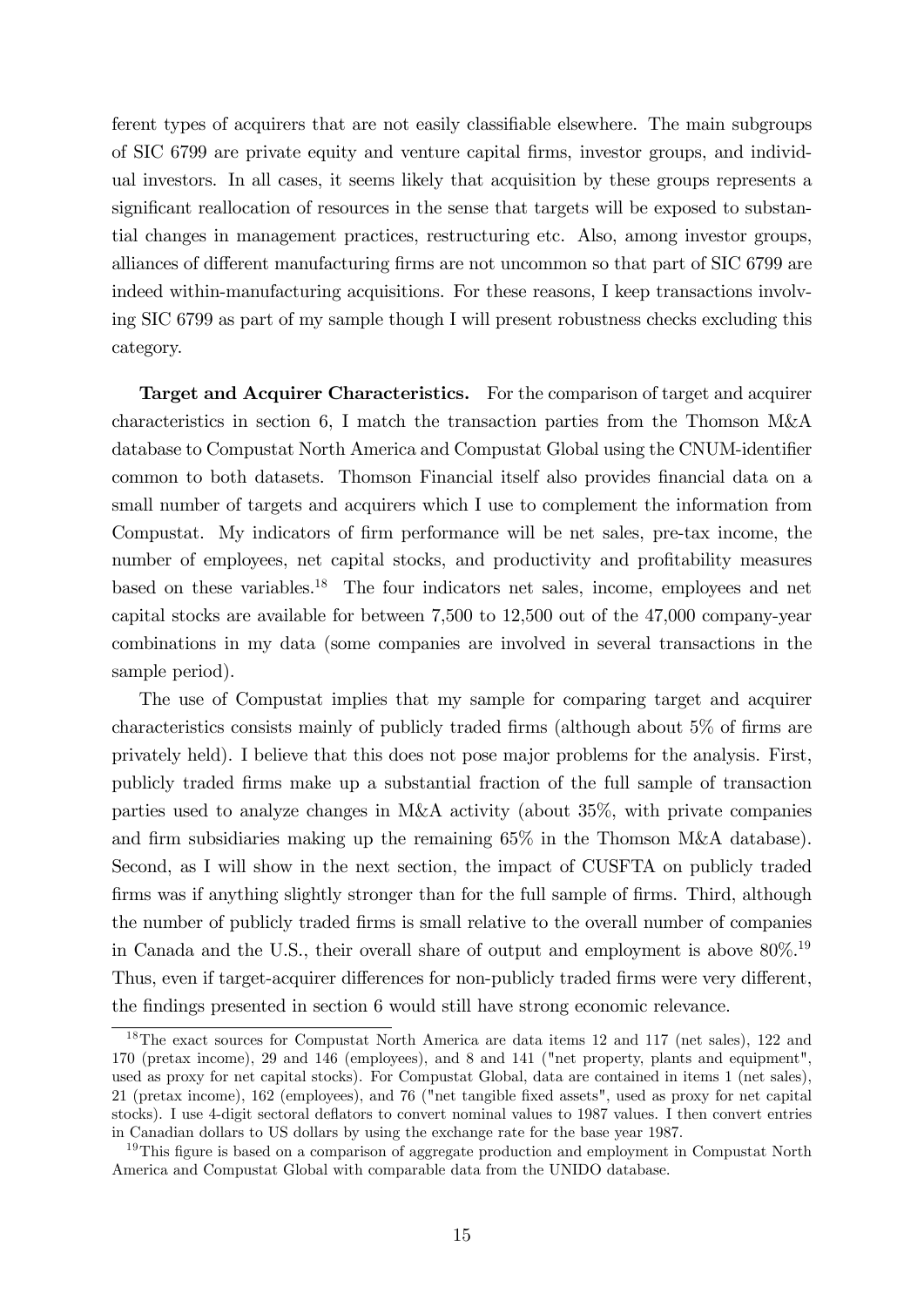ferent types of acquirers that are not easily classifiable elsewhere. The main subgroups of SIC 6799 are private equity and venture capital firms, investor groups, and individual investors. In all cases, it seems likely that acquisition by these groups represents a significant reallocation of resources in the sense that targets will be exposed to substantial changes in management practices, restructuring etc. Also, among investor groups, alliances of different manufacturing firms are not uncommon so that part of SIC 6799 are indeed within-manufacturing acquisitions. For these reasons, I keep transactions involving SIC 6799 as part of my sample though I will present robustness checks excluding this category.

**Target and Acquirer Characteristics.** For the comparison of target and acquirer characteristics in section 6, I match the transaction parties from the Thomson M&A database to Compustat North America and Compustat Global using the CNUM-identifier common to both datasets. Thomson Financial itself also provides financial data on a small number of targets and acquirers which I use to complement the information from Compustat. My indicators of firm performance will be net sales, pre-tax income, the number of employees, net capital stocks, and productivity and profitability measures based on these variables.[18] The four indicators net sales, income, employees and net capital stocks are available for between 7,500 to 12,500 out of the 47,000 company-year combinations in my data (some companies are involved in several transactions in the sample period).

The use of Compustat implies that my sample for comparing target and acquirer characteristics consists mainly of publicly traded firms (although about 5% of firms are privately held). I believe that this does not pose major problems for the analysis. First, publicly traded firms make up a substantial fraction of the full sample of transaction parties used to analyze changes in M&A activity (about 35%, with private companies and firm subsidiaries making up the remaining 65% in the Thomson M&A database). Second, as I will show in the next section, the impact of CUSFTA on publicly traded firms was if anything slightly stronger than for the full sample of firms. Third, although the number of publicly traded firms is small relative to the overall number of companies in Canada and the U.S., their overall share of output and employment is above 80%.[19] Thus, even if target-acquirer differences for non-publicly traded firms were very different, the findings presented in section 6 would still have strong economic relevance.

[18] The exact sources for Compustat North America are data items 12 and 117 (net sales), 122 and 170 (pretax income), 29 and 146 (employees), and 8 and 141 ("net property, plants and equipment", used as proxy for net capital stocks). For Compustat Global, data are contained in items 1 (net sales), 21 (pretax income), 162 (employees), and 76 ("net tangible fixed assets", used as proxy for net capital stocks). I use 4-digit sectoral deflators to convert nominal values to 1987 values. I then convert entries in Canadian dollars to US dollars by using the exchange rate for the base year 1987.

[19] This figure is based on a comparison of aggregate production and employment in Compustat North America and Compustat Global with comparable data from the UNIDO database.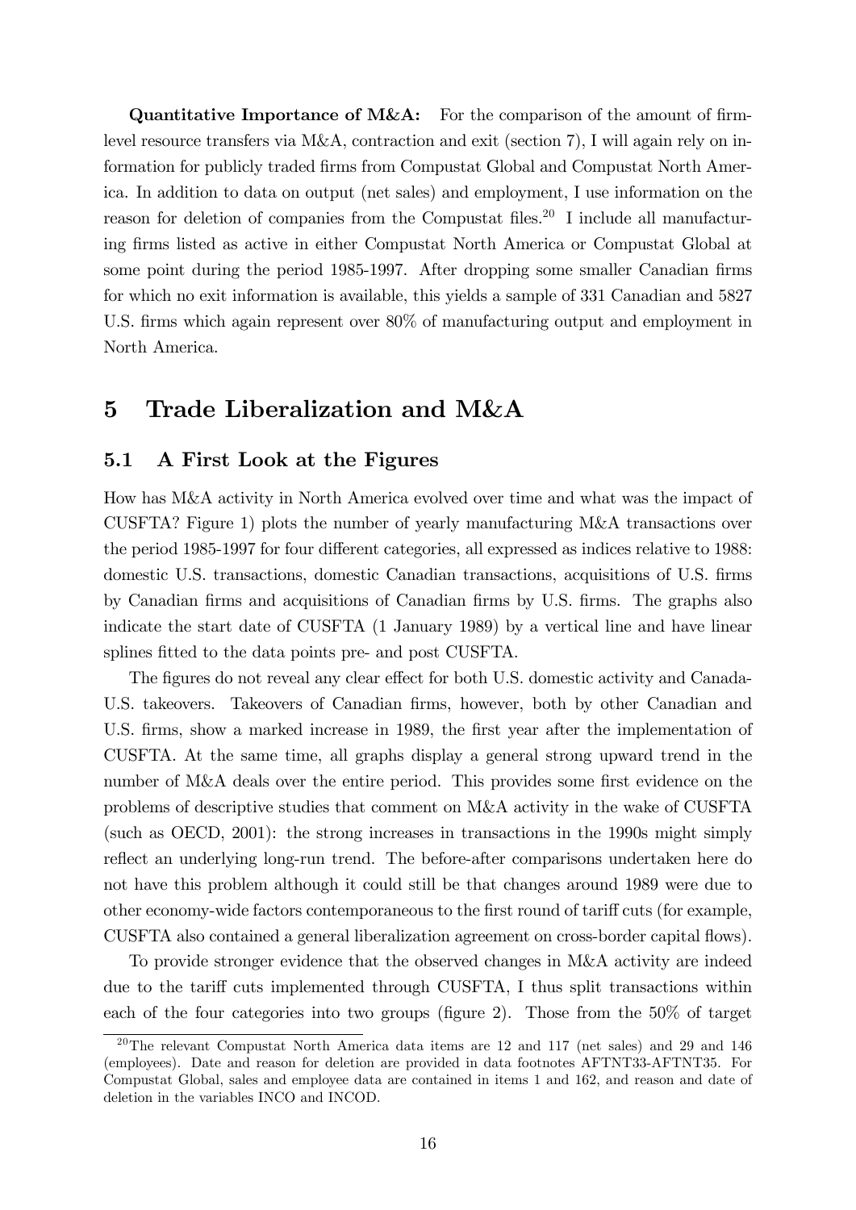**Quantitative Importance of M&A:** For the comparison of the amount of firm-level resource transfers via M&A, contraction and exit (section 7), I will again rely on information for publicly traded firms from Compustat Global and Compustat North America. In addition to data on output (net sales) and employment, I use information on the reason for deletion of companies from the Compustat files.[20] I include all manufacturing firms listed as active in either Compustat North America or Compustat Global at some point during the period 1985-1997. After dropping some smaller Canadian firms for which no exit information is available, this yields a sample of 331 Canadian and 5827 U.S. firms which again represent over 80% of manufacturing output and employment in North America.

# 5 Trade Liberalization and M&A

## 5.1 A First Look at the Figures

How has M&A activity in North America evolved over time and what was the impact of CUSFTA? Figure 1) plots the number of yearly manufacturing M&A transactions over the period 1985-1997 for four different categories, all expressed as indices relative to 1988: domestic U.S. transactions, domestic Canadian transactions, acquisitions of U.S. firms by Canadian firms and acquisitions of Canadian firms by U.S. firms. The graphs also indicate the start date of CUSFTA (1 January 1989) by a vertical line and have linear splines fitted to the data points pre- and post CUSFTA.

The figures do not reveal any clear effect for both U.S. domestic activity and Canada-U.S. takeovers. Takeovers of Canadian firms, however, both by other Canadian and U.S. firms, show a marked increase in 1989, the first year after the implementation of CUSFTA. At the same time, all graphs display a general strong upward trend in the number of M&A deals over the entire period. This provides some first evidence on the problems of descriptive studies that comment on M&A activity in the wake of CUSFTA (such as OECD, 2001): the strong increases in transactions in the 1990s might simply reflect an underlying long-run trend. The before-after comparisons undertaken here do not have this problem although it could still be that changes around 1989 were due to other economy-wide factors contemporaneous to the first round of tariff cuts (for example, CUSFTA also contained a general liberalization agreement on cross-border capital flows).

To provide stronger evidence that the observed changes in M&A activity are indeed due to the tariff cuts implemented through CUSFTA, I thus split transactions within each of the four categories into two groups (figure 2). Those from the 50% of target

[20] The relevant Compustat North America data items are 12 and 117 (net sales) and 29 and 146 (employees). Date and reason for deletion are provided in data footnotes AFTNT33-AFTNT35. For Compustat Global, sales and employee data are contained in items 1 and 162, and reason and date of deletion in the variables INCO and INCOD.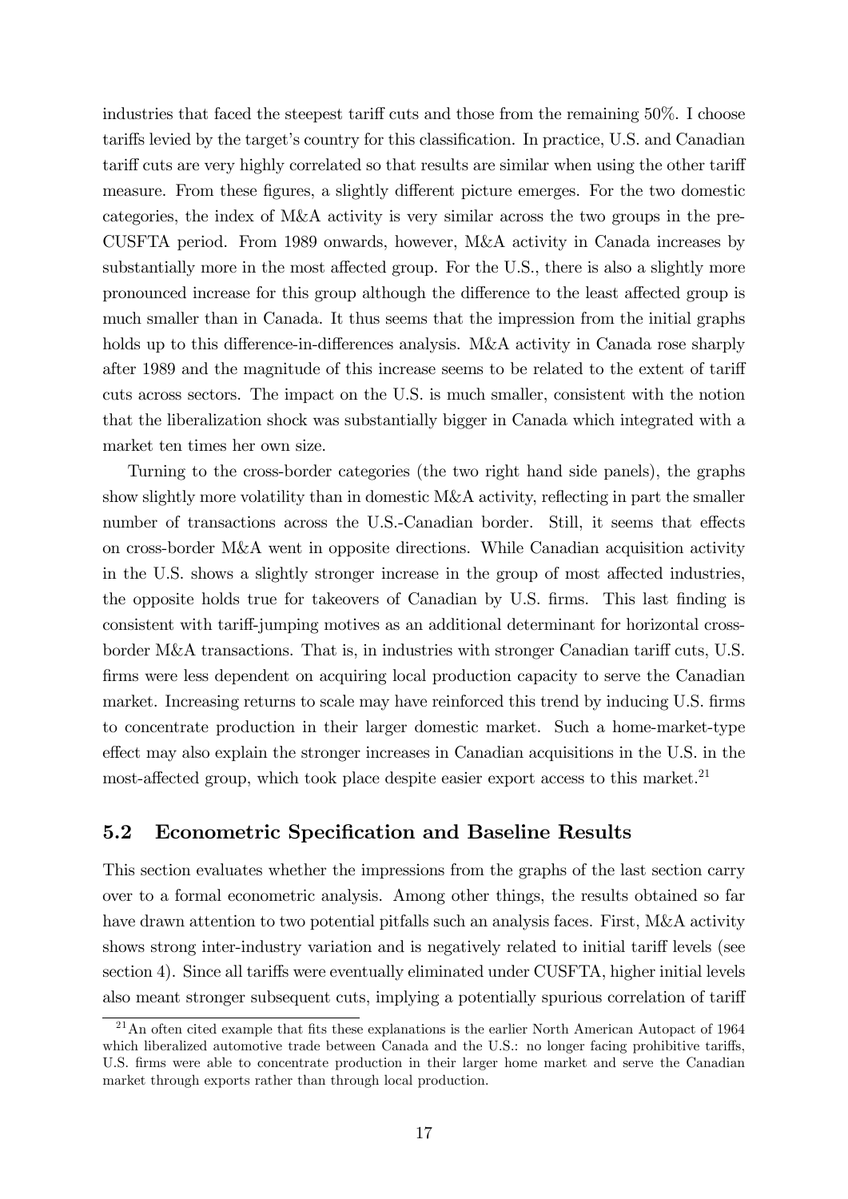industries that faced the steepest tariff cuts and those from the remaining 50%. I choose tariffs levied by the target's country for this classification. In practice, U.S. and Canadian tariff cuts are very highly correlated so that results are similar when using the other tariff measure. From these figures, a slightly different picture emerges. For the two domestic categories, the index of M&A activity is very similar across the two groups in the pre-CUSFTA period. From 1989 onwards, however, M&A activity in Canada increases by substantially more in the most affected group. For the U.S., there is also a slightly more pronounced increase for this group although the difference to the least affected group is much smaller than in Canada. It thus seems that the impression from the initial graphs holds up to this difference-in-differences analysis. M&A activity in Canada rose sharply after 1989 and the magnitude of this increase seems to be related to the extent of tariff cuts across sectors. The impact on the U.S. is much smaller, consistent with the notion that the liberalization shock was substantially bigger in Canada which integrated with a market ten times her own size.

Turning to the cross-border categories (the two right hand side panels), the graphs show slightly more volatility than in domestic M&A activity, reflecting in part the smaller number of transactions across the U.S.-Canadian border. Still, it seems that effects on cross-border M&A went in opposite directions. While Canadian acquisition activity in the U.S. shows a slightly stronger increase in the group of most affected industries, the opposite holds true for takeovers of Canadian by U.S. firms. This last finding is consistent with tariff-jumping motives as an additional determinant for horizontal cross-border M&A transactions. That is, in industries with stronger Canadian tariff cuts, U.S. firms were less dependent on acquiring local production capacity to serve the Canadian market. Increasing returns to scale may have reinforced this trend by inducing U.S. firms to concentrate production in their larger domestic market. Such a home-market-type effect may also explain the stronger increases in Canadian acquisitions in the U.S. in the most-affected group, which took place despite easier export access to this market.[21]

## 5.2 Econometric Specification and Baseline Results

This section evaluates whether the impressions from the graphs of the last section carry over to a formal econometric analysis. Among other things, the results obtained so far have drawn attention to two potential pitfalls such an analysis faces. First, M&A activity shows strong inter-industry variation and is negatively related to initial tariff levels (see section 4). Since all tariffs were eventually eliminated under CUSFTA, higher initial levels also meant stronger subsequent cuts, implying a potentially spurious correlation of tariff

[21] An often cited example that fits these explanations is the earlier North American Autopact of 1964 which liberalized automotive trade between Canada and the U.S.: no longer facing prohibitive tariffs, U.S. firms were able to concentrate production in their larger home market and serve the Canadian market through exports rather than through local production.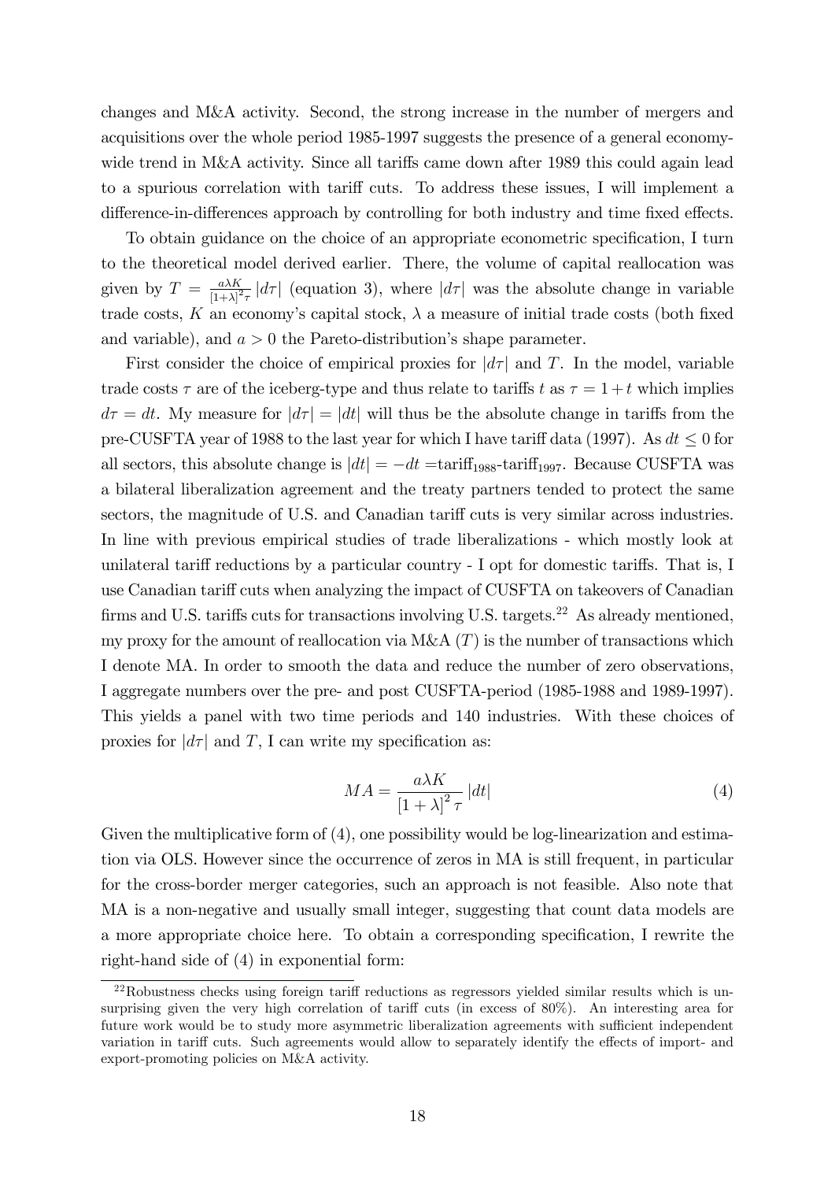changes and M&A activity. Second, the strong increase in the number of mergers and acquisitions over the whole period 1985-1997 suggests the presence of a general economy-wide trend in M&A activity. Since all tariffs came down after 1989 this could again lead to a spurious correlation with tariff cuts. To address these issues, I will implement a difference-in-differences approach by controlling for both industry and time fixed effects.

To obtain guidance on the choice of an appropriate econometric specification, I turn to the theoretical model derived earlier. There, the volume of capital reallocation was given by $T = \frac{a\lambda K}{[1+\lambda]^2 \tau} |d\tau|$ (equation 3), where $|d\tau|$ was the absolute change in variable trade costs, $K$ an economy's capital stock, $\lambda$ a measure of initial trade costs (both fixed and variable), and $a > 0$ the Pareto-distribution's shape parameter.

First consider the choice of empirical proxies for $|d\tau|$ and $T$. In the model, variable trade costs $\tau$ are of the iceberg-type and thus relate to tariffs $t$ as $\tau = 1 + t$ which implies $d\tau = dt$. My measure for $|d\tau| = |dt|$ will thus be the absolute change in tariffs from the pre-CUSFTA year of 1988 to the last year for which I have tariff data (1997). As $dt \leq 0$ for all sectors, this absolute change is $|dt| = -dt = \text{tariff}_{1988}\text{-tariff}_{1997}$. Because CUSFTA was a bilateral liberalization agreement and the treaty partners tended to protect the same sectors, the magnitude of U.S. and Canadian tariff cuts is very similar across industries. In line with previous empirical studies of trade liberalizations - which mostly look at unilateral tariff reductions by a particular country - I opt for domestic tariffs. That is, I use Canadian tariff cuts when analyzing the impact of CUSFTA on takeovers of Canadian firms and U.S. tariffs cuts for transactions involving U.S. targets.[22] As already mentioned, my proxy for the amount of reallocation via M&A ($T$) is the number of transactions which I denote MA. In order to smooth the data and reduce the number of zero observations, I aggregate numbers over the pre- and post CUSFTA-period (1985-1988 and 1989-1997). This yields a panel with two time periods and 140 industries. With these choices of proxies for $|d\tau|$ and $T$, I can write my specification as:

$$MA = \frac{a\lambda K}{[1+\lambda]^2 \tau} |dt| \tag{4}$$

Given the multiplicative form of (4), one possibility would be log-linearization and estimation via OLS. However since the occurrence of zeros in MA is still frequent, in particular for the cross-border merger categories, such an approach is not feasible. Also note that MA is a non-negative and usually small integer, suggesting that count data models are a more appropriate choice here. To obtain a corresponding specification, I rewrite the right-hand side of (4) in exponential form:

[22] Robustness checks using foreign tariff reductions as regressors yielded similar results which is unsurprising given the very high correlation of tariff cuts (in excess of 80%). An interesting area for future work would be to study more asymmetric liberalization agreements with sufficient independent variation in tariff cuts. Such agreements would allow to separately identify the effects of import- and export-promoting policies on M&A activity.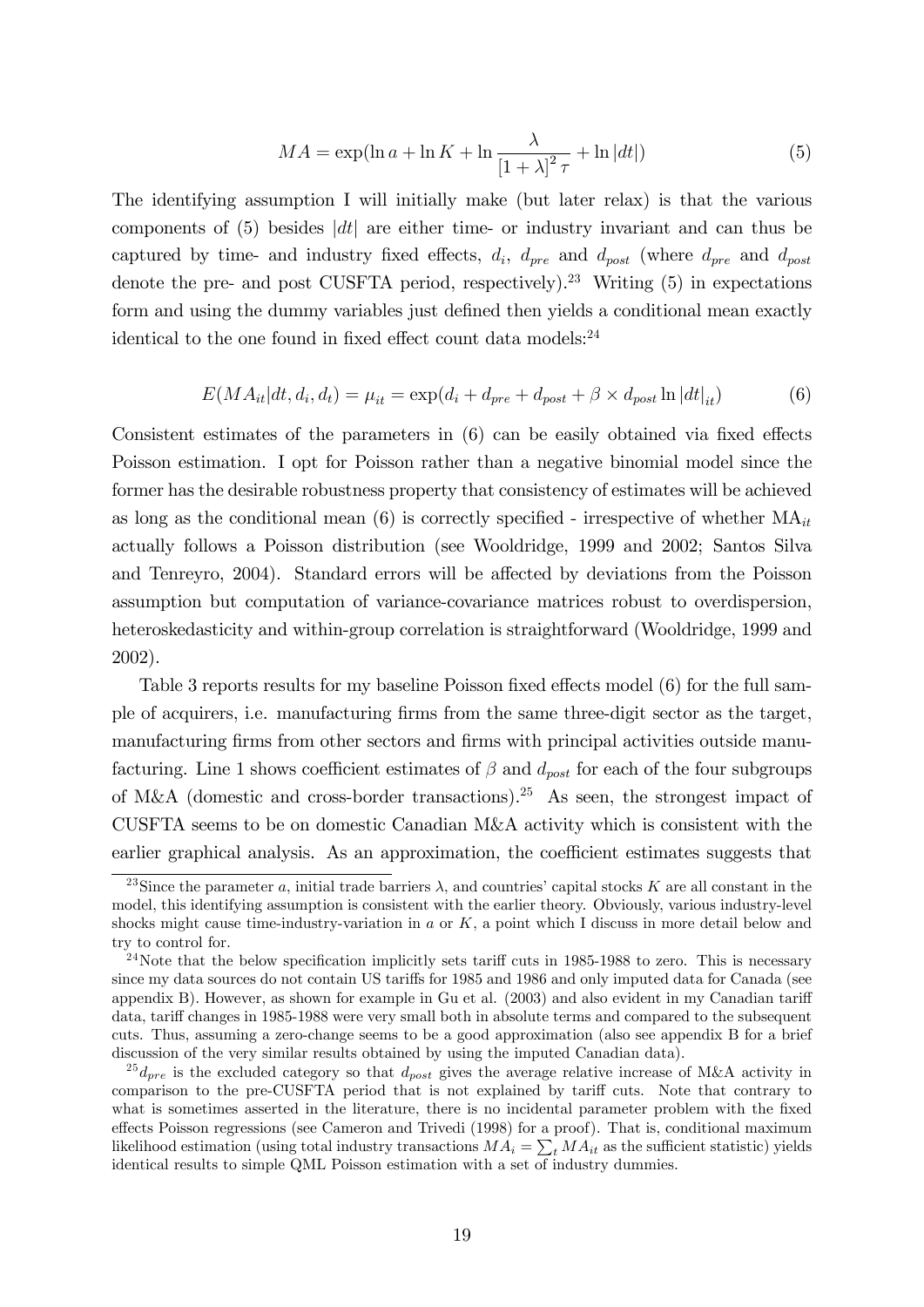$$MA = \exp(\ln a + \ln K + \ln \frac{\lambda}{[1+\lambda]^2 \tau} + \ln |dt|) \tag{5}$$

The identifying assumption I will initially make (but later relax) is that the various components of (5) besides $|dt|$ are either time- or industry invariant and can thus be captured by time- and industry fixed effects, $d_i$, $d_{pre}$ and $d_{post}$ (where $d_{pre}$ and $d_{post}$ denote the pre- and post CUSFTA period, respectively).[23] Writing (5) in expectations form and using the dummy variables just defined then yields a conditional mean exactly identical to the one found in fixed effect count data models:[24]

$$E(MA_{it}|dt, d_i, d_t) = \mu_{it} = \exp(d_i + d_{pre} + d_{post} + \beta \times d_{post} \ln |dt|_{it}) \tag{6}$$

Consistent estimates of the parameters in (6) can be easily obtained via fixed effects Poisson estimation. I opt for Poisson rather than a negative binomial model since the former has the desirable robustness property that consistency of estimates will be achieved as long as the conditional mean (6) is correctly specified - irrespective of whether $\text{MA}_{it}$ actually follows a Poisson distribution (see Wooldridge, 1999 and 2002; Santos Silva and Tenreyro, 2004). Standard errors will be affected by deviations from the Poisson assumption but computation of variance-covariance matrices robust to overdispersion, heteroskedasticity and within-group correlation is straightforward (Wooldridge, 1999 and 2002).

Table 3 reports results for my baseline Poisson fixed effects model (6) for the full sample of acquirers, i.e. manufacturing firms from the same three-digit sector as the target, manufacturing firms from other sectors and firms with principal activities outside manufacturing. Line 1 shows coefficient estimates of $\beta$ and $d_{post}$ for each of the four subgroups of M&A (domestic and cross-border transactions).[25] As seen, the strongest impact of CUSFTA seems to be on domestic Canadian M&A activity which is consistent with the earlier graphical analysis. As an approximation, the coefficient estimates suggests that

---

[23] Since the parameter $a$, initial trade barriers $\lambda$, and countries' capital stocks $K$ are all constant in the model, this identifying assumption is consistent with the earlier theory. Obviously, various industry-level shocks might cause time-industry-variation in $a$ or $K$, a point which I discuss in more detail below and try to control for.

[24] Note that the below specification implicitly sets tariff cuts in 1985-1988 to zero. This is necessary since my data sources do not contain US tariffs for 1985 and 1986 and only imputed data for Canada (see appendix B). However, as shown for example in Gu et al. (2003) and also evident in my Canadian tariff data, tariff changes in 1985-1988 were very small both in absolute terms and compared to the subsequent cuts. Thus, assuming a zero-change seems to be a good approximation (also see appendix B for a brief discussion of the very similar results obtained by using the imputed Canadian data).

[25] $d_{pre}$ is the excluded category so that $d_{post}$ gives the average relative increase of M&A activity in comparison to the pre-CUSFTA period that is not explained by tariff cuts. Note that contrary to what is sometimes asserted in the literature, there is no incidental parameter problem with the fixed effects Poisson regressions (see Cameron and Trivedi (1998) for a proof). That is, conditional maximum likelihood estimation (using total industry transactions $MA_i = \sum_t MA_{it}$ as the sufficient statistic) yields identical results to simple QML Poisson estimation with a set of industry dummies.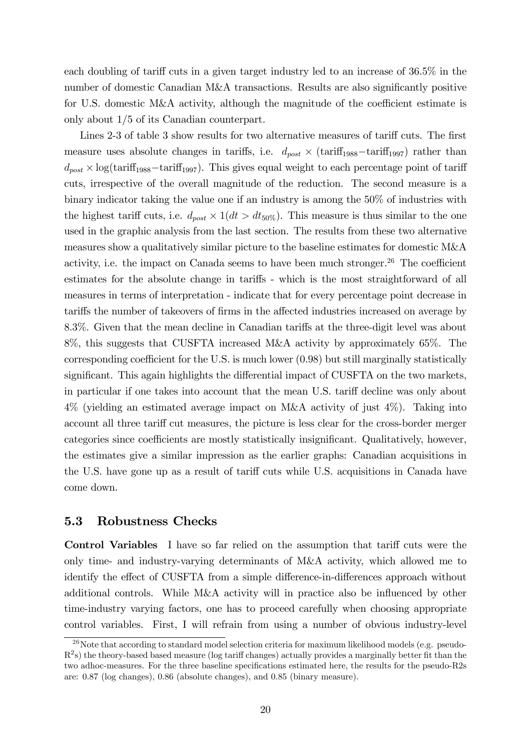each doubling of tariff cuts in a given target industry led to an increase of 36.5% in the number of domestic Canadian M&A transactions. Results are also significantly positive for U.S. domestic M&A activity, although the magnitude of the coefficient estimate is only about 1/5 of its Canadian counterpart.

Lines 2-3 of table 3 show results for two alternative measures of tariff cuts. The first measure uses absolute changes in tariffs, i.e. $d_{post} \times (\text{tariff}_{1988} - \text{tariff}_{1997})$ rather than $d_{post} \times \log(\text{tariff}_{1988} - \text{tariff}_{1997})$. This gives equal weight to each percentage point of tariff cuts, irrespective of the overall magnitude of the reduction. The second measure is a binary indicator taking the value one if an industry is among the 50% of industries with the highest tariff cuts, i.e. $d_{post} \times 1(dt > dt_{50\%})$. This measure is thus similar to the one used in the graphic analysis from the last section. The results from these two alternative measures show a qualitatively similar picture to the baseline estimates for domestic M&A activity, i.e. the impact on Canada seems to have been much stronger.[26] The coefficient estimates for the absolute change in tariffs - which is the most straightforward of all measures in terms of interpretation - indicate that for every percentage point decrease in tariffs the number of takeovers of firms in the affected industries increased on average by 8.3%. Given that the mean decline in Canadian tariffs at the three-digit level was about 8%, this suggests that CUSFTA increased M&A activity by approximately 65%. The corresponding coefficient for the U.S. is much lower (0.98) but still marginally statistically significant. This again highlights the differential impact of CUSFTA on the two markets, in particular if one takes into account that the mean U.S. tariff decline was only about 4% (yielding an estimated average impact on M&A activity of just 4%). Taking into account all three tariff cut measures, the picture is less clear for the cross-border merger categories since coefficients are mostly statistically insignificant. Qualitatively, however, the estimates give a similar impression as the earlier graphs: Canadian acquisitions in the U.S. have gone up as a result of tariff cuts while U.S. acquisitions in Canada have come down.

## 5.3 Robustness Checks

**Control Variables** I have so far relied on the assumption that tariff cuts were the only time- and industry-varying determinants of M&A activity, which allowed me to identify the effect of CUSFTA from a simple difference-in-differences approach without additional controls. While M&A activity will in practice also be influenced by other time-industry varying factors, one has to proceed carefully when choosing appropriate control variables. First, I will refrain from using a number of obvious industry-level

[26] Note that according to standard model selection criteria for maximum likelihood models (e.g. pseudo-$R^2$s) the theory-based based measure (log tariff changes) actually provides a marginally better fit than the two adhoc-measures. For the three baseline specifications estimated here, the results for the pseudo-R2s are: 0.87 (log changes), 0.86 (absolute changes), and 0.85 (binary measure).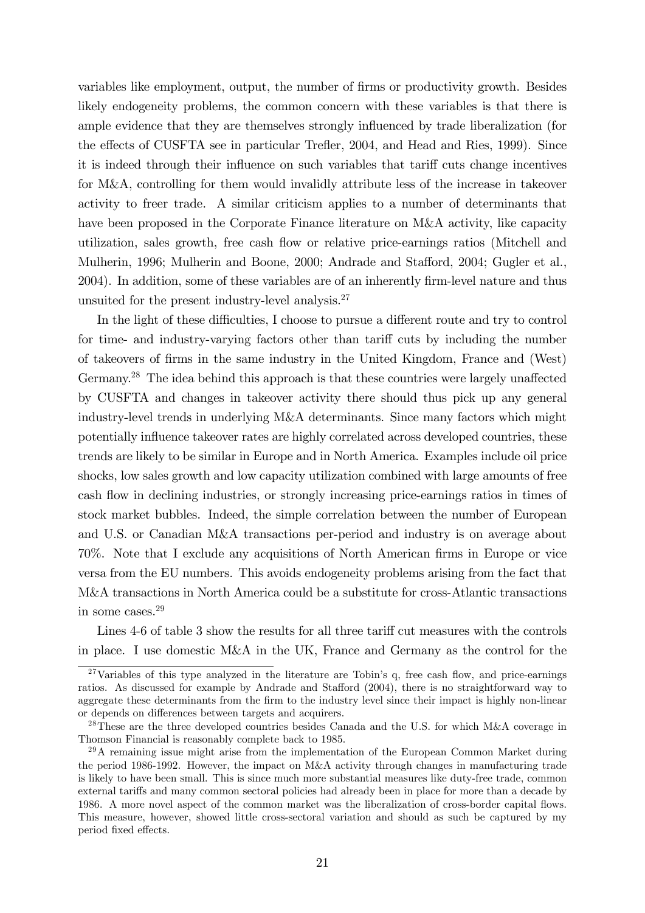variables like employment, output, the number of firms or productivity growth. Besides likely endogeneity problems, the common concern with these variables is that there is ample evidence that they are themselves strongly influenced by trade liberalization (for the effects of CUSFTA see in particular Trefler, 2004, and Head and Ries, 1999). Since it is indeed through their influence on such variables that tariff cuts change incentives for M&A, controlling for them would invalidly attribute less of the increase in takeover activity to freer trade. A similar criticism applies to a number of determinants that have been proposed in the Corporate Finance literature on M&A activity, like capacity utilization, sales growth, free cash flow or relative price-earnings ratios (Mitchell and Mulherin, 1996; Mulherin and Boone, 2000; Andrade and Stafford, 2004; Gugler et al., 2004). In addition, some of these variables are of an inherently firm-level nature and thus unsuited for the present industry-level analysis.[27]

In the light of these difficulties, I choose to pursue a different route and try to control for time- and industry-varying factors other than tariff cuts by including the number of takeovers of firms in the same industry in the United Kingdom, France and (West) Germany.[28] The idea behind this approach is that these countries were largely unaffected by CUSFTA and changes in takeover activity there should thus pick up any general industry-level trends in underlying M&A determinants. Since many factors which might potentially influence takeover rates are highly correlated across developed countries, these trends are likely to be similar in Europe and in North America. Examples include oil price shocks, low sales growth and low capacity utilization combined with large amounts of free cash flow in declining industries, or strongly increasing price-earnings ratios in times of stock market bubbles. Indeed, the simple correlation between the number of European and U.S. or Canadian M&A transactions per-period and industry is on average about 70%. Note that I exclude any acquisitions of North American firms in Europe or vice versa from the EU numbers. This avoids endogeneity problems arising from the fact that M&A transactions in North America could be a substitute for cross-Atlantic transactions in some cases.[29]

Lines 4-6 of table 3 show the results for all three tariff cut measures with the controls in place. I use domestic M&A in the UK, France and Germany as the control for the

[27] Variables of this type analyzed in the literature are Tobin's q, free cash flow, and price-earnings ratios. As discussed for example by Andrade and Stafford (2004), there is no straightforward way to aggregate these determinants from the firm to the industry level since their impact is highly non-linear or depends on differences between targets and acquirers.

[28] These are the three developed countries besides Canada and the U.S. for which M&A coverage in Thomson Financial is reasonably complete back to 1985.

[29] A remaining issue might arise from the implementation of the European Common Market during the period 1986-1992. However, the impact on M&A activity through changes in manufacturing trade is likely to have been small. This is since much more substantial measures like duty-free trade, common external tariffs and many common sectoral policies had already been in place for more than a decade by 1986. A more novel aspect of the common market was the liberalization of cross-border capital flows. This measure, however, showed little cross-sectoral variation and should as such be captured by my period fixed effects.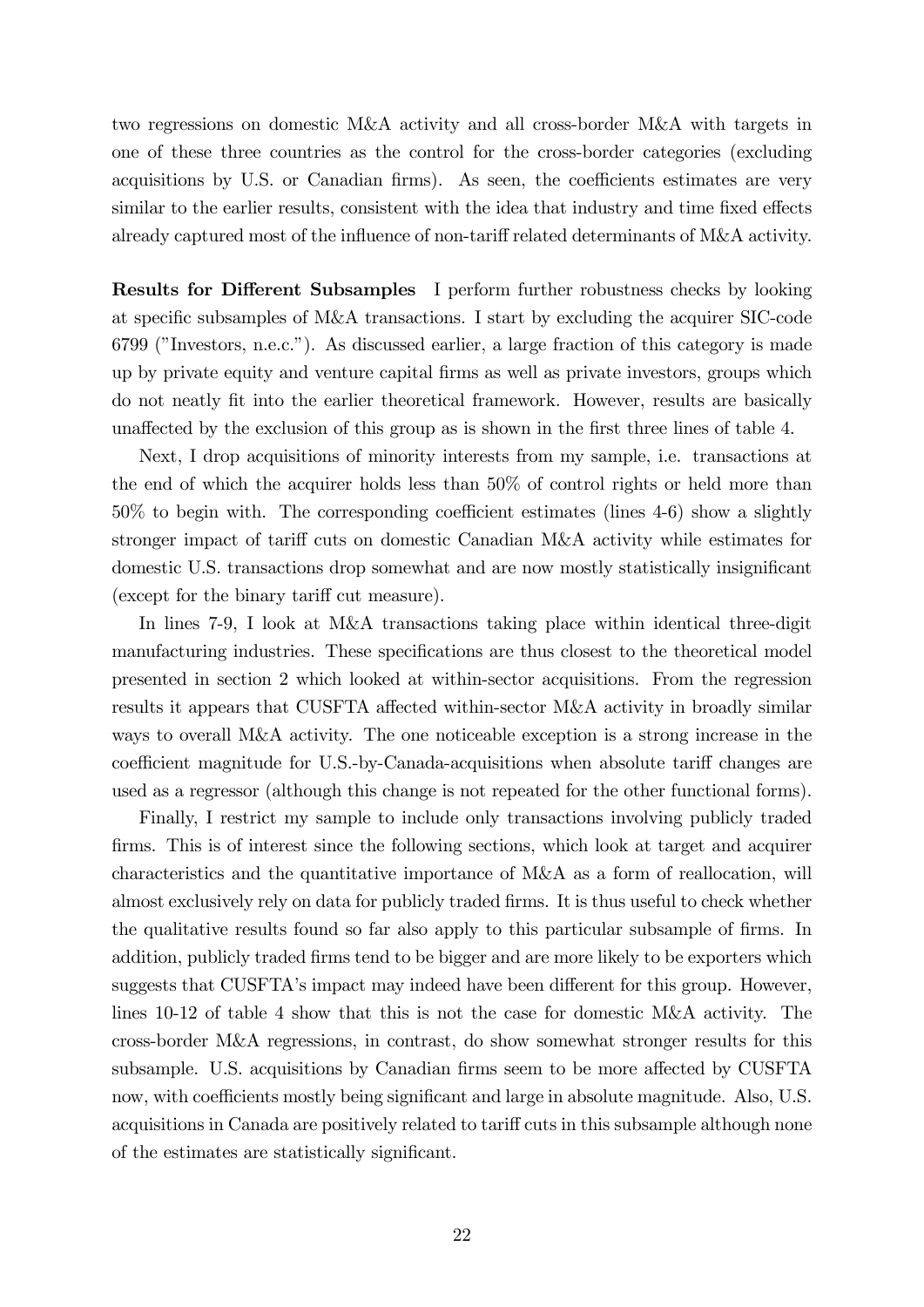two regressions on domestic M&A activity and all cross-border M&A with targets in one of these three countries as the control for the cross-border categories (excluding acquisitions by U.S. or Canadian firms). As seen, the coefficients estimates are very similar to the earlier results, consistent with the idea that industry and time fixed effects already captured most of the influence of non-tariff related determinants of M&A activity.

**Results for Different Subsamples** I perform further robustness checks by looking at specific subsamples of M&A transactions. I start by excluding the acquirer SIC-code 6799 ("Investors, n.e.c."). As discussed earlier, a large fraction of this category is made up by private equity and venture capital firms as well as private investors, groups which do not neatly fit into the earlier theoretical framework. However, results are basically unaffected by the exclusion of this group as is shown in the first three lines of table 4.

Next, I drop acquisitions of minority interests from my sample, i.e. transactions at the end of which the acquirer holds less than 50% of control rights or held more than 50% to begin with. The corresponding coefficient estimates (lines 4-6) show a slightly stronger impact of tariff cuts on domestic Canadian M&A activity while estimates for domestic U.S. transactions drop somewhat and are now mostly statistically insignificant (except for the binary tariff cut measure).

In lines 7-9, I look at M&A transactions taking place within identical three-digit manufacturing industries. These specifications are thus closest to the theoretical model presented in section 2 which looked at within-sector acquisitions. From the regression results it appears that CUSFTA affected within-sector M&A activity in broadly similar ways to overall M&A activity. The one noticeable exception is a strong increase in the coefficient magnitude for U.S.-by-Canada-acquisitions when absolute tariff changes are used as a regressor (although this change is not repeated for the other functional forms).

Finally, I restrict my sample to include only transactions involving publicly traded firms. This is of interest since the following sections, which look at target and acquirer characteristics and the quantitative importance of M&A as a form of reallocation, will almost exclusively rely on data for publicly traded firms. It is thus useful to check whether the qualitative results found so far also apply to this particular subsample of firms. In addition, publicly traded firms tend to be bigger and are more likely to be exporters which suggests that CUSFTA's impact may indeed have been different for this group. However, lines 10-12 of table 4 show that this is not the case for domestic M&A activity. The cross-border M&A regressions, in contrast, do show somewhat stronger results for this subsample. U.S. acquisitions by Canadian firms seem to be more affected by CUSFTA now, with coefficients mostly being significant and large in absolute magnitude. Also, U.S. acquisitions in Canada are positively related to tariff cuts in this subsample although none of the estimates are statistically significant.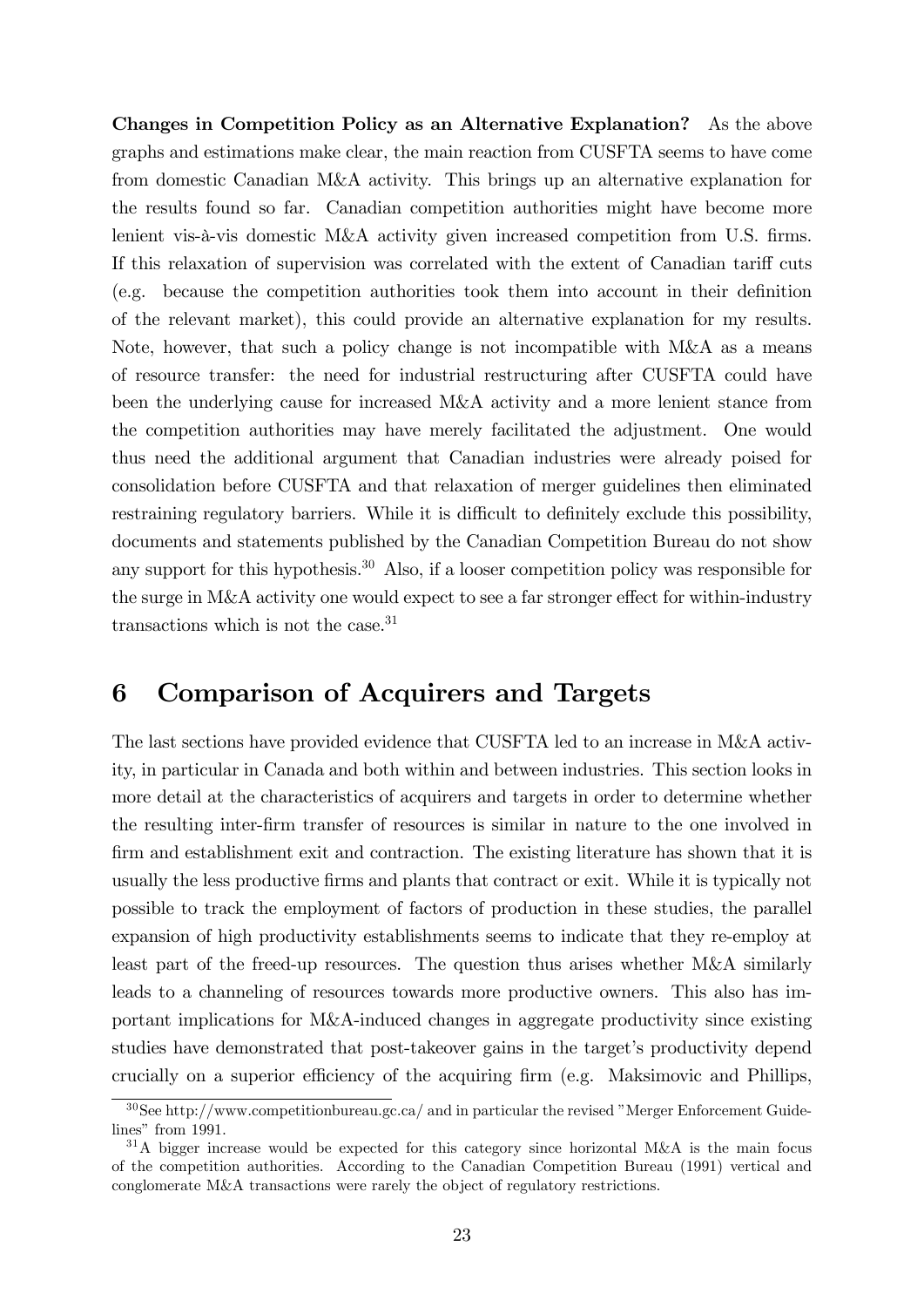**Changes in Competition Policy as an Alternative Explanation?** As the above graphs and estimations make clear, the main reaction from CUSFTA seems to have come from domestic Canadian M&A activity. This brings up an alternative explanation for the results found so far. Canadian competition authorities might have become more lenient vis-à-vis domestic M&A activity given increased competition from U.S. firms. If this relaxation of supervision was correlated with the extent of Canadian tariff cuts (e.g. because the competition authorities took them into account in their definition of the relevant market), this could provide an alternative explanation for my results. Note, however, that such a policy change is not incompatible with M&A as a means of resource transfer: the need for industrial restructuring after CUSFTA could have been the underlying cause for increased M&A activity and a more lenient stance from the competition authorities may have merely facilitated the adjustment. One would thus need the additional argument that Canadian industries were already poised for consolidation before CUSFTA and that relaxation of merger guidelines then eliminated restraining regulatory barriers. While it is difficult to definitely exclude this possibility, documents and statements published by the Canadian Competition Bureau do not show any support for this hypothesis.[30] Also, if a looser competition policy was responsible for the surge in M&A activity one would expect to see a far stronger effect for within-industry transactions which is not the case.[31]

# 6 Comparison of Acquirers and Targets

The last sections have provided evidence that CUSFTA led to an increase in M&A activity, in particular in Canada and both within and between industries. This section looks in more detail at the characteristics of acquirers and targets in order to determine whether the resulting inter-firm transfer of resources is similar in nature to the one involved in firm and establishment exit and contraction. The existing literature has shown that it is usually the less productive firms and plants that contract or exit. While it is typically not possible to track the employment of factors of production in these studies, the parallel expansion of high productivity establishments seems to indicate that they re-employ at least part of the freed-up resources. The question thus arises whether M&A similarly leads to a channeling of resources towards more productive owners. This also has important implications for M&A-induced changes in aggregate productivity since existing studies have demonstrated that post-takeover gains in the target's productivity depend crucially on a superior efficiency of the acquiring firm (e.g. Maksimovic and Phillips,

---

[30] See http://www.competitionbureau.gc.ca/ and in particular the revised "Merger Enforcement Guidelines" from 1991.

[31] A bigger increase would be expected for this category since horizontal M&A is the main focus of the competition authorities. According to the Canadian Competition Bureau (1991) vertical and conglomerate M&A transactions were rarely the object of regulatory restrictions.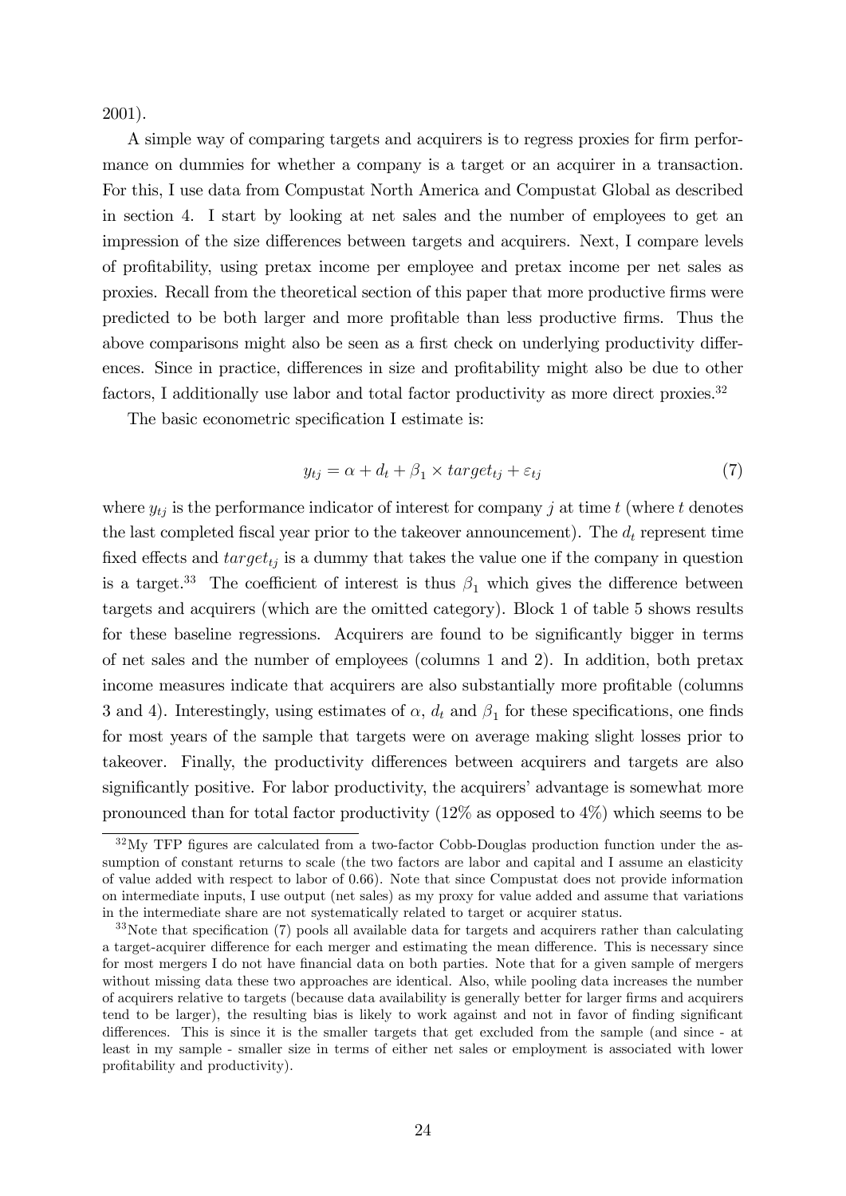2001).

A simple way of comparing targets and acquirers is to regress proxies for firm performance on dummies for whether a company is a target or an acquirer in a transaction. For this, I use data from Compustat North America and Compustat Global as described in section 4. I start by looking at net sales and the number of employees to get an impression of the size differences between targets and acquirers. Next, I compare levels of profitability, using pretax income per employee and pretax income per net sales as proxies. Recall from the theoretical section of this paper that more productive firms were predicted to be both larger and more profitable than less productive firms. Thus the above comparisons might also be seen as a first check on underlying productivity differences. Since in practice, differences in size and profitability might also be due to other factors, I additionally use labor and total factor productivity as more direct proxies.[32]

The basic econometric specification I estimate is:

$$y_{tj} = \alpha + d_t + \beta_1 \times target_{tj} + \varepsilon_{tj} \tag{7}$$

where $y_{tj}$ is the performance indicator of interest for company $j$ at time $t$ (where $t$ denotes the last completed fiscal year prior to the takeover announcement). The $d_t$ represent time fixed effects and $target_{tj}$ is a dummy that takes the value one if the company in question is a target.[33] The coefficient of interest is thus $\beta_1$ which gives the difference between targets and acquirers (which are the omitted category). Block 1 of table 5 shows results for these baseline regressions. Acquirers are found to be significantly bigger in terms of net sales and the number of employees (columns 1 and 2). In addition, both pretax income measures indicate that acquirers are also substantially more profitable (columns 3 and 4). Interestingly, using estimates of $\alpha$, $d_t$ and $\beta_1$ for these specifications, one finds for most years of the sample that targets were on average making slight losses prior to takeover. Finally, the productivity differences between acquirers and targets are also significantly positive. For labor productivity, the acquirers' advantage is somewhat more pronounced than for total factor productivity (12% as opposed to 4%) which seems to be

[32] My TFP figures are calculated from a two-factor Cobb-Douglas production function under the assumption of constant returns to scale (the two factors are labor and capital and I assume an elasticity of value added with respect to labor of 0.66). Note that since Compustat does not provide information on intermediate inputs, I use output (net sales) as my proxy for value added and assume that variations in the intermediate share are not systematically related to target or acquirer status.

[33] Note that specification (7) pools all available data for targets and acquirers rather than calculating a target-acquirer difference for each merger and estimating the mean difference. This is necessary since for most mergers I do not have financial data on both parties. Note that for a given sample of mergers without missing data these two approaches are identical. Also, while pooling data increases the number of acquirers relative to targets (because data availability is generally better for larger firms and acquirers tend to be larger), the resulting bias is likely to work against and not in favor of finding significant differences. This is since it is the smaller targets that get excluded from the sample (and since - at least in my sample - smaller size in terms of either net sales or employment is associated with lower profitability and productivity).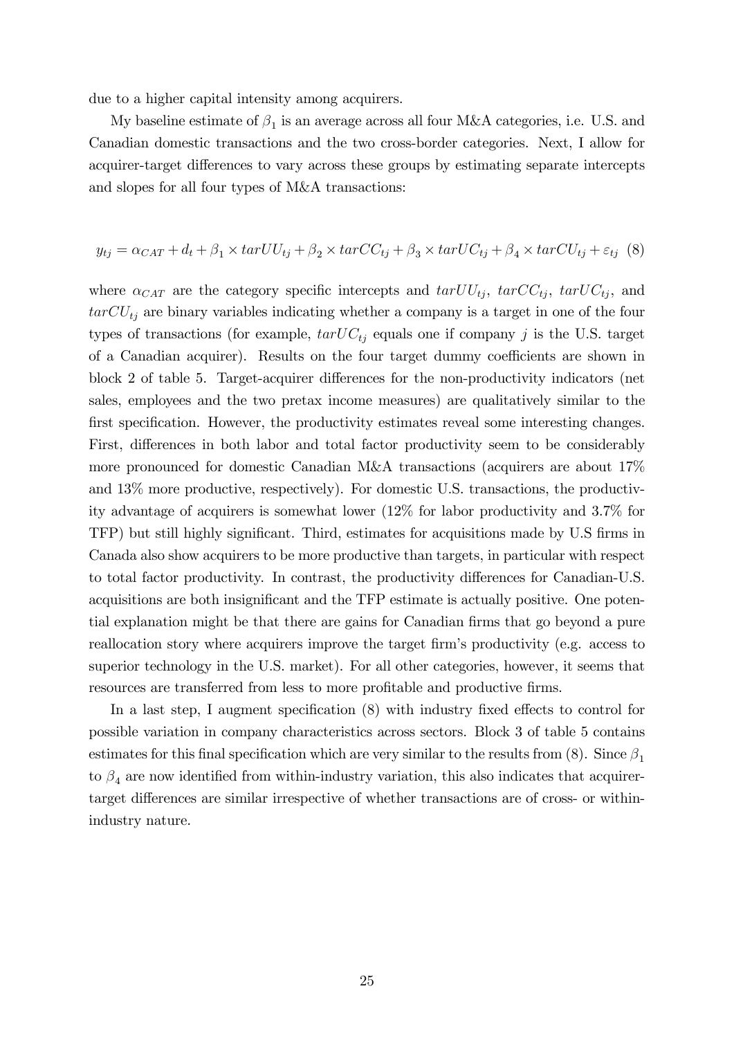due to a higher capital intensity among acquirers.

My baseline estimate of $\beta_1$ is an average across all four M&A categories, i.e. U.S. and Canadian domestic transactions and the two cross-border categories. Next, I allow for acquirer-target differences to vary across these groups by estimating separate intercepts and slopes for all four types of M&A transactions:

$$y_{tj} = \alpha_{CAT} + d_t + \beta_1 \times tarUU_{tj} + \beta_2 \times tarCC_{tj} + \beta_3 \times tarUC_{tj} + \beta_4 \times tarCU_{tj} + \varepsilon_{tj} \quad (8)$$

where $\alpha_{CAT}$ are the category specific intercepts and $tarUU_{tj}$, $tarCC_{tj}$, $tarUC_{tj}$, and $tarCU_{tj}$ are binary variables indicating whether a company is a target in one of the four types of transactions (for example, $tarUC_{tj}$ equals one if company $j$ is the U.S. target of a Canadian acquirer). Results on the four target dummy coefficients are shown in block 2 of table 5. Target-acquirer differences for the non-productivity indicators (net sales, employees and the two pretax income measures) are qualitatively similar to the first specification. However, the productivity estimates reveal some interesting changes. First, differences in both labor and total factor productivity seem to be considerably more pronounced for domestic Canadian M&A transactions (acquirers are about 17% and 13% more productive, respectively). For domestic U.S. transactions, the productivity advantage of acquirers is somewhat lower (12% for labor productivity and 3.7% for TFP) but still highly significant. Third, estimates for acquisitions made by U.S firms in Canada also show acquirers to be more productive than targets, in particular with respect to total factor productivity. In contrast, the productivity differences for Canadian-U.S. acquisitions are both insignificant and the TFP estimate is actually positive. One potential explanation might be that there are gains for Canadian firms that go beyond a pure reallocation story where acquirers improve the target firm's productivity (e.g. access to superior technology in the U.S. market). For all other categories, however, it seems that resources are transferred from less to more profitable and productive firms.

In a last step, I augment specification (8) with industry fixed effects to control for possible variation in company characteristics across sectors. Block 3 of table 5 contains estimates for this final specification which are very similar to the results from (8). Since $\beta_1$ to $\beta_4$ are now identified from within-industry variation, this also indicates that acquirer-target differences are similar irrespective of whether transactions are of cross- or within-industry nature.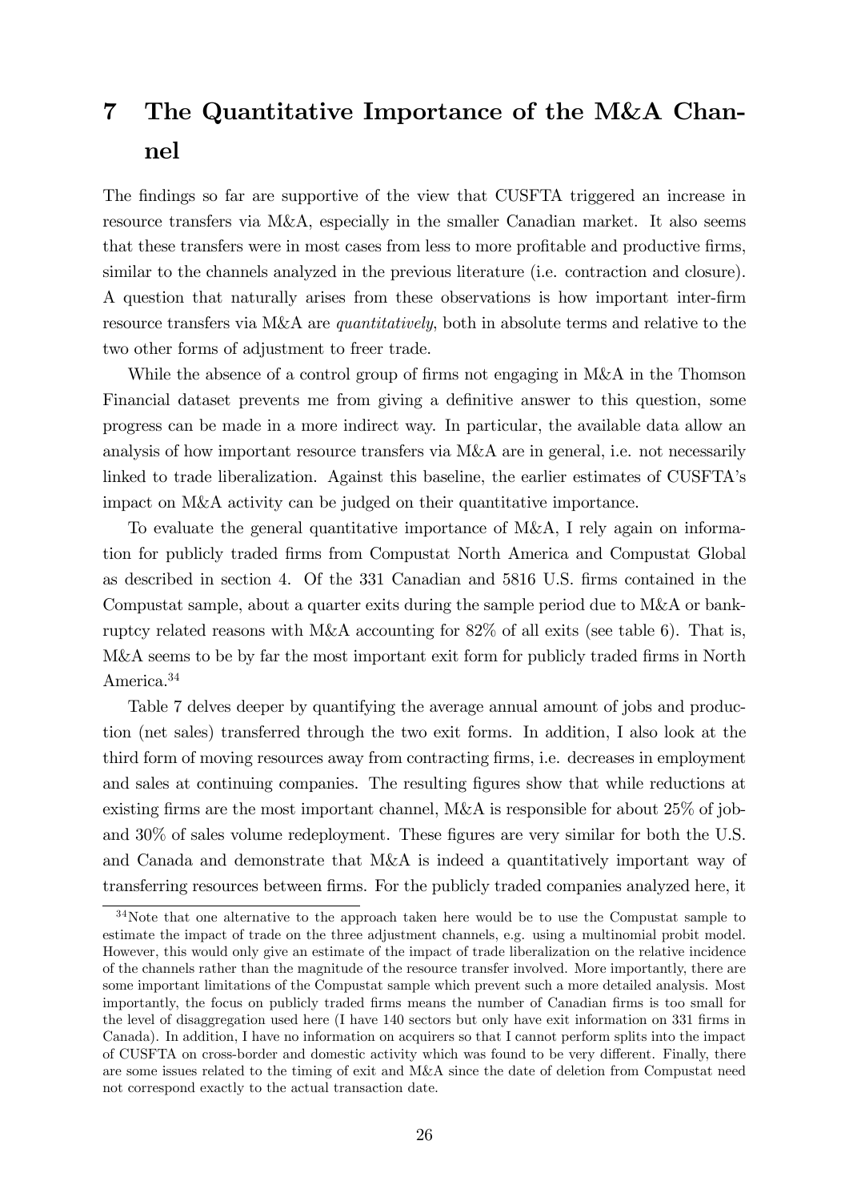# 7 The Quantitative Importance of the M&A Channel

The findings so far are supportive of the view that CUSFTA triggered an increase in resource transfers via M&A, especially in the smaller Canadian market. It also seems that these transfers were in most cases from less to more profitable and productive firms, similar to the channels analyzed in the previous literature (i.e. contraction and closure). A question that naturally arises from these observations is how important inter-firm resource transfers via M&A are *quantitatively*, both in absolute terms and relative to the two other forms of adjustment to freer trade.

While the absence of a control group of firms not engaging in M&A in the Thomson Financial dataset prevents me from giving a definitive answer to this question, some progress can be made in a more indirect way. In particular, the available data allow an analysis of how important resource transfers via M&A are in general, i.e. not necessarily linked to trade liberalization. Against this baseline, the earlier estimates of CUSFTA's impact on M&A activity can be judged on their quantitative importance.

To evaluate the general quantitative importance of M&A, I rely again on information for publicly traded firms from Compustat North America and Compustat Global as described in section 4. Of the 331 Canadian and 5816 U.S. firms contained in the Compustat sample, about a quarter exits during the sample period due to M&A or bankruptcy related reasons with M&A accounting for 82% of all exits (see table 6). That is, M&A seems to be by far the most important exit form for publicly traded firms in North America.[34]

Table 7 delves deeper by quantifying the average annual amount of jobs and production (net sales) transferred through the two exit forms. In addition, I also look at the third form of moving resources away from contracting firms, i.e. decreases in employment and sales at continuing companies. The resulting figures show that while reductions at existing firms are the most important channel, M&A is responsible for about 25% of job- and 30% of sales volume redeployment. These figures are very similar for both the U.S. and Canada and demonstrate that M&A is indeed a quantitatively important way of transferring resources between firms. For the publicly traded companies analyzed here, it

[34] Note that one alternative to the approach taken here would be to use the Compustat sample to estimate the impact of trade on the three adjustment channels, e.g. using a multinomial probit model. However, this would only give an estimate of the impact of trade liberalization on the relative incidence of the channels rather than the magnitude of the resource transfer involved. More importantly, there are some important limitations of the Compustat sample which prevent such a more detailed analysis. Most importantly, the focus on publicly traded firms means the number of Canadian firms is too small for the level of disaggregation used here (I have 140 sectors but only have exit information on 331 firms in Canada). In addition, I have no information on acquirers so that I cannot perform splits into the impact of CUSFTA on cross-border and domestic activity which was found to be very different. Finally, there are some issues related to the timing of exit and M&A since the date of deletion from Compustat need not correspond exactly to the actual transaction date.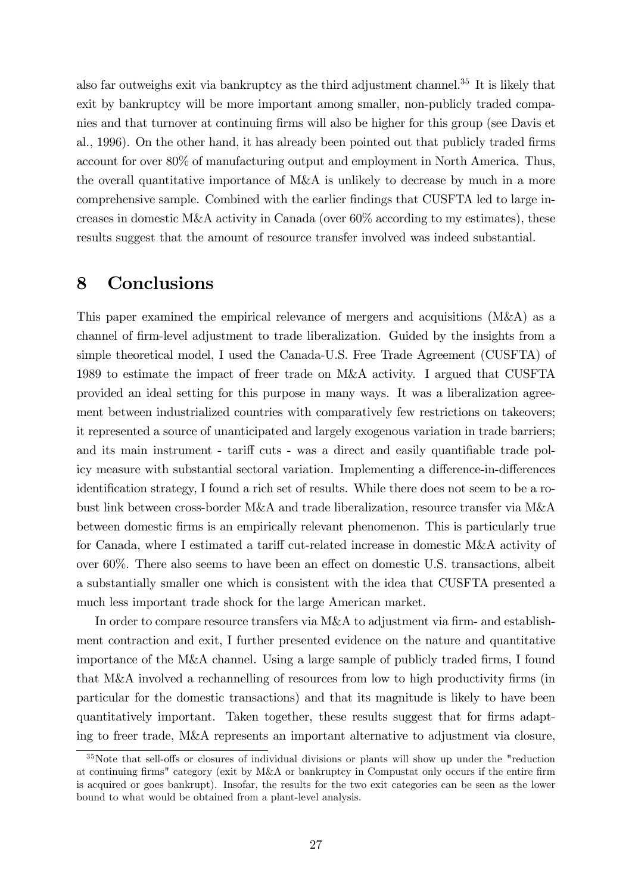also far outweighs exit via bankruptcy as the third adjustment channel.[35] It is likely that exit by bankruptcy will be more important among smaller, non-publicly traded companies and that turnover at continuing firms will also be higher for this group (see Davis et al., 1996). On the other hand, it has already been pointed out that publicly traded firms account for over 80% of manufacturing output and employment in North America. Thus, the overall quantitative importance of M&A is unlikely to decrease by much in a more comprehensive sample. Combined with the earlier findings that CUSFTA led to large increases in domestic M&A activity in Canada (over 60% according to my estimates), these results suggest that the amount of resource transfer involved was indeed substantial.

# 8 Conclusions

This paper examined the empirical relevance of mergers and acquisitions (M&A) as a channel of firm-level adjustment to trade liberalization. Guided by the insights from a simple theoretical model, I used the Canada-U.S. Free Trade Agreement (CUSFTA) of 1989 to estimate the impact of freer trade on M&A activity. I argued that CUSFTA provided an ideal setting for this purpose in many ways. It was a liberalization agreement between industrialized countries with comparatively few restrictions on takeovers; it represented a source of unanticipated and largely exogenous variation in trade barriers; and its main instrument - tariff cuts - was a direct and easily quantifiable trade policy measure with substantial sectoral variation. Implementing a difference-in-differences identification strategy, I found a rich set of results. While there does not seem to be a robust link between cross-border M&A and trade liberalization, resource transfer via M&A between domestic firms is an empirically relevant phenomenon. This is particularly true for Canada, where I estimated a tariff cut-related increase in domestic M&A activity of over 60%. There also seems to have been an effect on domestic U.S. transactions, albeit a substantially smaller one which is consistent with the idea that CUSFTA presented a much less important trade shock for the large American market.

In order to compare resource transfers via M&A to adjustment via firm- and establishment contraction and exit, I further presented evidence on the nature and quantitative importance of the M&A channel. Using a large sample of publicly traded firms, I found that M&A involved a rechannelling of resources from low to high productivity firms (in particular for the domestic transactions) and that its magnitude is likely to have been quantitatively important. Taken together, these results suggest that for firms adapting to freer trade, M&A represents an important alternative to adjustment via closure,

[35] Note that sell-offs or closures of individual divisions or plants will show up under the "reduction at continuing firms" category (exit by M&A or bankruptcy in Compustat only occurs if the entire firm is acquired or goes bankrupt). Insofar, the results for the two exit categories can be seen as the lower bound to what would be obtained from a plant-level analysis.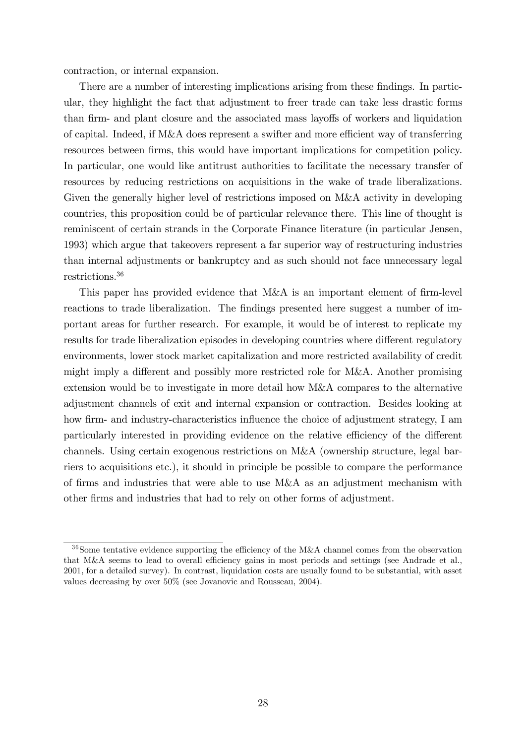contraction, or internal expansion.

There are a number of interesting implications arising from these findings. In particular, they highlight the fact that adjustment to freer trade can take less drastic forms than firm- and plant closure and the associated mass layoffs of workers and liquidation of capital. Indeed, if M&A does represent a swifter and more efficient way of transferring resources between firms, this would have important implications for competition policy. In particular, one would like antitrust authorities to facilitate the necessary transfer of resources by reducing restrictions on acquisitions in the wake of trade liberalizations. Given the generally higher level of restrictions imposed on M&A activity in developing countries, this proposition could be of particular relevance there. This line of thought is reminiscent of certain strands in the Corporate Finance literature (in particular Jensen, 1993) which argue that takeovers represent a far superior way of restructuring industries than internal adjustments or bankruptcy and as such should not face unnecessary legal restrictions.[36]

This paper has provided evidence that M&A is an important element of firm-level reactions to trade liberalization. The findings presented here suggest a number of important areas for further research. For example, it would be of interest to replicate my results for trade liberalization episodes in developing countries where different regulatory environments, lower stock market capitalization and more restricted availability of credit might imply a different and possibly more restricted role for M&A. Another promising extension would be to investigate in more detail how M&A compares to the alternative adjustment channels of exit and internal expansion or contraction. Besides looking at how firm- and industry-characteristics influence the choice of adjustment strategy, I am particularly interested in providing evidence on the relative efficiency of the different channels. Using certain exogenous restrictions on M&A (ownership structure, legal barriers to acquisitions etc.), it should in principle be possible to compare the performance of firms and industries that were able to use M&A as an adjustment mechanism with other firms and industries that had to rely on other forms of adjustment.

[36] Some tentative evidence supporting the efficiency of the M&A channel comes from the observation that M&A seems to lead to overall efficiency gains in most periods and settings (see Andrade et al., 2001, for a detailed survey). In contrast, liquidation costs are usually found to be substantial, with asset values decreasing by over 50% (see Jovanovic and Rousseau, 2004).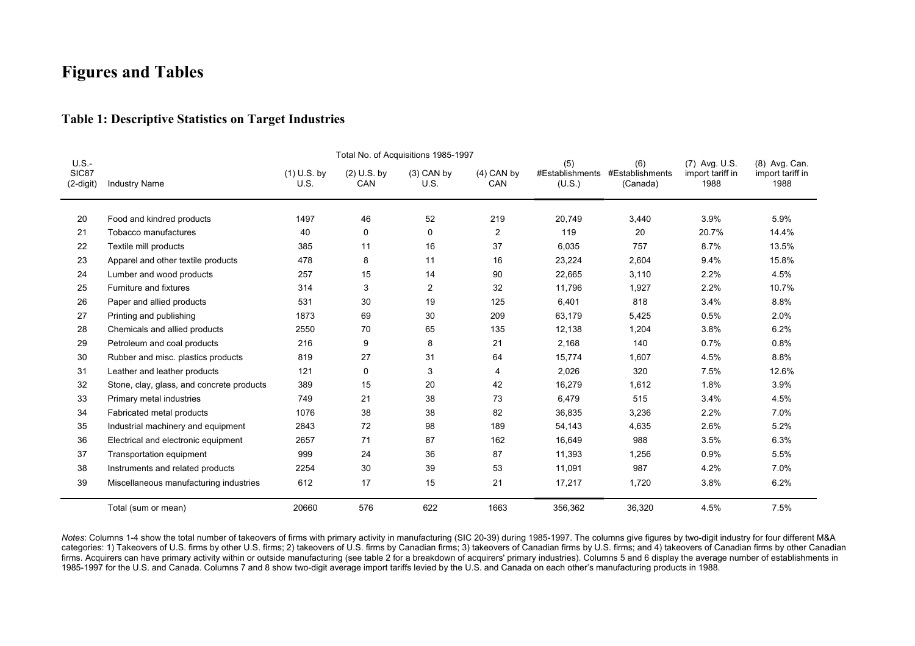# Figures and Tables

## Table 1: Descriptive Statistics on Target Industries

| U.S.-SIC87 (2-digit) | Industry Name | Total No. of Acquisitions 1985-1997 | | | | (5) #Establishments (U.S.) | (6) #Establishments (Canada) | (7) Avg. U.S. import tariff in 1988 | (8) Avg. Can. import tariff in 1988 |
|---|---|---|---|---|---|---|---|---|---|
| | | (1) U.S. by U.S. | (2) U.S. by CAN | (3) CAN by U.S. | (4) CAN by CAN | | | | |
| 20 | Food and kindred products | 1497 | 46 | 52 | 219 | 20,749 | 3,440 | 3.9% | 5.9% |
| 21 | Tobacco manufactures | 40 | 0 | 0 | 2 | 119 | 20 | 20.7% | 14.4% |
| 22 | Textile mill products | 385 | 11 | 16 | 37 | 6,035 | 757 | 8.7% | 13.5% |
| 23 | Apparel and other textile products | 478 | 8 | 11 | 16 | 23,224 | 2,604 | 9.4% | 15.8% |
| 24 | Lumber and wood products | 257 | 15 | 14 | 90 | 22,665 | 3,110 | 2.2% | 4.5% |
| 25 | Furniture and fixtures | 314 | 3 | 2 | 32 | 11,796 | 1,927 | 2.2% | 10.7% |
| 26 | Paper and allied products | 531 | 30 | 19 | 125 | 6,401 | 818 | 3.4% | 8.8% |
| 27 | Printing and publishing | 1873 | 69 | 30 | 209 | 63,179 | 5,425 | 0.5% | 2.0% |
| 28 | Chemicals and allied products | 2550 | 70 | 65 | 135 | 12,138 | 1,204 | 3.8% | 6.2% |
| 29 | Petroleum and coal products | 216 | 9 | 8 | 21 | 2,168 | 140 | 0.7% | 0.8% |
| 30 | Rubber and misc. plastics products | 819 | 27 | 31 | 64 | 15,774 | 1,607 | 4.5% | 8.8% |
| 31 | Leather and leather products | 121 | 0 | 3 | 4 | 2,026 | 320 | 7.5% | 12.6% |
| 32 | Stone, clay, glass, and concrete products | 389 | 15 | 20 | 42 | 16,279 | 1,612 | 1.8% | 3.9% |
| 33 | Primary metal industries | 749 | 21 | 38 | 73 | 6,479 | 515 | 3.4% | 4.5% |
| 34 | Fabricated metal products | 1076 | 38 | 38 | 82 | 36,835 | 3,236 | 2.2% | 7.0% |
| 35 | Industrial machinery and equipment | 2843 | 72 | 98 | 189 | 54,143 | 4,635 | 2.6% | 5.2% |
| 36 | Electrical and electronic equipment | 2657 | 71 | 87 | 162 | 16,649 | 988 | 3.5% | 6.3% |
| 37 | Transportation equipment | 999 | 24 | 36 | 87 | 11,393 | 1,256 | 0.9% | 5.5% |
| 38 | Instruments and related products | 2254 | 30 | 39 | 53 | 11,091 | 987 | 4.2% | 7.0% |
| 39 | Miscellaneous manufacturing industries | 612 | 17 | 15 | 21 | 17,217 | 1,720 | 3.8% | 6.2% |
| | Total (sum or mean) | 20660 | 576 | 622 | 1663 | 356,362 | 36,320 | 4.5% | 7.5% |

*Notes*: Columns 1-4 show the total number of takeovers of firms with primary activity in manufacturing (SIC 20-39) during 1985-1997. The columns give figures by two-digit industry for four different M&A categories: 1) Takeovers of U.S. firms by other U.S. firms; 2) takeovers of U.S. firms by Canadian firms; 3) takeovers of Canadian firms by U.S. firms; and 4) takeovers of Canadian firms by other Canadian firms. Acquirers can have primary activity within or outside manufacturing (see table 2 for a breakdown of acquirers' primary industries). Columns 5 and 6 display the average number of establishments in 1985-1997 for the U.S. and Canada. Columns 7 and 8 show two-digit average import tariffs levied by the U.S. and Canada on each other's manufacturing products in 1988.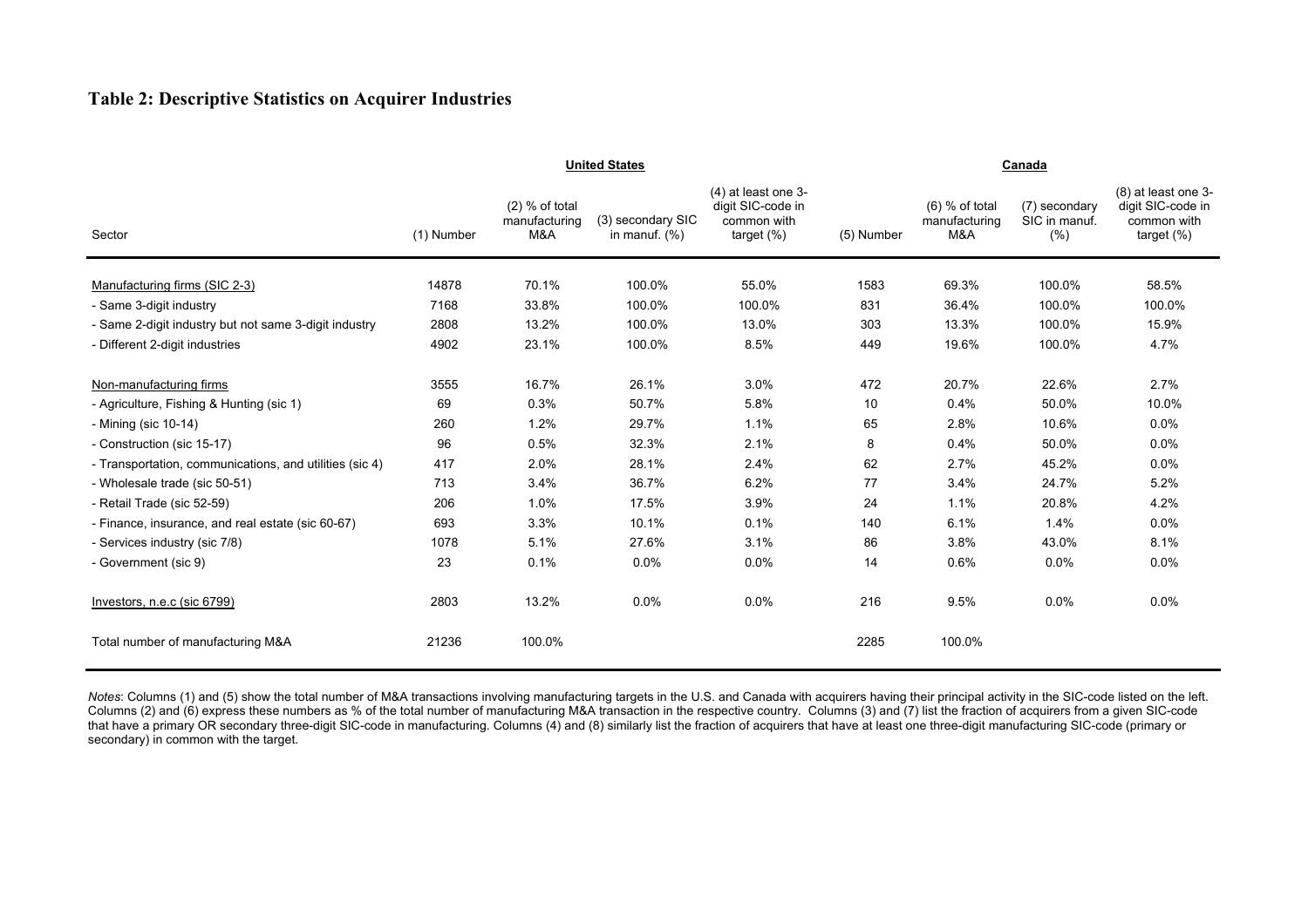# Table 2: Descriptive Statistics on Acquirer Industries

| Sector | United States | | | | Canada | | | |
|---|---|---|---|---|---|---|---|---|
| | (1) Number | (2) % of total manufacturing M&A | (3) secondary SIC in manuf. (%) | (4) at least one 3-digit SIC-code in common with target (%) | (5) Number | (6) % of total manufacturing M&A | (7) secondary SIC in manuf. (%) | (8) at least one 3-digit SIC-code in common with target (%) |
| Manufacturing firms (SIC 2-3) | 14878 | 70.1% | 100.0% | 55.0% | 1583 | 69.3% | 100.0% | 58.5% |
| - Same 3-digit industry | 7168 | 33.8% | 100.0% | 100.0% | 831 | 36.4% | 100.0% | 100.0% |
| - Same 2-digit industry but not same 3-digit industry | 2808 | 13.2% | 100.0% | 13.0% | 303 | 13.3% | 100.0% | 15.9% |
| - Different 2-digit industries | 4902 | 23.1% | 100.0% | 8.5% | 449 | 19.6% | 100.0% | 4.7% |
| Non-manufacturing firms | 3555 | 16.7% | 26.1% | 3.0% | 472 | 20.7% | 22.6% | 2.7% |
| - Agriculture, Fishing & Hunting (sic 1) | 69 | 0.3% | 50.7% | 5.8% | 10 | 0.4% | 50.0% | 10.0% |
| - Mining (sic 10-14) | 260 | 1.2% | 29.7% | 1.1% | 65 | 2.8% | 10.6% | 0.0% |
| - Construction (sic 15-17) | 96 | 0.5% | 32.3% | 2.1% | 8 | 0.4% | 50.0% | 0.0% |
| - Transportation, communications, and utilities (sic 4) | 417 | 2.0% | 28.1% | 2.4% | 62 | 2.7% | 45.2% | 0.0% |
| - Wholesale trade (sic 50-51) | 713 | 3.4% | 36.7% | 6.2% | 77 | 3.4% | 24.7% | 5.2% |
| - Retail Trade (sic 52-59) | 206 | 1.0% | 17.5% | 3.9% | 24 | 1.1% | 20.8% | 4.2% |
| - Finance, insurance, and real estate (sic 60-67) | 693 | 3.3% | 10.1% | 0.1% | 140 | 6.1% | 1.4% | 0.0% |
| - Services industry (sic 7/8) | 1078 | 5.1% | 27.6% | 3.1% | 86 | 3.8% | 43.0% | 8.1% |
| - Government (sic 9) | 23 | 0.1% | 0.0% | 0.0% | 14 | 0.6% | 0.0% | 0.0% |
| Investors, n.e.c (sic 6799) | 2803 | 13.2% | 0.0% | 0.0% | 216 | 9.5% | 0.0% | 0.0% |
| Total number of manufacturing M&A | 21236 | 100.0% | | | 2285 | 100.0% | | |

*Notes*: Columns (1) and (5) show the total number of M&A transactions involving manufacturing targets in the U.S. and Canada with acquirers having their principal activity in the SIC-code listed on the left. Columns (2) and (6) express these numbers as % of the total number of manufacturing M&A transaction in the respective country. Columns (3) and (7) list the fraction of acquirers from a given SIC-code that have a primary OR secondary three-digit SIC-code in manufacturing. Columns (4) and (8) similarly list the fraction of acquirers that have at least one three-digit manufacturing SIC-code (primary or secondary) in common with the target.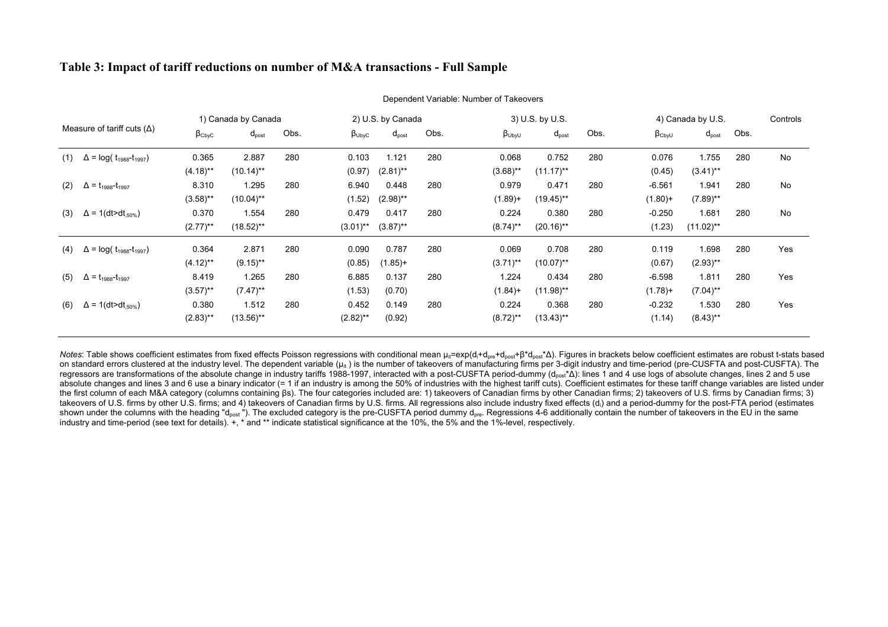# Table 3: Impact of tariff reductions on number of M&A transactions - Full Sample

Dependent Variable: Number of Takeovers

| Measure of tariff cuts (Δ) | 1) Canada by Canada | | | 2) U.S. by Canada | | | 3) U.S. by U.S. | | | 4) Canada by U.S. | | | Controls |
|---|---|---|---|---|---|---|---|---|---|---|---|---|---|
| | $\beta_{CbyC}$ | $d_{post}$ | Obs. | $\beta_{UbyC}$ | $d_{post}$ | Obs. | $\beta_{UbyU}$ | $d_{post}$ | Obs. | $\beta_{CbyU}$ | $d_{post}$ | Obs. | |
| (1) $\Delta = \log(t_{1988}\text{-}t_{1997})$ | 0.365 | 2.887 | 280 | 0.103 | 1.121 | 280 | 0.068 | 0.752 | 280 | 0.076 | 1.755 | 280 | No |
| | (4.18)** | (10.14)** | | (0.97) | (2.81)** | | (3.68)** | (11.17)** | | (0.45) | (3.41)** | | |
| (2) $\Delta = t_{1988}\text{-}t_{1997}$ | 8.310 | 1.295 | 280 | 6.940 | 0.448 | 280 | 0.979 | 0.471 | 280 | -6.561 | 1.941 | 280 | No |
| | (3.58)** | (10.04)** | | (1.52) | (2.98)** | | (1.89)+ | (19.45)** | | (1.80)+ | (7.89)** | | |
| (3) $\Delta = 1(dt>dt_{,50\%})$ | 0.370 | 1.554 | 280 | 0.479 | 0.417 | 280 | 0.224 | 0.380 | 280 | -0.250 | 1.681 | 280 | No |
| | (2.77)** | (18.52)** | | (3.01)** | (3.87)** | | (8.74)** | (20.16)** | | (1.23) | (11.02)** | | |
| (4) $\Delta = \log(t_{1988}\text{-}t_{1997})$ | 0.364 | 2.871 | 280 | 0.090 | 0.787 | 280 | 0.069 | 0.708 | 280 | 0.119 | 1.698 | 280 | Yes |
| | (4.12)** | (9.15)** | | (0.85) | (1.85)+ | | (3.71)** | (10.07)** | | (0.67) | (2.93)** | | |
| (5) $\Delta = t_{1988}\text{-}t_{1997}$ | 8.419 | 1.265 | 280 | 6.885 | 0.137 | 280 | 1.224 | 0.434 | 280 | -6.598 | 1.811 | 280 | Yes |
| | (3.57)** | (7.47)** | | (1.53) | (0.70) | | (1.84)+ | (11.98)** | | (1.78)+ | (7.04)** | | |
| (6) $\Delta = 1(dt>dt_{,50\%})$ | 0.380 | 1.512 | 280 | 0.452 | 0.149 | 280 | 0.224 | 0.368 | 280 | -0.232 | 1.530 | 280 | Yes |
| | (2.83)** | (13.56)** | | (2.82)** | (0.92) | | (8.72)** | (13.43)** | | (1.14) | (8.43)** | | |

*Notes*: Table shows coefficient estimates from fixed effects Poisson regressions with conditional mean $\mu_{it}=\exp(d_i+d_{pre}+d_{post}+\beta^*d_{post}^*\Delta)$. Figures in brackets below coefficient estimates are robust t-stats based on standard errors clustered at the industry level. The dependent variable ($\mu_{it}$) is the number of takeovers of manufacturing firms per 3-digit industry and time-period (pre-CUSFTA and post-CUSFTA). The regressors are transformations of the absolute change in industry tariffs 1988-1997, interacted with a post-CUSFTA period-dummy ($d_{post}^*\Delta$): lines 1 and 4 use logs of absolute changes, lines 2 and 5 use absolute changes and lines 3 and 6 use a binary indicator (= 1 if an industry is among the 50% of industries with the highest tariff cuts). Coefficient estimates for these tariff change variables are listed under the first column of each M&A category (columns containing βs). The four categories included are: 1) takeovers of Canadian firms by other Canadian firms; 2) takeovers of U.S. firms by Canadian firms; 3) takeovers of U.S. firms by other U.S. firms; and 4) takeovers of Canadian firms by U.S. firms. All regressions also include industry fixed effects ($d_i$) and a period-dummy for the post-FTA period (estimates shown under the columns with the heading "$d_{post}$"). The excluded category is the pre-CUSFTA period dummy $d_{pre}$. Regressions 4-6 additionally contain the number of takeovers in the EU in the same industry and time-period (see text for details). +, * and ** indicate statistical significance at the 10%, the 5% and the 1%-level, respectively.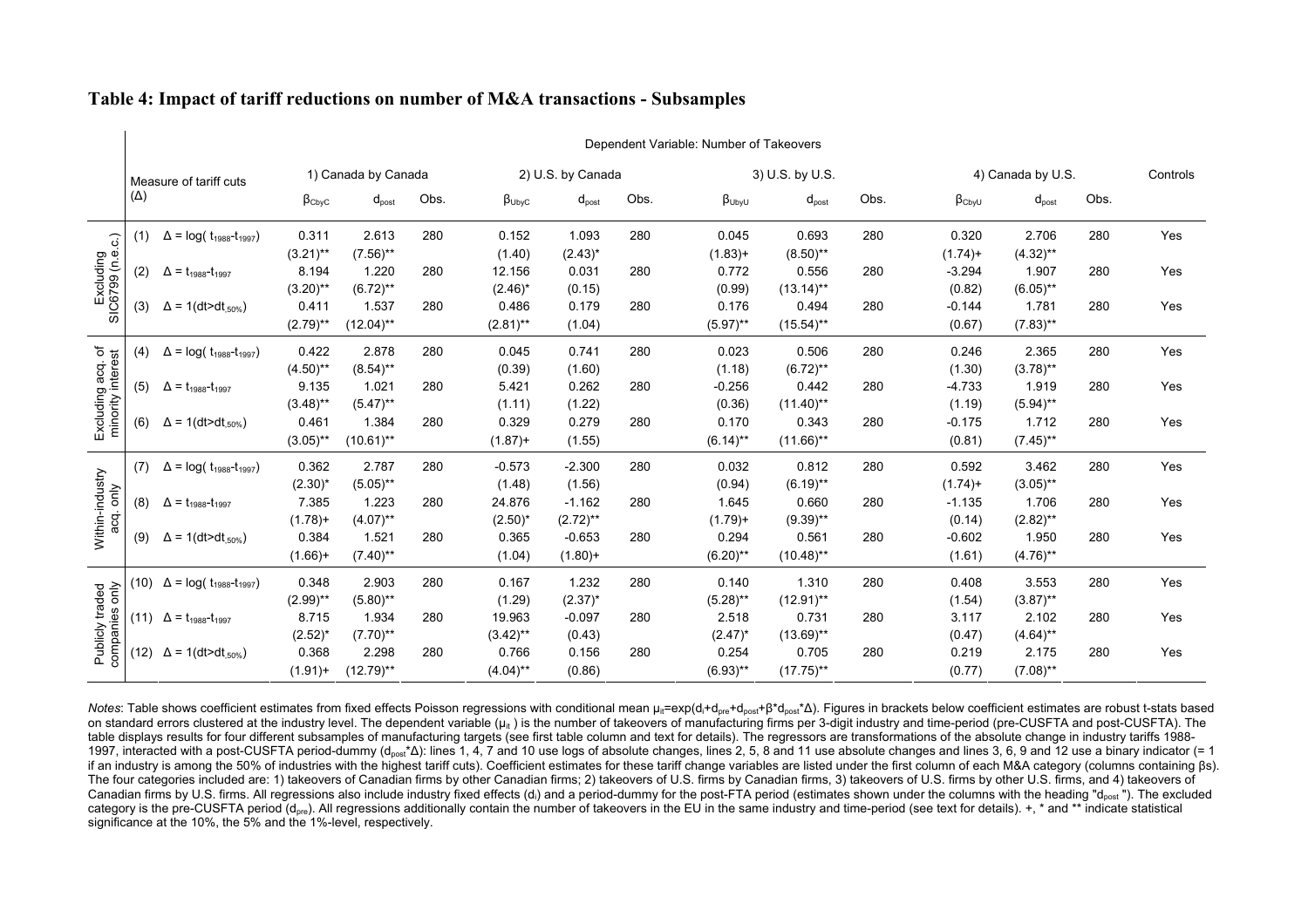## Table 4: Impact of tariff reductions on number of M&A transactions - Subsamples

| | Measure of tariff cuts (Δ) | 1) Canada by Canada | | | 2) U.S. by Canada | | | 3) U.S. by U.S. | | | 4) Canada by U.S. | | | Controls |
|---|---|---|---|---|---|---|---|---|---|---|---|---|---|---|
| | | $\beta_{CbyC}$ | $d_{post}$ | Obs. | $\beta_{UbyC}$ | $d_{post}$ | Obs. | $\beta_{UbyU}$ | $d_{post}$ | Obs. | $\beta_{CbyU}$ | $d_{post}$ | Obs. | |
| Excluding SIC6799 (n.e.c.) | (1) $\Delta = \log(t_{1988}\text{-}t_{1997})$ | 0.311 | 2.613 | 280 | 0.152 | 1.093 | 280 | 0.045 | 0.693 | 280 | 0.320 | 2.706 | 280 | Yes |
| | | (3.21)** | (7.56)** | | (1.40) | (2.43)* | | (1.83)+ | (8.50)** | | (1.74)+ | (4.32)** | | |
| | (2) $\Delta = t_{1988}\text{-}t_{1997}$ | 8.194 | 1.220 | 280 | 12.156 | 0.031 | 280 | 0.772 | 0.556 | 280 | -3.294 | 1.907 | 280 | Yes |
| | | (3.20)** | (6.72)** | | (2.46)* | (0.15) | | (0.99) | (13.14)** | | (0.82) | (6.05)** | | |
| | (3) $\Delta = 1(dt>dt_{50\%})$ | 0.411 | 1.537 | 280 | 0.486 | 0.179 | 280 | 0.176 | 0.494 | 280 | -0.144 | 1.781 | 280 | Yes |
| | | (2.79)** | (12.04)** | | (2.81)** | (1.04) | | (5.97)** | (15.54)** | | (0.67) | (7.83)** | | |
| Excluding acq. of minority interest | (4) $\Delta = \log(t_{1988}\text{-}t_{1997})$ | 0.422 | 2.878 | 280 | 0.045 | 0.741 | 280 | 0.023 | 0.506 | 280 | 0.246 | 2.365 | 280 | Yes |
| | | (4.50)** | (8.54)** | | (0.39) | (1.60) | | (1.18) | (6.72)** | | (1.30) | (3.78)** | | |
| | (5) $\Delta = t_{1988}\text{-}t_{1997}$ | 9.135 | 1.021 | 280 | 5.421 | 0.262 | 280 | -0.256 | 0.442 | 280 | -4.733 | 1.919 | 280 | Yes |
| | | (3.48)** | (5.47)** | | (1.11) | (1.22) | | (0.36) | (11.40)** | | (1.19) | (5.94)** | | |
| | (6) $\Delta = 1(dt>dt_{50\%})$ | 0.461 | 1.384 | 280 | 0.329 | 0.279 | 280 | 0.170 | 0.343 | 280 | -0.175 | 1.712 | 280 | Yes |
| | | (3.05)** | (10.61)** | | (1.87)+ | (1.55) | | (6.14)** | (11.66)** | | (0.81) | (7.45)** | | |
| Within-industry acq. only | (7) $\Delta = \log(t_{1988}\text{-}t_{1997})$ | 0.362 | 2.787 | 280 | -0.573 | -2.300 | 280 | 0.032 | 0.812 | 280 | 0.592 | 3.462 | 280 | Yes |
| | | (2.30)* | (5.05)** | | (1.48) | (1.56) | | (0.94) | (6.19)** | | (1.74)+ | (3.05)** | | |
| | (8) $\Delta = t_{1988}\text{-}t_{1997}$ | 7.385 | 1.223 | 280 | 24.876 | -1.162 | 280 | 1.645 | 0.660 | 280 | -1.135 | 1.706 | 280 | Yes |
| | | (1.78)+ | (4.07)** | | (2.50)* | (2.72)** | | (1.79)+ | (9.39)** | | (0.14) | (2.82)** | | |
| | (9) $\Delta = 1(dt>dt_{50\%})$ | 0.384 | 1.521 | 280 | 0.365 | -0.653 | 280 | 0.294 | 0.561 | 280 | -0.602 | 1.950 | 280 | Yes |
| | | (1.66)+ | (7.40)** | | (1.04) | (1.80)+ | | (6.20)** | (10.48)** | | (1.61) | (4.76)** | | |
| Publicly traded companies only | (10) $\Delta = \log(t_{1988}\text{-}t_{1997})$ | 0.348 | 2.903 | 280 | 0.167 | 1.232 | 280 | 0.140 | 1.310 | 280 | 0.408 | 3.553 | 280 | Yes |
| | | (2.99)** | (5.80)** | | (1.29) | (2.37)* | | (5.28)** | (12.91)** | | (1.54) | (3.87)** | | |
| | (11) $\Delta = t_{1988}\text{-}t_{1997}$ | 8.715 | 1.934 | 280 | 19.963 | -0.097 | 280 | 2.518 | 0.731 | 280 | 3.117 | 2.102 | 280 | Yes |
| | | (2.52)* | (7.70)** | | (3.42)** | (0.43) | | (2.47)* | (13.69)** | | (0.47) | (4.64)** | | |
| | (12) $\Delta = 1(dt>dt_{50\%})$ | 0.368 | 2.298 | 280 | 0.766 | 0.156 | 280 | 0.254 | 0.705 | 280 | 0.219 | 2.175 | 280 | Yes |
| | | (1.91)+ | (12.79)** | | (4.04)** | (0.86) | | (6.93)** | (17.75)** | | (0.77) | (7.08)** | | |

Dependent Variable: Number of Takeovers

*Notes*: Table shows coefficient estimates from fixed effects Poisson regressions with conditional mean $\mu_{it}=\exp(d_i+d_{pre}+d_{post}+\beta^* d_{post}{}^*\Delta)$. Figures in brackets below coefficient estimates are robust t-stats based on standard errors clustered at the industry level. The dependent variable ($\mu_{it}$) is the number of takeovers of manufacturing firms per 3-digit industry and time-period (pre-CUSFTA and post-CUSFTA). The table displays results for four different subsamples of manufacturing targets (see first table column and text for details). The regressors are transformations of the absolute change in industry tariffs 1988-1997, interacted with a post-CUSFTA period-dummy ($d_{post}{}^*\Delta$): lines 1, 4, 7 and 10 use logs of absolute changes, lines 2, 5, 8 and 11 use absolute changes and lines 3, 6, 9 and 12 use a binary indicator (= 1 if an industry is among the 50% of industries with the highest tariff cuts). Coefficient estimates for these tariff change variables are listed under the first column of each M&A category (columns containing βs). The four categories included are: 1) takeovers of Canadian firms by other Canadian firms; 2) takeovers of U.S. firms by Canadian firms, 3) takeovers of U.S. firms by other U.S. firms, and 4) takeovers of Canadian firms by U.S. firms. All regressions also include industry fixed effects ($d_i$) and a period-dummy for the post-FTA period (estimates shown under the columns with the heading "$d_{post}$"). The excluded category is the pre-CUSFTA period ($d_{pre}$). All regressions additionally contain the number of takeovers in the EU in the same industry and time-period (see text for details). +, * and ** indicate statistical significance at the 10%, the 5% and the 1%-level, respectively.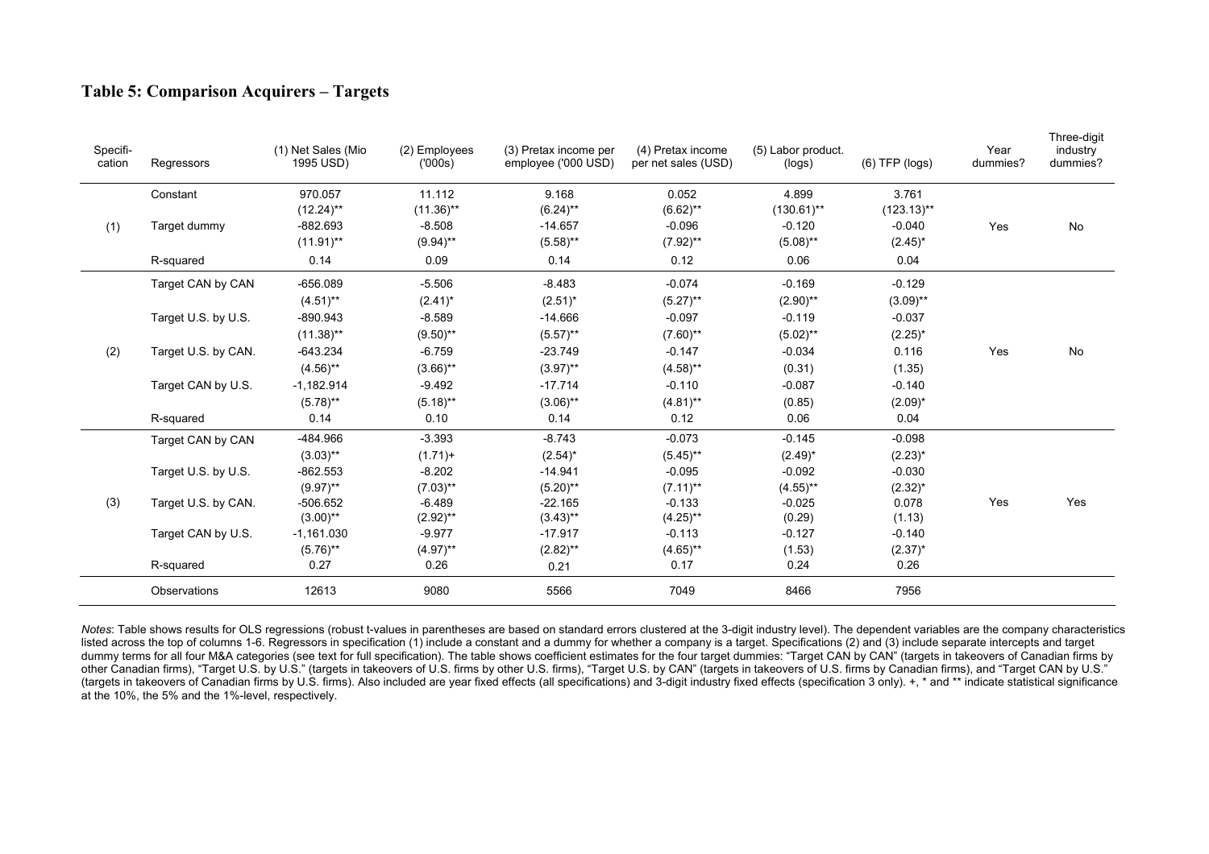## Table 5: Comparison Acquirers – Targets

| Specifi-cation | Regressors | (1) Net Sales (Mio 1995 USD) | (2) Employees ('000s) | (3) Pretax income per employee ('000 USD) | (4) Pretax income per net sales (USD) | (5) Labor product. (logs) | (6) TFP (logs) | Year dummies? | Three-digit industry dummies? |
|---|---|---|---|---|---|---|---|---|---|
| (1) | Constant | 970.057 | 11.112 | 9.168 | 0.052 | 4.899 | 3.761 | Yes | No |
| | | (12.24)** | (11.36)** | (6.24)** | (6.62)** | (130.61)** | (123.13)** | | |
| | Target dummy | -882.693 | -8.508 | -14.657 | -0.096 | -0.120 | -0.040 | | |
| | | (11.91)** | (9.94)** | (5.58)** | (7.92)** | (5.08)** | (2.45)* | | |
| | R-squared | 0.14 | 0.09 | 0.14 | 0.12 | 0.06 | 0.04 | | |
| (2) | Target CAN by CAN | -656.089 | -5.506 | -8.483 | -0.074 | -0.169 | -0.129 | Yes | No |
| | | (4.51)** | (2.41)* | (2.51)* | (5.27)** | (2.90)** | (3.09)** | | |
| | Target U.S. by U.S. | -890.943 | -8.589 | -14.666 | -0.097 | -0.119 | -0.037 | | |
| | | (11.38)** | (9.50)** | (5.57)** | (7.60)** | (5.02)** | (2.25)* | | |
| | Target U.S. by CAN. | -643.234 | -6.759 | -23.749 | -0.147 | -0.034 | 0.116 | | |
| | | (4.56)** | (3.66)** | (3.97)** | (4.58)** | (0.31) | (1.35) | | |
| | Target CAN by U.S. | -1,182.914 | -9.492 | -17.714 | -0.110 | -0.087 | -0.140 | | |
| | | (5.78)** | (5.18)** | (3.06)** | (4.81)** | (0.85) | (2.09)* | | |
| | R-squared | 0.14 | 0.10 | 0.14 | 0.12 | 0.06 | 0.04 | | |
| (3) | Target CAN by CAN | -484.966 | -3.393 | -8.743 | -0.073 | -0.145 | -0.098 | Yes | Yes |
| | | (3.03)** | (1.71)+ | (2.54)* | (5.45)** | (2.49)* | (2.23)* | | |
| | Target U.S. by U.S. | -862.553 | -8.202 | -14.941 | -0.095 | -0.092 | -0.030 | | |
| | | (9.97)** | (7.03)** | (5.20)** | (7.11)** | (4.55)** | (2.32)* | | |
| | Target U.S. by CAN. | -506.652 | -6.489 | -22.165 | -0.133 | -0.025 | 0.078 | | |
| | | (3.00)** | (2.92)** | (3.43)** | (4.25)** | (0.29) | (1.13) | | |
| | Target CAN by U.S. | -1,161.030 | -9.977 | -17.917 | -0.113 | -0.127 | -0.140 | | |
| | | (5.76)** | (4.97)** | (2.82)** | (4.65)** | (1.53) | (2.37)* | | |
| | R-squared | 0.27 | 0.26 | 0.21 | 0.17 | 0.24 | 0.26 | | |
| | Observations | 12613 | 9080 | 5566 | 7049 | 8466 | 7956 | | |

*Notes*: Table shows results for OLS regressions (robust t-values in parentheses are based on standard errors clustered at the 3-digit industry level). The dependent variables are the company characteristics listed across the top of columns 1-6. Regressors in specification (1) include a constant and a dummy for whether a company is a target. Specifications (2) and (3) include separate intercepts and target dummy terms for all four M&A categories (see text for full specification). The table shows coefficient estimates for the four target dummies: "Target CAN by CAN" (targets in takeovers of Canadian firms by other Canadian firms), "Target U.S. by U.S." (targets in takeovers of U.S. firms by other U.S. firms), "Target U.S. by CAN" (targets in takeovers of U.S. firms by Canadian firms), and "Target CAN by U.S." (targets in takeovers of Canadian firms by U.S. firms). Also included are year fixed effects (all specifications) and 3-digit industry fixed effects (specification 3 only). +, * and ** indicate statistical significance at the 10%, the 5% and the 1%-level, respectively.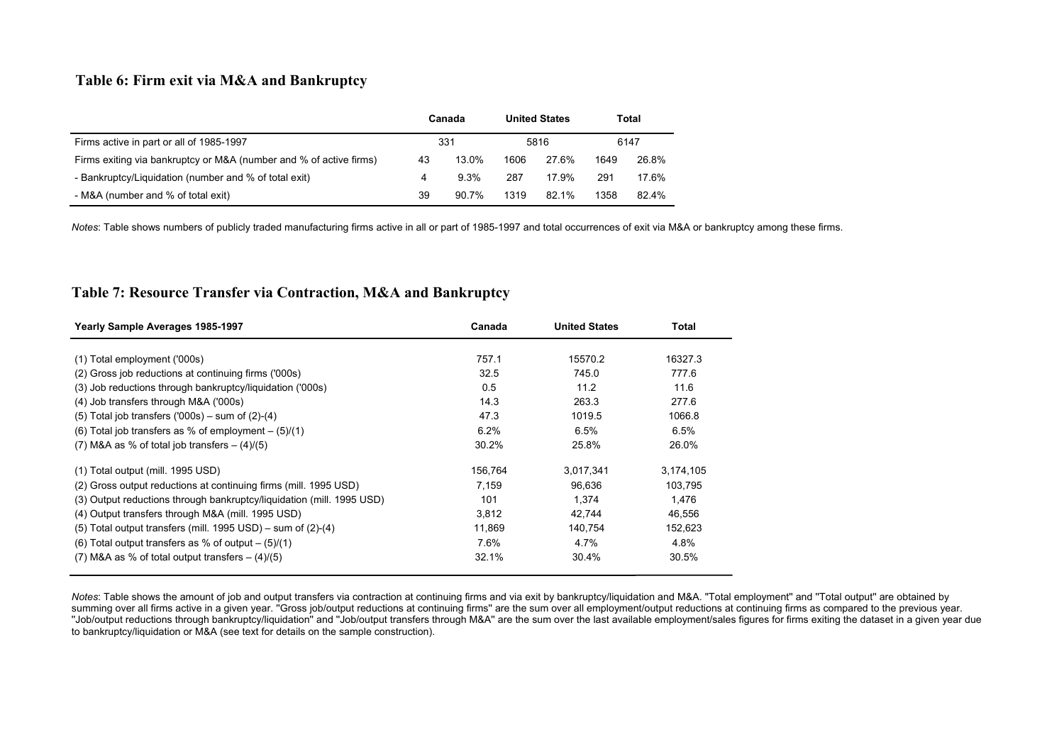### Table 6: Firm exit via M&A and Bankruptcy

| | Canada | | United States | | Total | |
|---|---|---|---|---|---|---|
| Firms active in part or all of 1985-1997 | 331 | | 5816 | | 6147 | |
| Firms exiting via bankruptcy or M&A (number and % of active firms) | 43 | 13.0% | 1606 | 27.6% | 1649 | 26.8% |
| - Bankruptcy/Liquidation (number and % of total exit) | 4 | 9.3% | 287 | 17.9% | 291 | 17.6% |
| - M&A (number and % of total exit) | 39 | 90.7% | 1319 | 82.1% | 1358 | 82.4% |

*Notes*: Table shows numbers of publicly traded manufacturing firms active in all or part of 1985-1997 and total occurrences of exit via M&A or bankruptcy among these firms.

### Table 7: Resource Transfer via Contraction, M&A and Bankruptcy

| Yearly Sample Averages 1985-1997 | Canada | United States | Total |
|---|---|---|---|
| (1) Total employment ('000s) | 757.1 | 15570.2 | 16327.3 |
| (2) Gross job reductions at continuing firms ('000s) | 32.5 | 745.0 | 777.6 |
| (3) Job reductions through bankruptcy/liquidation ('000s) | 0.5 | 11.2 | 11.6 |
| (4) Job transfers through M&A ('000s) | 14.3 | 263.3 | 277.6 |
| (5) Total job transfers ('000s) – sum of (2)-(4) | 47.3 | 1019.5 | 1066.8 |
| (6) Total job transfers as % of employment – (5)/(1) | 6.2% | 6.5% | 6.5% |
| (7) M&A as % of total job transfers – (4)/(5) | 30.2% | 25.8% | 26.0% |
| (1) Total output (mill. 1995 USD) | 156,764 | 3,017,341 | 3,174,105 |
| (2) Gross output reductions at continuing firms (mill. 1995 USD) | 7,159 | 96,636 | 103,795 |
| (3) Output reductions through bankruptcy/liquidation (mill. 1995 USD) | 101 | 1,374 | 1,476 |
| (4) Output transfers through M&A (mill. 1995 USD) | 3,812 | 42,744 | 46,556 |
| (5) Total output transfers (mill. 1995 USD) – sum of (2)-(4) | 11,869 | 140,754 | 152,623 |
| (6) Total output transfers as % of output – (5)/(1) | 7.6% | 4.7% | 4.8% |
| (7) M&A as % of total output transfers – (4)/(5) | 32.1% | 30.4% | 30.5% |

*Notes*: Table shows the amount of job and output transfers via contraction at continuing firms and via exit by bankruptcy/liquidation and M&A. "Total employment" and "Total output" are obtained by summing over all firms active in a given year. "Gross job/output reductions at continuing firms" are the sum over all employment/output reductions at continuing firms as compared to the previous year. "Job/output reductions through bankruptcy/liquidation" and "Job/output transfers through M&A" are the sum over the last available employment/sales figures for firms exiting the dataset in a given year due to bankruptcy/liquidation or M&A (see text for details on the sample construction).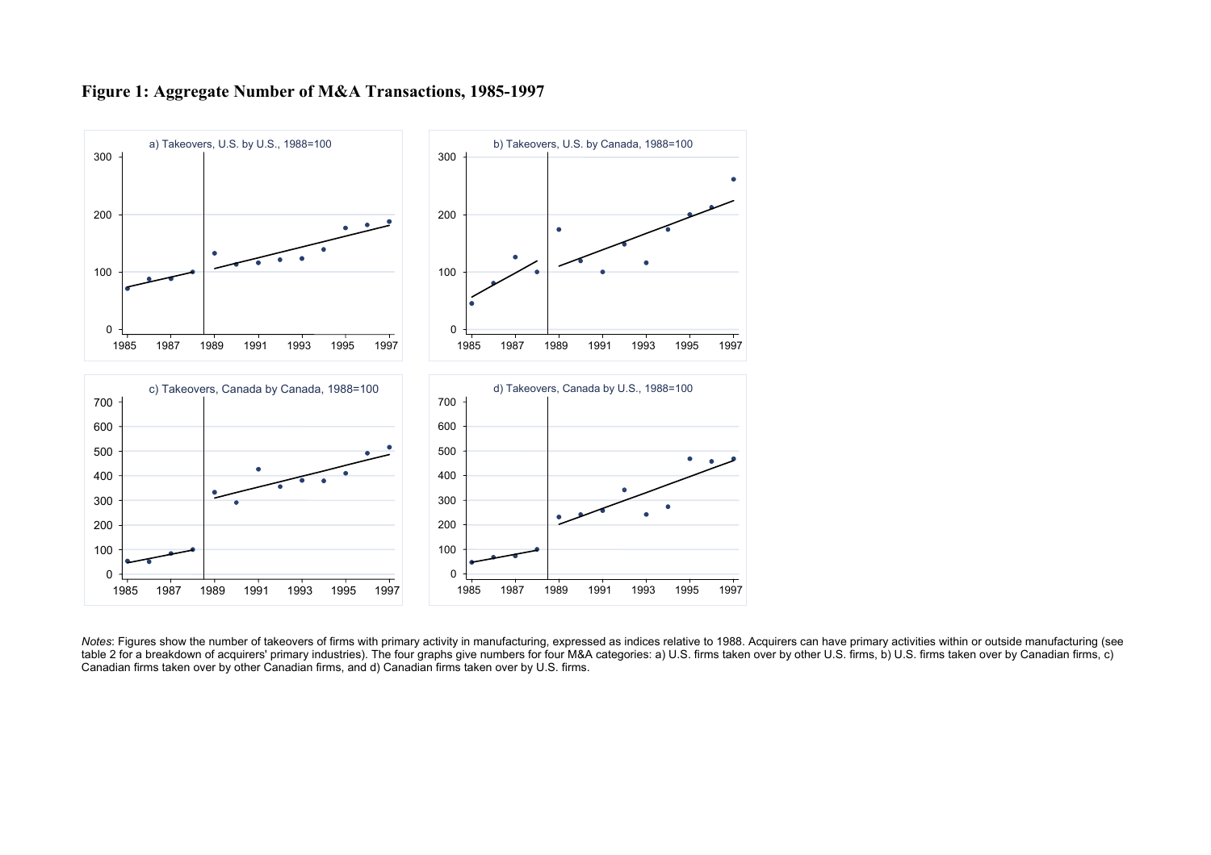**Figure 1: Aggregate Number of M&A Transactions, 1985-1997**

*Notes*: Figures show the number of takeovers of firms with primary activity in manufacturing, expressed as indices relative to 1988. Acquirers can have primary activities within or outside manufacturing (see table 2 for a breakdown of acquirers' primary industries). The four graphs give numbers for four M&A categories: a) U.S. firms taken over by other U.S. firms, b) U.S. firms taken over by Canadian firms, c) Canadian firms taken over by other Canadian firms, and d) Canadian firms taken over by U.S. firms.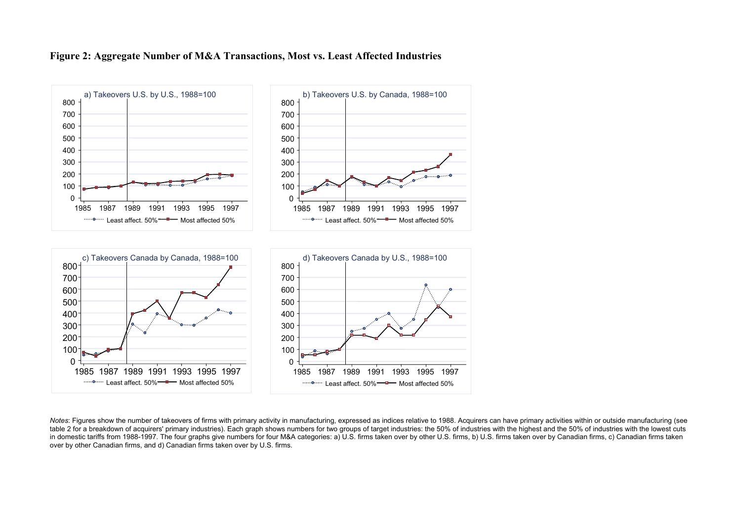**Figure 2: Aggregate Number of M&A Transactions, Most vs. Least Affected Industries**

*Notes*: Figures show the number of takeovers of firms with primary activity in manufacturing, expressed as indices relative to 1988. Acquirers can have primary activities within or outside manufacturing (see table 2 for a breakdown of acquirers' primary industries). Each graph shows numbers for two groups of target industries: the 50% of industries with the highest and the 50% of industries with the lowest cuts in domestic tariffs from 1988-1997. The four graphs give numbers for four M&A categories: a) U.S. firms taken over by other U.S. firms, b) U.S. firms taken over by Canadian firms, c) Canadian firms taken over by other Canadian firms, and d) Canadian firms taken over by U.S. firms.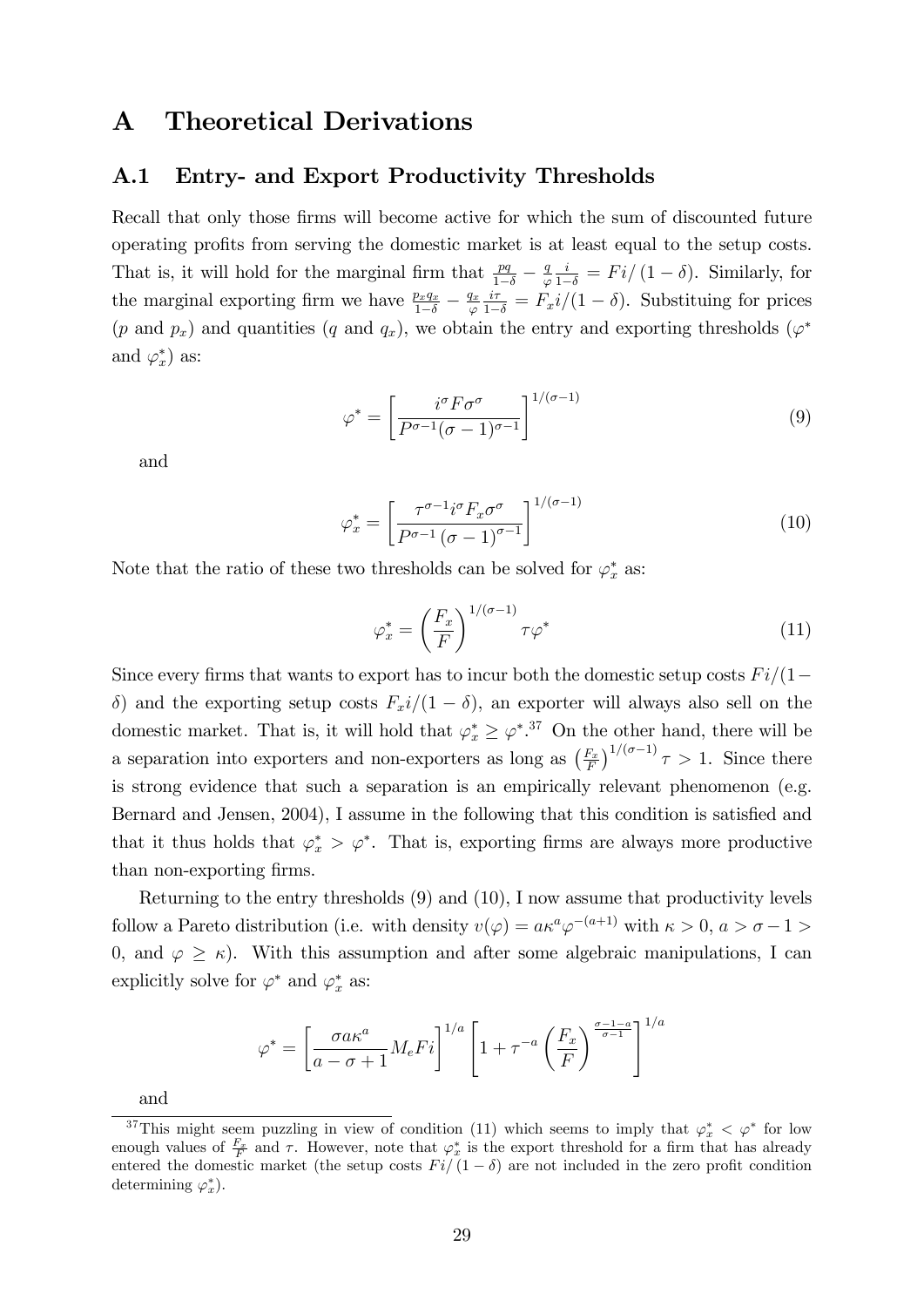# A Theoretical Derivations

## A.1 Entry- and Export Productivity Thresholds

Recall that only those firms will become active for which the sum of discounted future operating profits from serving the domestic market is at least equal to the setup costs. That is, it will hold for the marginal firm that $\frac{pq}{1-\delta} - \frac{q}{\varphi}\frac{i}{1-\delta} = Fi/(1-\delta)$. Similarly, for the marginal exporting firm we have $\frac{p_x q_x}{1-\delta} - \frac{q_x}{\varphi}\frac{i\tau}{1-\delta} = F_x i/(1-\delta)$. Substituing for prices ($p$ and $p_x$) and quantities ($q$ and $q_x$), we obtain the entry and exporting thresholds ($\varphi^*$ and $\varphi_x^*$) as:

$$\varphi^* = \left[\frac{i^\sigma F \sigma^\sigma}{P^{\sigma-1}(\sigma-1)^{\sigma-1}}\right]^{1/(\sigma-1)} \tag{9}$$

and

$$\varphi_x^* = \left[\frac{\tau^{\sigma-1} i^\sigma F_x \sigma^\sigma}{P^{\sigma-1}(\sigma-1)^{\sigma-1}}\right]^{1/(\sigma-1)} \tag{10}$$

Note that the ratio of these two thresholds can be solved for $\varphi_x^*$ as:

$$\varphi_x^* = \left(\frac{F_x}{F}\right)^{1/(\sigma-1)} \tau \varphi^* \tag{11}$$

Since every firms that wants to export has to incur both the domestic setup costs $Fi/(1-\delta)$ and the exporting setup costs $F_x i/(1-\delta)$, an exporter will always also sell on the domestic market. That is, it will hold that $\varphi_x^* \geq \varphi^*$.[37] On the other hand, there will be a separation into exporters and non-exporters as long as $\left(\frac{F_x}{F}\right)^{1/(\sigma-1)} \tau > 1$. Since there is strong evidence that such a separation is an empirically relevant phenomenon (e.g. Bernard and Jensen, 2004), I assume in the following that this condition is satisfied and that it thus holds that $\varphi_x^* > \varphi^*$. That is, exporting firms are always more productive than non-exporting firms.

Returning to the entry thresholds (9) and (10), I now assume that productivity levels follow a Pareto distribution (i.e. with density $v(\varphi) = a\kappa^a \varphi^{-(a+1)}$ with $\kappa > 0$, $a > \sigma - 1 > 0$, and $\varphi \geq \kappa$). With this assumption and after some algebraic manipulations, I can explicitly solve for $\varphi^*$ and $\varphi_x^*$ as:

$$\varphi^* = \left[\frac{\sigma a \kappa^a}{a-\sigma+1} M_e F i\right]^{1/a} \left[1 + \tau^{-a}\left(\frac{F_x}{F}\right)^{\frac{\sigma-1-a}{\sigma-1}}\right]^{1/a}$$

and

[37] This might seem puzzling in view of condition (11) which seems to imply that $\varphi_x^* < \varphi^*$ for low enough values of $\frac{F_x}{F}$ and $\tau$. However, note that $\varphi_x^*$ is the export threshold for a firm that has already entered the domestic market (the setup costs $Fi/(1-\delta)$ are not included in the zero profit condition determining $\varphi_x^*$).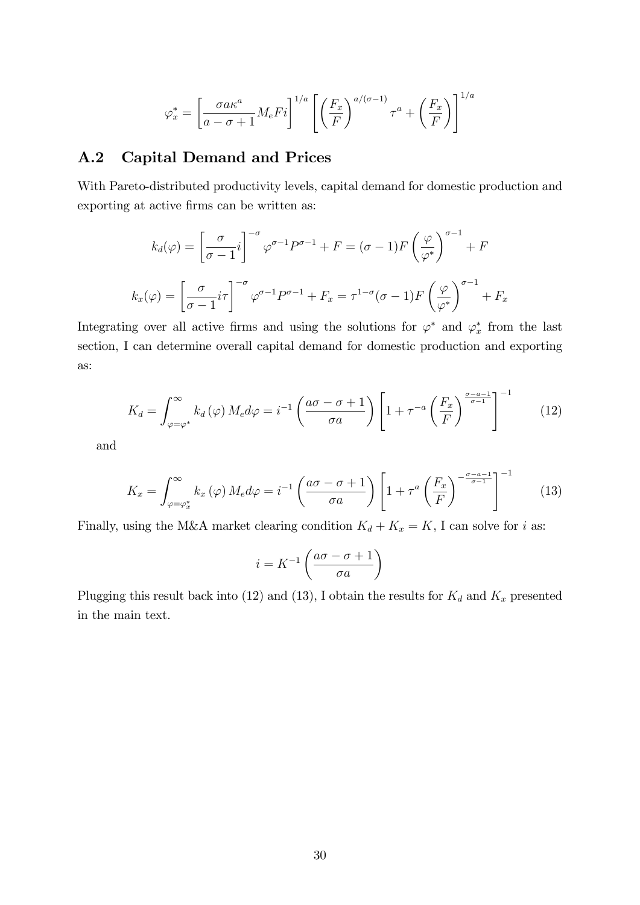$$\varphi_x^* = \left[\frac{\sigma a \kappa^a}{a - \sigma + 1} M_e F i\right]^{1/a} \left[\left(\frac{F_x}{F}\right)^{a/(\sigma-1)} \tau^a + \left(\frac{F_x}{F}\right)\right]^{1/a}$$

## A.2 Capital Demand and Prices

With Pareto-distributed productivity levels, capital demand for domestic production and exporting at active firms can be written as:

$$k_d(\varphi) = \left[\frac{\sigma}{\sigma - 1} i\right]^{-\sigma} \varphi^{\sigma-1} P^{\sigma-1} + F = (\sigma - 1) F \left(\frac{\varphi}{\varphi^*}\right)^{\sigma-1} + F$$

$$k_x(\varphi) = \left[\frac{\sigma}{\sigma - 1} i \tau\right]^{-\sigma} \varphi^{\sigma-1} P^{\sigma-1} + F_x = \tau^{1-\sigma} (\sigma - 1) F \left(\frac{\varphi}{\varphi^*}\right)^{\sigma-1} + F_x$$

Integrating over all active firms and using the solutions for $\varphi^*$ and $\varphi_x^*$ from the last section, I can determine overall capital demand for domestic production and exporting as:

$$K_d = \int_{\varphi=\varphi^*}^{\infty} k_d(\varphi) M_e d\varphi = i^{-1} \left(\frac{a\sigma - \sigma + 1}{\sigma a}\right) \left[1 + \tau^{-a} \left(\frac{F_x}{F}\right)^{\frac{\sigma - a - 1}{\sigma - 1}}\right]^{-1} \tag{12}$$

and

$$K_x = \int_{\varphi=\varphi_x^*}^{\infty} k_x(\varphi) M_e d\varphi = i^{-1} \left(\frac{a\sigma - \sigma + 1}{\sigma a}\right) \left[1 + \tau^{a} \left(\frac{F_x}{F}\right)^{-\frac{\sigma - a - 1}{\sigma - 1}}\right]^{-1} \tag{13}$$

Finally, using the M&A market clearing condition $K_d + K_x = K$, I can solve for $i$ as:

$$i = K^{-1} \left(\frac{a\sigma - \sigma + 1}{\sigma a}\right)$$

Plugging this result back into (12) and (13), I obtain the results for $K_d$ and $K_x$ presented in the main text.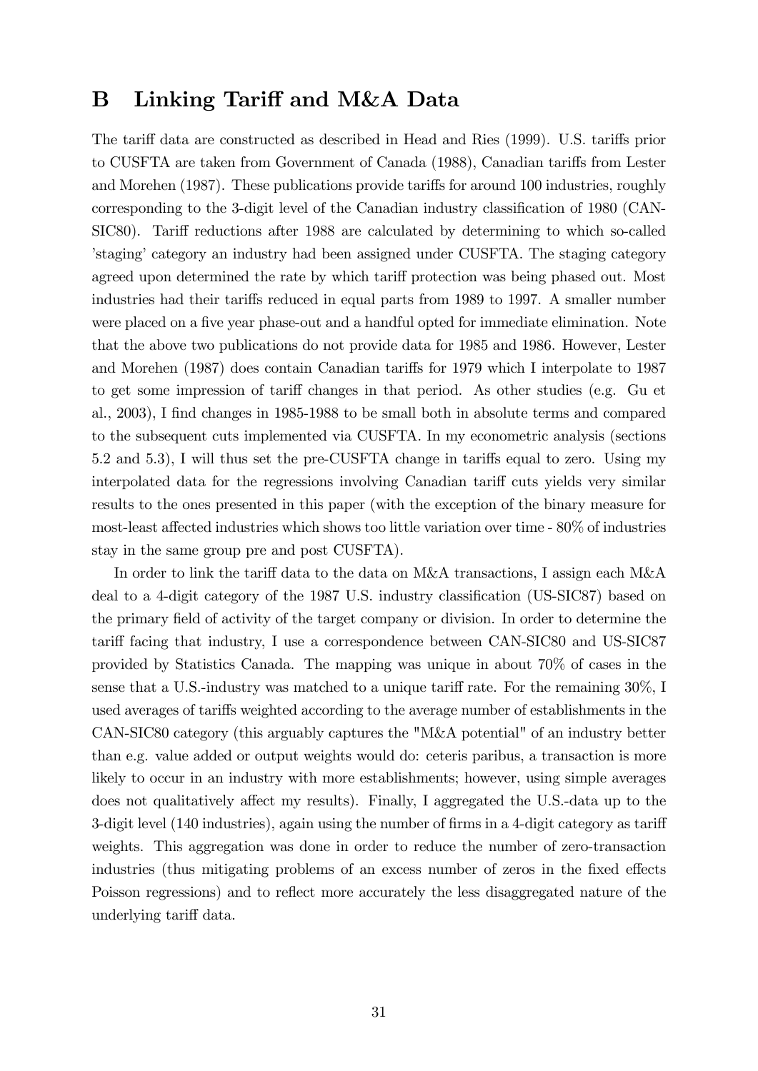# B Linking Tariff and M&A Data

The tariff data are constructed as described in Head and Ries (1999). U.S. tariffs prior to CUSFTA are taken from Government of Canada (1988), Canadian tariffs from Lester and Morehen (1987). These publications provide tariffs for around 100 industries, roughly corresponding to the 3-digit level of the Canadian industry classification of 1980 (CAN-SIC80). Tariff reductions after 1988 are calculated by determining to which so-called 'staging' category an industry had been assigned under CUSFTA. The staging category agreed upon determined the rate by which tariff protection was being phased out. Most industries had their tariffs reduced in equal parts from 1989 to 1997. A smaller number were placed on a five year phase-out and a handful opted for immediate elimination. Note that the above two publications do not provide data for 1985 and 1986. However, Lester and Morehen (1987) does contain Canadian tariffs for 1979 which I interpolate to 1987 to get some impression of tariff changes in that period. As other studies (e.g. Gu et al., 2003), I find changes in 1985-1988 to be small both in absolute terms and compared to the subsequent cuts implemented via CUSFTA. In my econometric analysis (sections 5.2 and 5.3), I will thus set the pre-CUSFTA change in tariffs equal to zero. Using my interpolated data for the regressions involving Canadian tariff cuts yields very similar results to the ones presented in this paper (with the exception of the binary measure for most-least affected industries which shows too little variation over time - 80% of industries stay in the same group pre and post CUSFTA).

In order to link the tariff data to the data on M&A transactions, I assign each M&A deal to a 4-digit category of the 1987 U.S. industry classification (US-SIC87) based on the primary field of activity of the target company or division. In order to determine the tariff facing that industry, I use a correspondence between CAN-SIC80 and US-SIC87 provided by Statistics Canada. The mapping was unique in about 70% of cases in the sense that a U.S.-industry was matched to a unique tariff rate. For the remaining 30%, I used averages of tariffs weighted according to the average number of establishments in the CAN-SIC80 category (this arguably captures the "M&A potential" of an industry better than e.g. value added or output weights would do: ceteris paribus, a transaction is more likely to occur in an industry with more establishments; however, using simple averages does not qualitatively affect my results). Finally, I aggregated the U.S.-data up to the 3-digit level (140 industries), again using the number of firms in a 4-digit category as tariff weights. This aggregation was done in order to reduce the number of zero-transaction industries (thus mitigating problems of an excess number of zeros in the fixed effects Poisson regressions) and to reflect more accurately the less disaggregated nature of the underlying tariff data.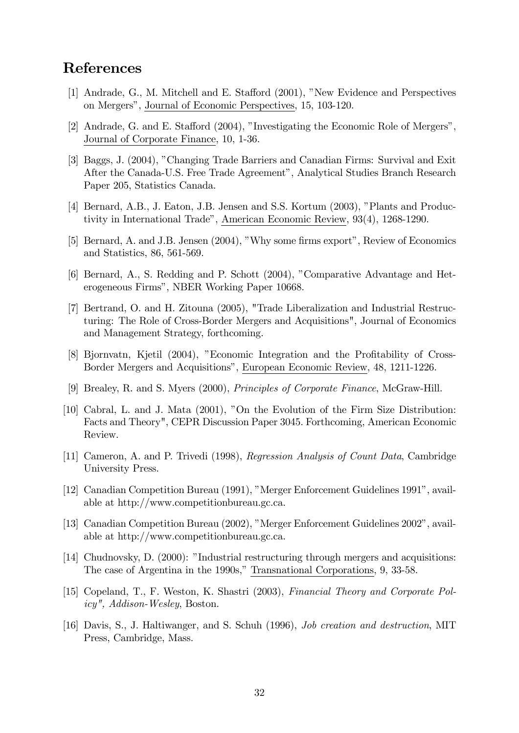# References

[1] Andrade, G., M. Mitchell and E. Stafford (2001), "New Evidence and Perspectives on Mergers", Journal of Economic Perspectives, 15, 103-120.

[2] Andrade, G. and E. Stafford (2004), "Investigating the Economic Role of Mergers", Journal of Corporate Finance, 10, 1-36.

[3] Baggs, J. (2004), "Changing Trade Barriers and Canadian Firms: Survival and Exit After the Canada-U.S. Free Trade Agreement", Analytical Studies Branch Research Paper 205, Statistics Canada.

[4] Bernard, A.B., J. Eaton, J.B. Jensen and S.S. Kortum (2003), "Plants and Productivity in International Trade", American Economic Review, 93(4), 1268-1290.

[5] Bernard, A. and J.B. Jensen (2004), "Why some firms export", Review of Economics and Statistics, 86, 561-569.

[6] Bernard, A., S. Redding and P. Schott (2004), "Comparative Advantage and Heterogeneous Firms", NBER Working Paper 10668.

[7] Bertrand, O. and H. Zitouna (2005), "Trade Liberalization and Industrial Restructuring: The Role of Cross-Border Mergers and Acquisitions", Journal of Economics and Management Strategy, forthcoming.

[8] Bjornvatn, Kjetil (2004), "Economic Integration and the Profitability of Cross-Border Mergers and Acquisitions", European Economic Review, 48, 1211-1226.

[9] Brealey, R. and S. Myers (2000), *Principles of Corporate Finance*, McGraw-Hill.

[10] Cabral, L. and J. Mata (2001), "On the Evolution of the Firm Size Distribution: Facts and Theory", CEPR Discussion Paper 3045. Forthcoming, American Economic Review.

[11] Cameron, A. and P. Trivedi (1998), *Regression Analysis of Count Data*, Cambridge University Press.

[12] Canadian Competition Bureau (1991), "Merger Enforcement Guidelines 1991", available at http://www.competitionbureau.gc.ca.

[13] Canadian Competition Bureau (2002), "Merger Enforcement Guidelines 2002", available at http://www.competitionbureau.gc.ca.

[14] Chudnovsky, D. (2000): "Industrial restructuring through mergers and acquisitions: The case of Argentina in the 1990s," Transnational Corporations, 9, 33-58.

[15] Copeland, T., F. Weston, K. Shastri (2003), *Financial Theory and Corporate Policy", Addison-Wesley*, Boston.

[16] Davis, S., J. Haltiwanger, and S. Schuh (1996), *Job creation and destruction*, MIT Press, Cambridge, Mass.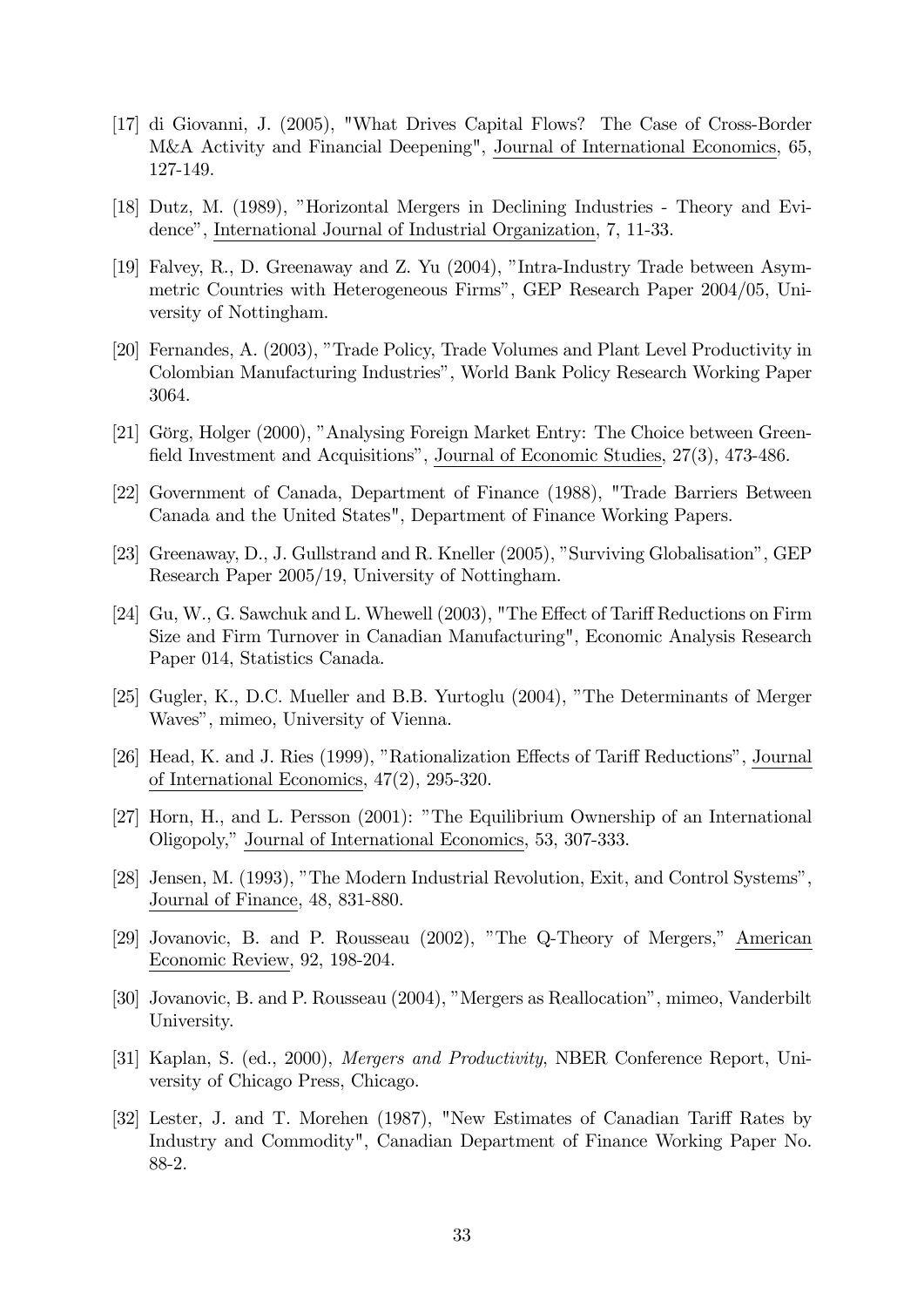[17] di Giovanni, J. (2005), "What Drives Capital Flows? The Case of Cross-Border M&A Activity and Financial Deepening", Journal of International Economics, 65, 127-149.

[18] Dutz, M. (1989), "Horizontal Mergers in Declining Industries - Theory and Evidence", International Journal of Industrial Organization, 7, 11-33.

[19] Falvey, R., D. Greenaway and Z. Yu (2004), "Intra-Industry Trade between Asymmetric Countries with Heterogeneous Firms", GEP Research Paper 2004/05, University of Nottingham.

[20] Fernandes, A. (2003), "Trade Policy, Trade Volumes and Plant Level Productivity in Colombian Manufacturing Industries", World Bank Policy Research Working Paper 3064.

[21] Görg, Holger (2000), "Analysing Foreign Market Entry: The Choice between Greenfield Investment and Acquisitions", Journal of Economic Studies, 27(3), 473-486.

[22] Government of Canada, Department of Finance (1988), "Trade Barriers Between Canada and the United States", Department of Finance Working Papers.

[23] Greenaway, D., J. Gullstrand and R. Kneller (2005), "Surviving Globalisation", GEP Research Paper 2005/19, University of Nottingham.

[24] Gu, W., G. Sawchuk and L. Whewell (2003), "The Effect of Tariff Reductions on Firm Size and Firm Turnover in Canadian Manufacturing", Economic Analysis Research Paper 014, Statistics Canada.

[25] Gugler, K., D.C. Mueller and B.B. Yurtoglu (2004), "The Determinants of Merger Waves", mimeo, University of Vienna.

[26] Head, K. and J. Ries (1999), "Rationalization Effects of Tariff Reductions", Journal of International Economics, 47(2), 295-320.

[27] Horn, H., and L. Persson (2001): "The Equilibrium Ownership of an International Oligopoly," Journal of International Economics, 53, 307-333.

[28] Jensen, M. (1993), "The Modern Industrial Revolution, Exit, and Control Systems", Journal of Finance, 48, 831-880.

[29] Jovanovic, B. and P. Rousseau (2002), "The Q-Theory of Mergers," American Economic Review, 92, 198-204.

[30] Jovanovic, B. and P. Rousseau (2004), "Mergers as Reallocation", mimeo, Vanderbilt University.

[31] Kaplan, S. (ed., 2000), *Mergers and Productivity*, NBER Conference Report, University of Chicago Press, Chicago.

[32] Lester, J. and T. Morehen (1987), "New Estimates of Canadian Tariff Rates by Industry and Commodity", Canadian Department of Finance Working Paper No. 88-2.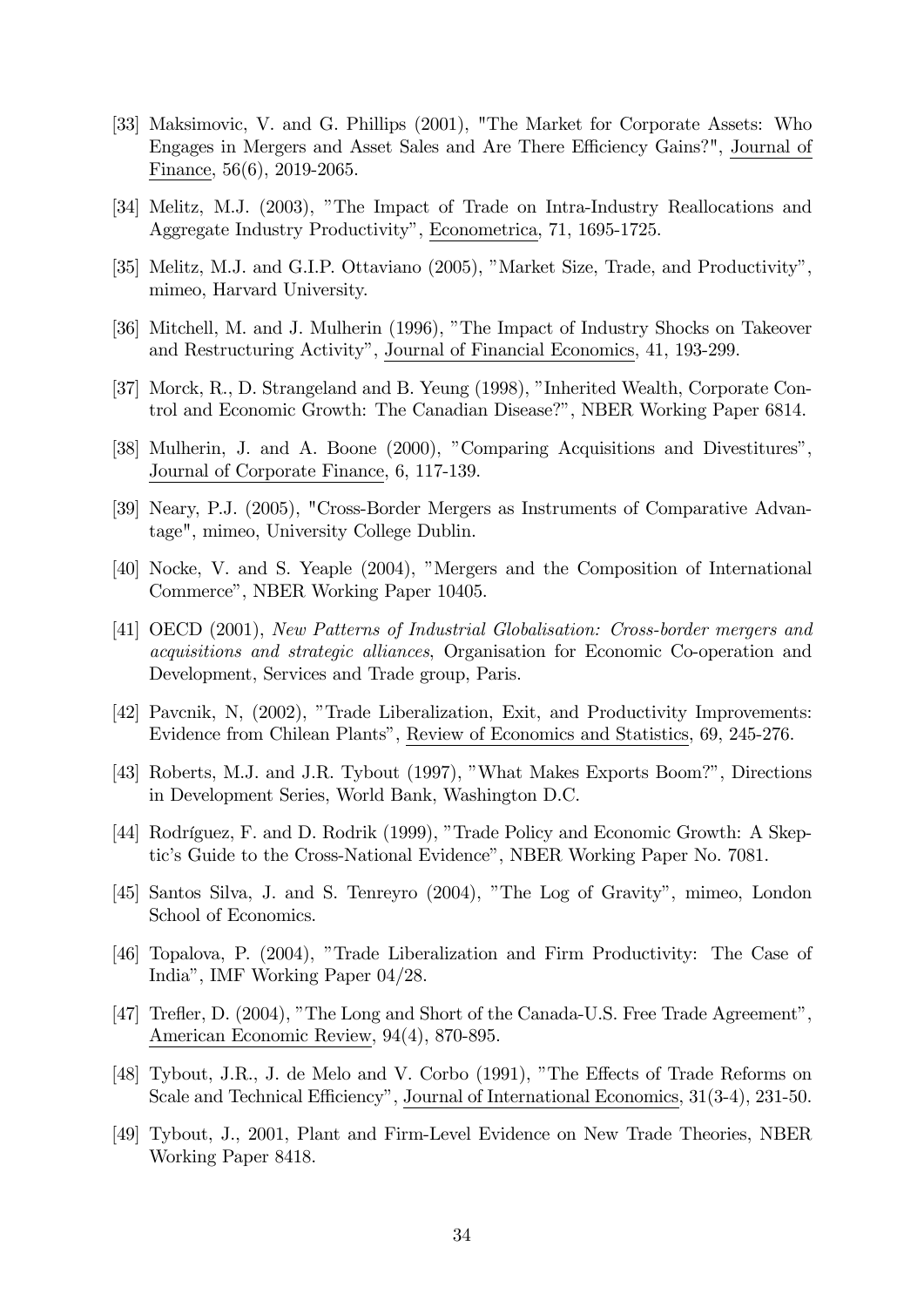[33] Maksimovic, V. and G. Phillips (2001), "The Market for Corporate Assets: Who Engages in Mergers and Asset Sales and Are There Efficiency Gains?", Journal of Finance, 56(6), 2019-2065.

[34] Melitz, M.J. (2003), "The Impact of Trade on Intra-Industry Reallocations and Aggregate Industry Productivity", Econometrica, 71, 1695-1725.

[35] Melitz, M.J. and G.I.P. Ottaviano (2005), "Market Size, Trade, and Productivity", mimeo, Harvard University.

[36] Mitchell, M. and J. Mulherin (1996), "The Impact of Industry Shocks on Takeover and Restructuring Activity", Journal of Financial Economics, 41, 193-299.

[37] Morck, R., D. Strangeland and B. Yeung (1998), "Inherited Wealth, Corporate Control and Economic Growth: The Canadian Disease?", NBER Working Paper 6814.

[38] Mulherin, J. and A. Boone (2000), "Comparing Acquisitions and Divestitures", Journal of Corporate Finance, 6, 117-139.

[39] Neary, P.J. (2005), "Cross-Border Mergers as Instruments of Comparative Advantage", mimeo, University College Dublin.

[40] Nocke, V. and S. Yeaple (2004), "Mergers and the Composition of International Commerce", NBER Working Paper 10405.

[41] OECD (2001), *New Patterns of Industrial Globalisation: Cross-border mergers and acquisitions and strategic alliances*, Organisation for Economic Co-operation and Development, Services and Trade group, Paris.

[42] Pavcnik, N, (2002), "Trade Liberalization, Exit, and Productivity Improvements: Evidence from Chilean Plants", Review of Economics and Statistics, 69, 245-276.

[43] Roberts, M.J. and J.R. Tybout (1997), "What Makes Exports Boom?", Directions in Development Series, World Bank, Washington D.C.

[44] Rodríguez, F. and D. Rodrik (1999), "Trade Policy and Economic Growth: A Skeptic's Guide to the Cross-National Evidence", NBER Working Paper No. 7081.

[45] Santos Silva, J. and S. Tenreyro (2004), "The Log of Gravity", mimeo, London School of Economics.

[46] Topalova, P. (2004), "Trade Liberalization and Firm Productivity: The Case of India", IMF Working Paper 04/28.

[47] Trefler, D. (2004), "The Long and Short of the Canada-U.S. Free Trade Agreement", American Economic Review, 94(4), 870-895.

[48] Tybout, J.R., J. de Melo and V. Corbo (1991), "The Effects of Trade Reforms on Scale and Technical Efficiency", Journal of International Economics, 31(3-4), 231-50.

[49] Tybout, J., 2001, Plant and Firm-Level Evidence on New Trade Theories, NBER Working Paper 8418.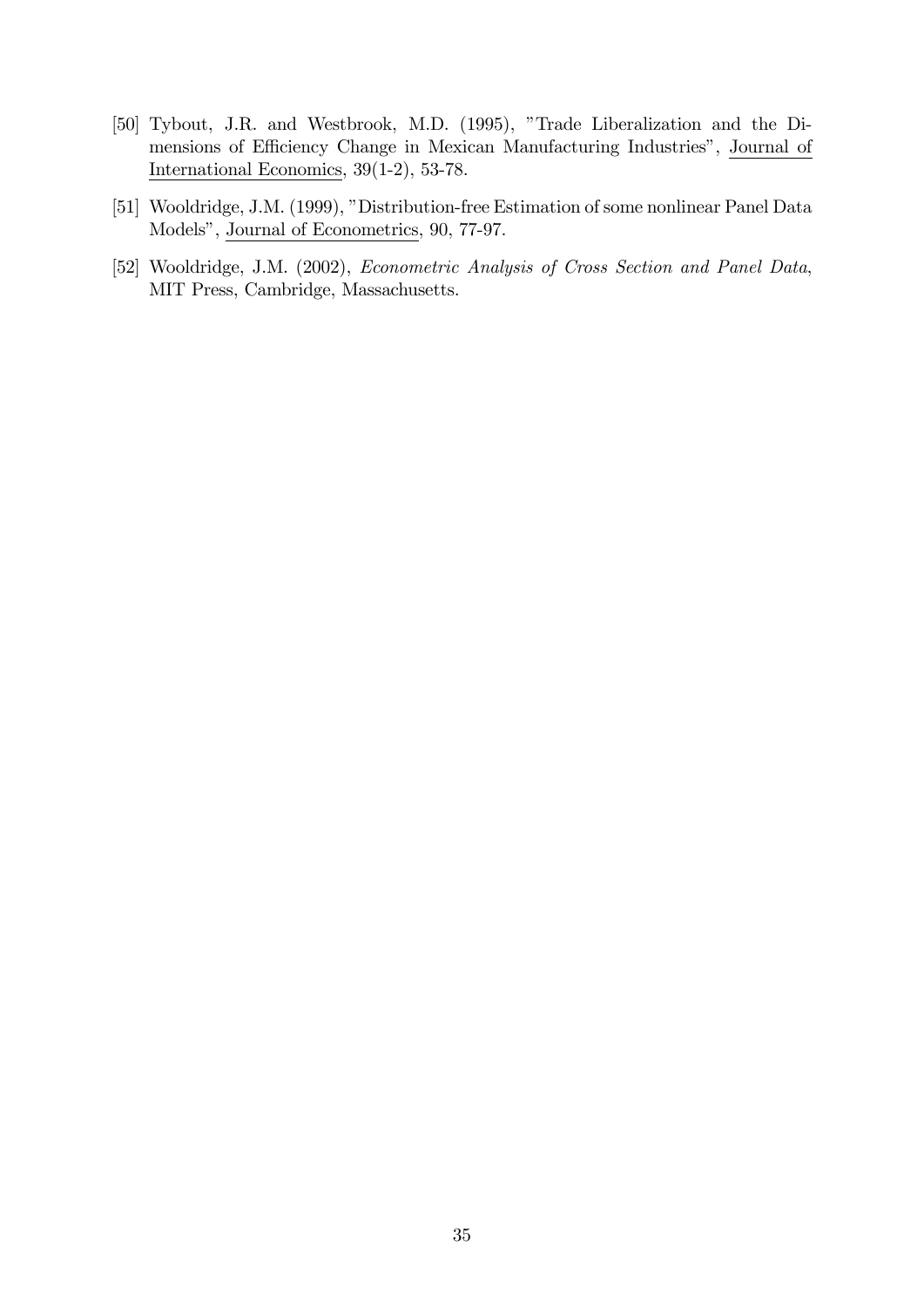[50] Tybout, J.R. and Westbrook, M.D. (1995), "Trade Liberalization and the Dimensions of Efficiency Change in Mexican Manufacturing Industries", Journal of International Economics, 39(1-2), 53-78.

[51] Wooldridge, J.M. (1999), "Distribution-free Estimation of some nonlinear Panel Data Models", Journal of Econometrics, 90, 77-97.

[52] Wooldridge, J.M. (2002), *Econometric Analysis of Cross Section and Panel Data*, MIT Press, Cambridge, Massachusetts.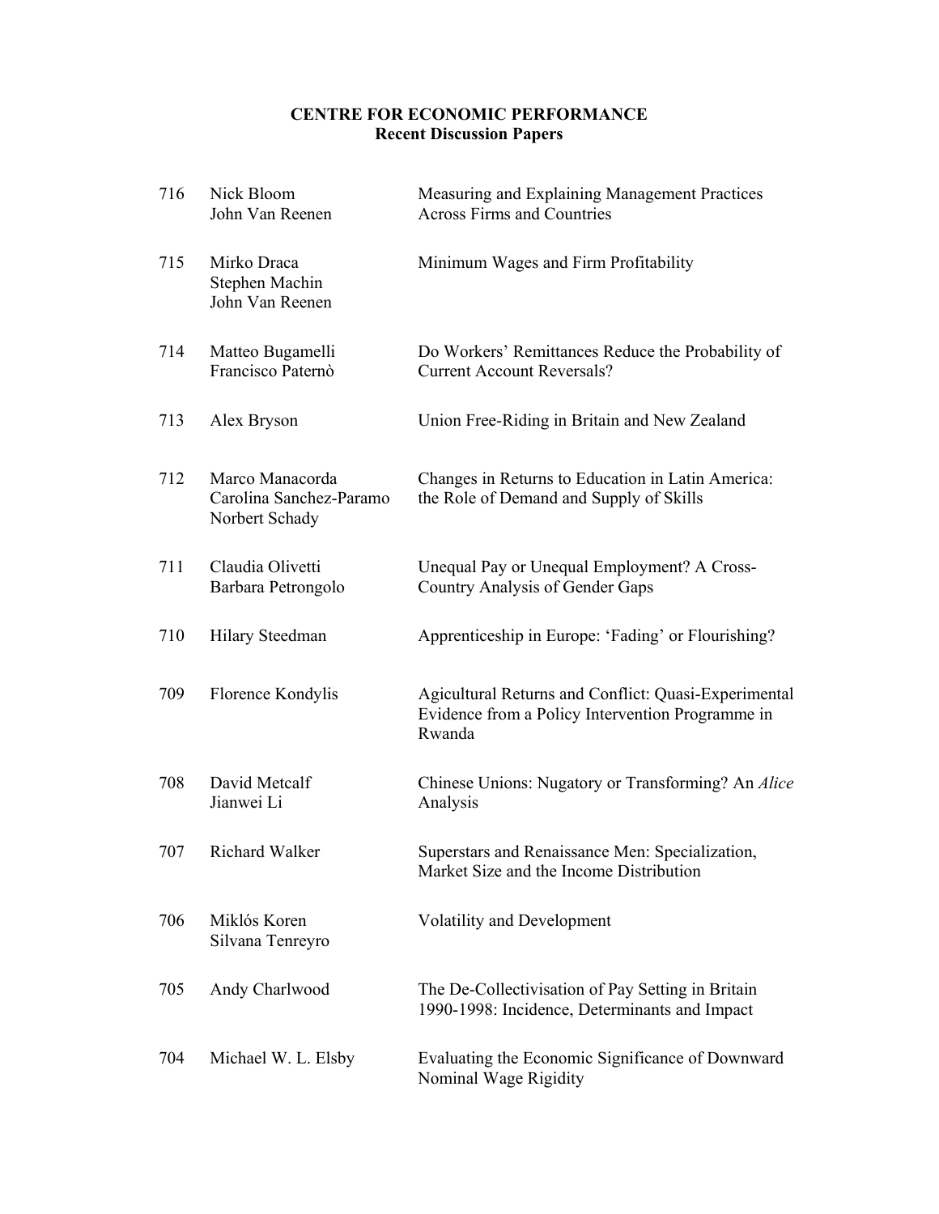**CENTRE FOR ECONOMIC PERFORMANCE**
**Recent Discussion Papers**

| | | |
|---|---|---|
| 716 | Nick Bloom<br>John Van Reenen | Measuring and Explaining Management Practices Across Firms and Countries |
| 715 | Mirko Draca<br>Stephen Machin<br>John Van Reenen | Minimum Wages and Firm Profitability |
| 714 | Matteo Bugamelli<br>Francisco Paternò | Do Workers' Remittances Reduce the Probability of Current Account Reversals? |
| 713 | Alex Bryson | Union Free-Riding in Britain and New Zealand |
| 712 | Marco Manacorda<br>Carolina Sanchez-Paramo<br>Norbert Schady | Changes in Returns to Education in Latin America: the Role of Demand and Supply of Skills |
| 711 | Claudia Olivetti<br>Barbara Petrongolo | Unequal Pay or Unequal Employment? A Cross-Country Analysis of Gender Gaps |
| 710 | Hilary Steedman | Apprenticeship in Europe: 'Fading' or Flourishing? |
| 709 | Florence Kondylis | Agicultural Returns and Conflict: Quasi-Experimental Evidence from a Policy Intervention Programme in Rwanda |
| 708 | David Metcalf<br>Jianwei Li | Chinese Unions: Nugatory or Transforming? An *Alice* Analysis |
| 707 | Richard Walker | Superstars and Renaissance Men: Specialization, Market Size and the Income Distribution |
| 706 | Miklós Koren<br>Silvana Tenreyro | Volatility and Development |
| 705 | Andy Charlwood | The De-Collectivisation of Pay Setting in Britain 1990-1998: Incidence, Determinants and Impact |
| 704 | Michael W. L. Elsby | Evaluating the Economic Significance of Downward Nominal Wage Rigidity |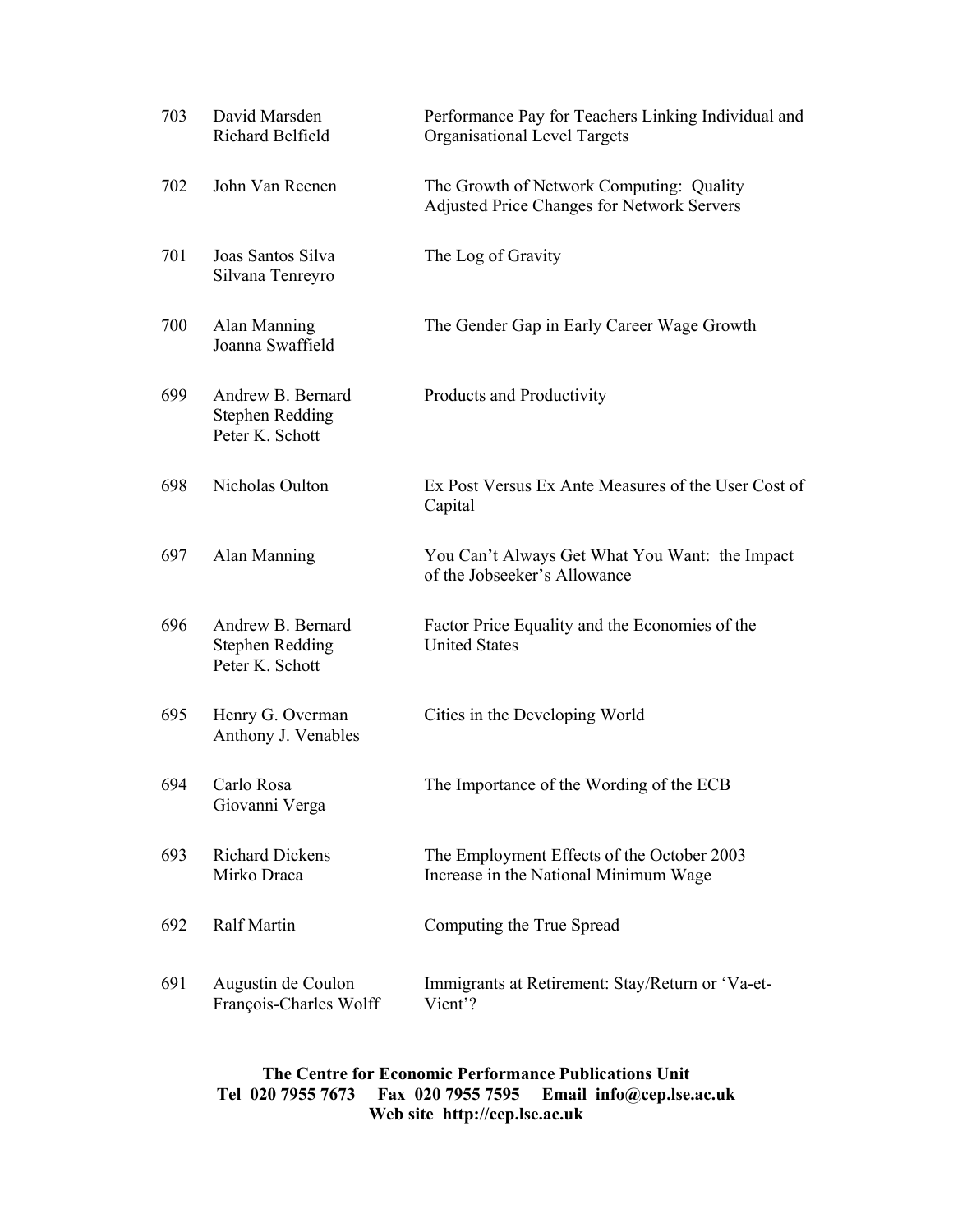| | | |
|---|---|---|
| 703 | David Marsden<br>Richard Belfield | Performance Pay for Teachers Linking Individual and Organisational Level Targets |
| 702 | John Van Reenen | The Growth of Network Computing: Quality Adjusted Price Changes for Network Servers |
| 701 | Joas Santos Silva<br>Silvana Tenreyro | The Log of Gravity |
| 700 | Alan Manning<br>Joanna Swaffield | The Gender Gap in Early Career Wage Growth |
| 699 | Andrew B. Bernard<br>Stephen Redding<br>Peter K. Schott | Products and Productivity |
| 698 | Nicholas Oulton | Ex Post Versus Ex Ante Measures of the User Cost of Capital |
| 697 | Alan Manning | You Can't Always Get What You Want: the Impact of the Jobseeker's Allowance |
| 696 | Andrew B. Bernard<br>Stephen Redding<br>Peter K. Schott | Factor Price Equality and the Economies of the United States |
| 695 | Henry G. Overman<br>Anthony J. Venables | Cities in the Developing World |
| 694 | Carlo Rosa<br>Giovanni Verga | The Importance of the Wording of the ECB |
| 693 | Richard Dickens<br>Mirko Draca | The Employment Effects of the October 2003 Increase in the National Minimum Wage |
| 692 | Ralf Martin | Computing the True Spread |
| 691 | Augustin de Coulon<br>François-Charles Wolff | Immigrants at Retirement: Stay/Return or 'Va-et-Vient'? |

**The Centre for Economic Performance Publications Unit**
**Tel 020 7955 7673 Fax 020 7955 7595 Email info@cep.lse.ac.uk**
**Web site http://cep.lse.ac.uk**